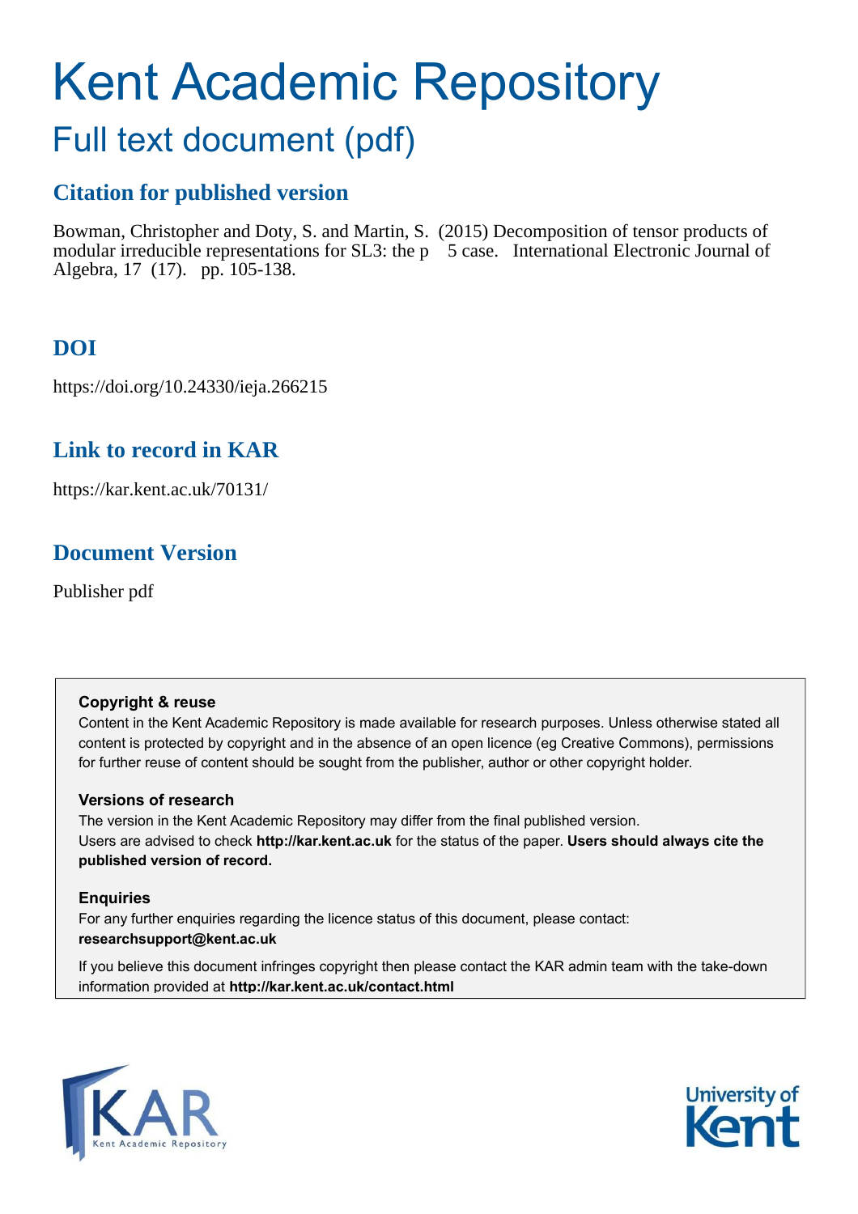# Kent Academic Repository

## Full text document (pdf)

### Citation for published version

Bowman, Christopher and Doty, S. and Martin, S. (2015) Decomposition of tensor products of modular irreducible representations for SL3: the p 5 case. International Electronic Journal of Algebra, 17 (17). pp. 105-138.

### DOI

https://doi.org/10.24330/ieja.266215

### Link to record in KAR

https://kar.kent.ac.uk/70131/

### Document Version

Publisher pdf

**Copyright & reuse**

Content in the Kent Academic Repository is made available for research purposes. Unless otherwise stated all content is protected by copyright and in the absence of an open licence (eg Creative Commons), permissions for further reuse of content should be sought from the publisher, author or other copyright holder.

**Versions of research**

The version in the Kent Academic Repository may differ from the final published version. Users are advised to check **http://kar.kent.ac.uk** for the status of the paper. **Users should always cite the published version of record.**

**Enquiries**

For any further enquiries regarding the licence status of this document, please contact: **researchsupport@kent.ac.uk**

If you believe this document infringes copyright then please contact the KAR admin team with the take-down information provided at **http://kar.kent.ac.uk/contact.html**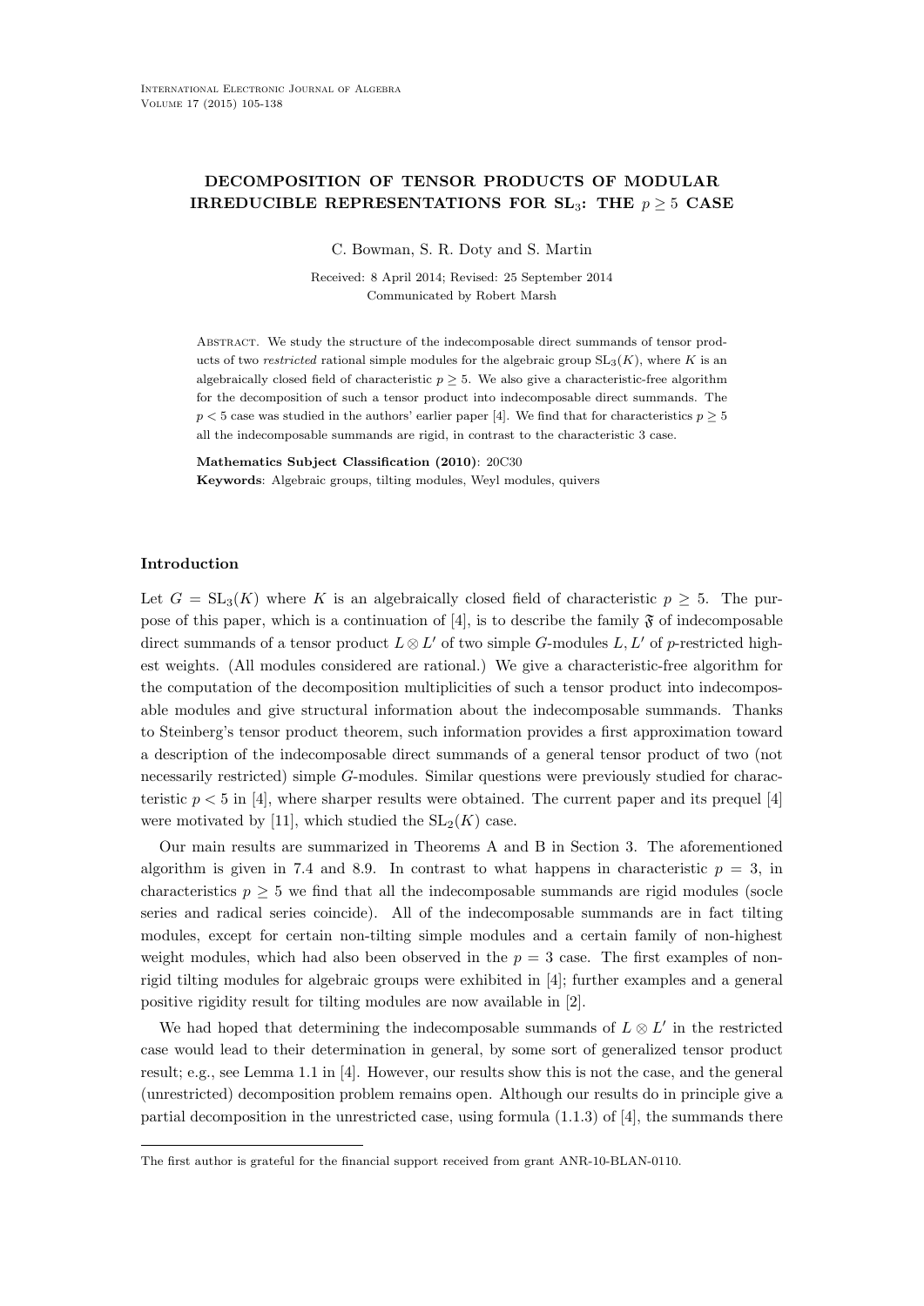# DECOMPOSITION OF TENSOR PRODUCTS OF MODULAR IRREDUCIBLE REPRESENTATIONS FOR $\mathrm{SL}_3$: THE $p \geq 5$ CASE

C. Bowman, S. R. Doty and S. Martin

Received: 8 April 2014; Revised: 25 September 2014
Communicated by Robert Marsh

Abstract. We study the structure of the indecomposable direct summands of tensor products of two *restricted* rational simple modules for the algebraic group $\mathrm{SL}_3(K)$, where $K$ is an algebraically closed field of characteristic $p \geq 5$. We also give a characteristic-free algorithm for the decomposition of such a tensor product into indecomposable direct summands. The $p < 5$ case was studied in the authors' earlier paper [4]. We find that for characteristics $p \geq 5$ all the indecomposable summands are rigid, in contrast to the characteristic 3 case.

**Mathematics Subject Classification (2010)**: 20C30
**Keywords**: Algebraic groups, tilting modules, Weyl modules, quivers

## Introduction

Let $G = \mathrm{SL}_3(K)$ where $K$ is an algebraically closed field of characteristic $p \geq 5$. The purpose of this paper, which is a continuation of [4], is to describe the family $\mathfrak{F}$ of indecomposable direct summands of a tensor product $L \otimes L'$ of two simple $G$-modules $L, L'$ of $p$-restricted highest weights. (All modules considered are rational.) We give a characteristic-free algorithm for the computation of the decomposition multiplicities of such a tensor product into indecomposable modules and give structural information about the indecomposable summands. Thanks to Steinberg's tensor product theorem, such information provides a first approximation toward a description of the indecomposable direct summands of a general tensor product of two (not necessarily restricted) simple $G$-modules. Similar questions were previously studied for characteristic $p < 5$ in [4], where sharper results were obtained. The current paper and its prequel [4] were motivated by [11], which studied the $\mathrm{SL}_2(K)$ case.

Our main results are summarized in Theorems A and B in Section 3. The aforementioned algorithm is given in 7.4 and 8.9. In contrast to what happens in characteristic $p = 3$, in characteristics $p \geq 5$ we find that all the indecomposable summands are rigid modules (socle series and radical series coincide). All of the indecomposable summands are in fact tilting modules, except for certain non-tilting simple modules and a certain family of non-highest weight modules, which had also been observed in the $p = 3$ case. The first examples of non-rigid tilting modules for algebraic groups were exhibited in [4]; further examples and a general positive rigidity result for tilting modules are now available in [2].

We had hoped that determining the indecomposable summands of $L \otimes L'$ in the restricted case would lead to their determination in general, by some sort of generalized tensor product result; e.g., see Lemma 1.1 in [4]. However, our results show this is not the case, and the general (unrestricted) decomposition problem remains open. Although our results do in principle give a partial decomposition in the unrestricted case, using formula (1.1.3) of [4], the summands there

The first author is grateful for the financial support received from grant ANR-10-BLAN-0110.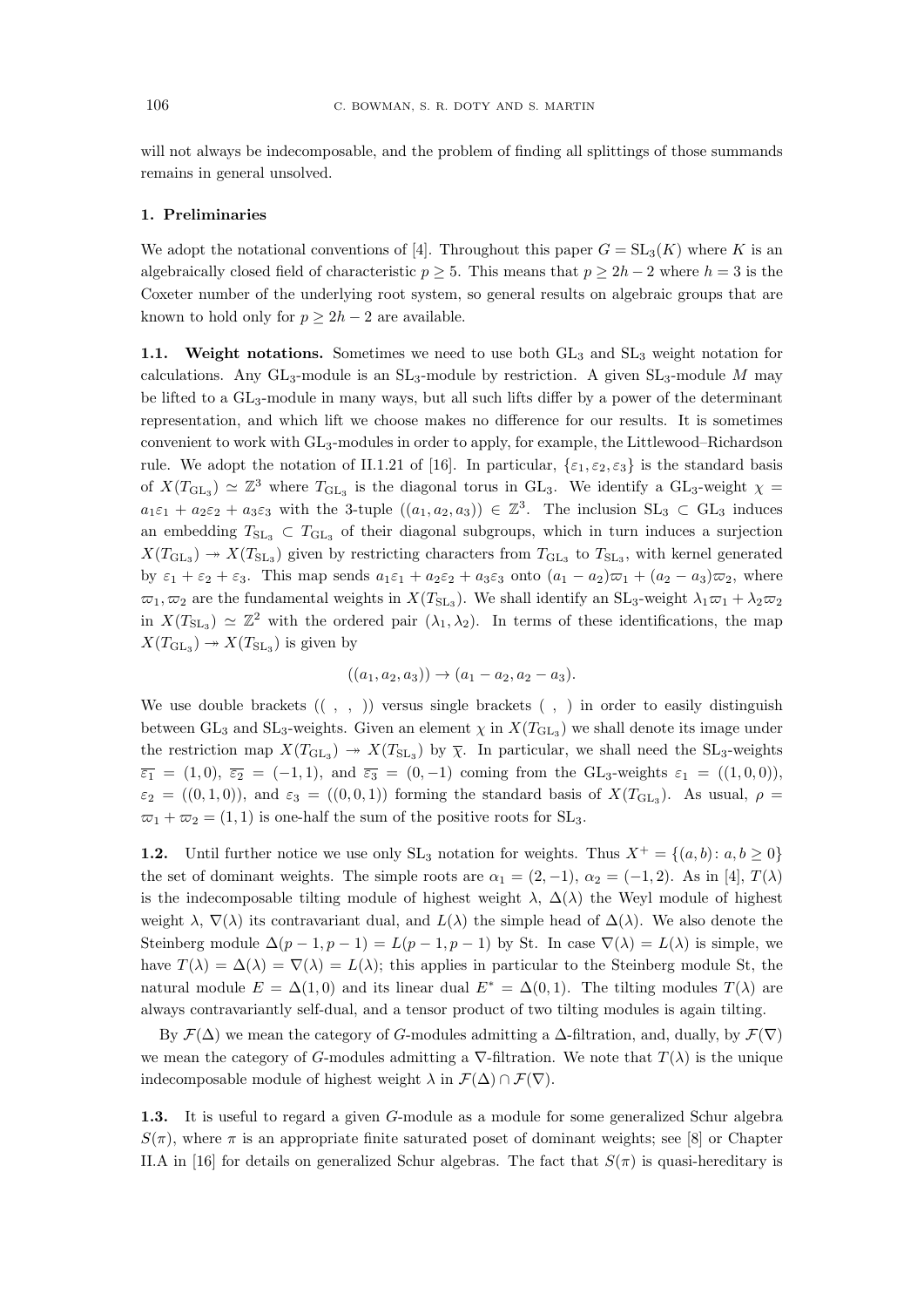will not always be indecomposable, and the problem of finding all splittings of those summands remains in general unsolved.

## 1. Preliminaries

We adopt the notational conventions of [4]. Throughout this paper $G = \mathrm{SL}_3(K)$ where $K$ is an algebraically closed field of characteristic $p \geq 5$. This means that $p \geq 2h-2$ where $h = 3$ is the Coxeter number of the underlying root system, so general results on algebraic groups that are known to hold only for $p \geq 2h-2$ are available.

**1.1. Weight notations.** Sometimes we need to use both $\mathrm{GL}_3$ and $\mathrm{SL}_3$ weight notation for calculations. Any $\mathrm{GL}_3$-module is an $\mathrm{SL}_3$-module by restriction. A given $\mathrm{SL}_3$-module $M$ may be lifted to a $\mathrm{GL}_3$-module in many ways, but all such lifts differ by a power of the determinant representation, and which lift we choose makes no difference for our results. It is sometimes convenient to work with $\mathrm{GL}_3$-modules in order to apply, for example, the Littlewood–Richardson rule. We adopt the notation of II.1.21 of [16]. In particular, $\{\varepsilon_1, \varepsilon_2, \varepsilon_3\}$ is the standard basis of $X(T_{\mathrm{GL}_3}) \simeq \mathbb{Z}^3$ where $T_{\mathrm{GL}_3}$ is the diagonal torus in $\mathrm{GL}_3$. We identify a $\mathrm{GL}_3$-weight $\chi = a_1\varepsilon_1 + a_2\varepsilon_2 + a_3\varepsilon_3$ with the 3-tuple $((a_1, a_2, a_3)) \in \mathbb{Z}^3$. The inclusion $\mathrm{SL}_3 \subset \mathrm{GL}_3$ induces an embedding $T_{\mathrm{SL}_3} \subset T_{\mathrm{GL}_3}$ of their diagonal subgroups, which in turn induces a surjection $X(T_{\mathrm{GL}_3}) \twoheadrightarrow X(T_{\mathrm{SL}_3})$ given by restricting characters from $T_{\mathrm{GL}_3}$ to $T_{\mathrm{SL}_3}$, with kernel generated by $\varepsilon_1 + \varepsilon_2 + \varepsilon_3$. This map sends $a_1\varepsilon_1 + a_2\varepsilon_2 + a_3\varepsilon_3$ onto $(a_1 - a_2)\varpi_1 + (a_2 - a_3)\varpi_2$, where $\varpi_1, \varpi_2$ are the fundamental weights in $X(T_{\mathrm{SL}_3})$. We shall identify an $\mathrm{SL}_3$-weight $\lambda_1\varpi_1 + \lambda_2\varpi_2$ in $X(T_{\mathrm{SL}_3}) \simeq \mathbb{Z}^2$ with the ordered pair $(\lambda_1, \lambda_2)$. In terms of these identifications, the map $X(T_{\mathrm{GL}_3}) \twoheadrightarrow X(T_{\mathrm{SL}_3})$ is given by

$$((a_1, a_2, a_3)) \to (a_1 - a_2, a_2 - a_3).$$

We use double brackets $((\ ,\ ,\ ))$ versus single brackets $(\ ,\ )$ in order to easily distinguish between $\mathrm{GL}_3$ and $\mathrm{SL}_3$-weights. Given an element $\chi$ in $X(T_{\mathrm{GL}_3})$ we shall denote its image under the restriction map $X(T_{\mathrm{GL}_3}) \twoheadrightarrow X(T_{\mathrm{SL}_3})$ by $\overline{\chi}$. In particular, we shall need the $\mathrm{SL}_3$-weights $\overline{\varepsilon_1} = (1, 0)$, $\overline{\varepsilon_2} = (-1, 1)$, and $\overline{\varepsilon_3} = (0, -1)$ coming from the $\mathrm{GL}_3$-weights $\varepsilon_1 = ((1, 0, 0))$, $\varepsilon_2 = ((0, 1, 0))$, and $\varepsilon_3 = ((0, 0, 1))$ forming the standard basis of $X(T_{\mathrm{GL}_3})$. As usual, $\rho = \varpi_1 + \varpi_2 = (1, 1)$ is one-half the sum of the positive roots for $\mathrm{SL}_3$.

**1.2.** Until further notice we use only $\mathrm{SL}_3$ notation for weights. Thus $X^+ = \{(a, b) : a, b \geq 0\}$ the set of dominant weights. The simple roots are $\alpha_1 = (2, -1)$, $\alpha_2 = (-1, 2)$. As in [4], $T(\lambda)$ is the indecomposable tilting module of highest weight $\lambda$, $\Delta(\lambda)$ the Weyl module of highest weight $\lambda$, $\nabla(\lambda)$ its contravariant dual, and $L(\lambda)$ the simple head of $\Delta(\lambda)$. We also denote the Steinberg module $\Delta(p-1, p-1) = L(p-1, p-1)$ by St. In case $\nabla(\lambda) = L(\lambda)$ is simple, we have $T(\lambda) = \Delta(\lambda) = \nabla(\lambda) = L(\lambda)$; this applies in particular to the Steinberg module St, the natural module $E = \Delta(1, 0)$ and its linear dual $E^* = \Delta(0, 1)$. The tilting modules $T(\lambda)$ are always contravariantly self-dual, and a tensor product of two tilting modules is again tilting.

By $\mathcal{F}(\Delta)$ we mean the category of $G$-modules admitting a $\Delta$-filtration, and, dually, by $\mathcal{F}(\nabla)$ we mean the category of $G$-modules admitting a $\nabla$-filtration. We note that $T(\lambda)$ is the unique indecomposable module of highest weight $\lambda$ in $\mathcal{F}(\Delta) \cap \mathcal{F}(\nabla)$.

**1.3.** It is useful to regard a given $G$-module as a module for some generalized Schur algebra $S(\pi)$, where $\pi$ is an appropriate finite saturated poset of dominant weights; see [8] or Chapter II.A in [16] for details on generalized Schur algebras. The fact that $S(\pi)$ is quasi-hereditary is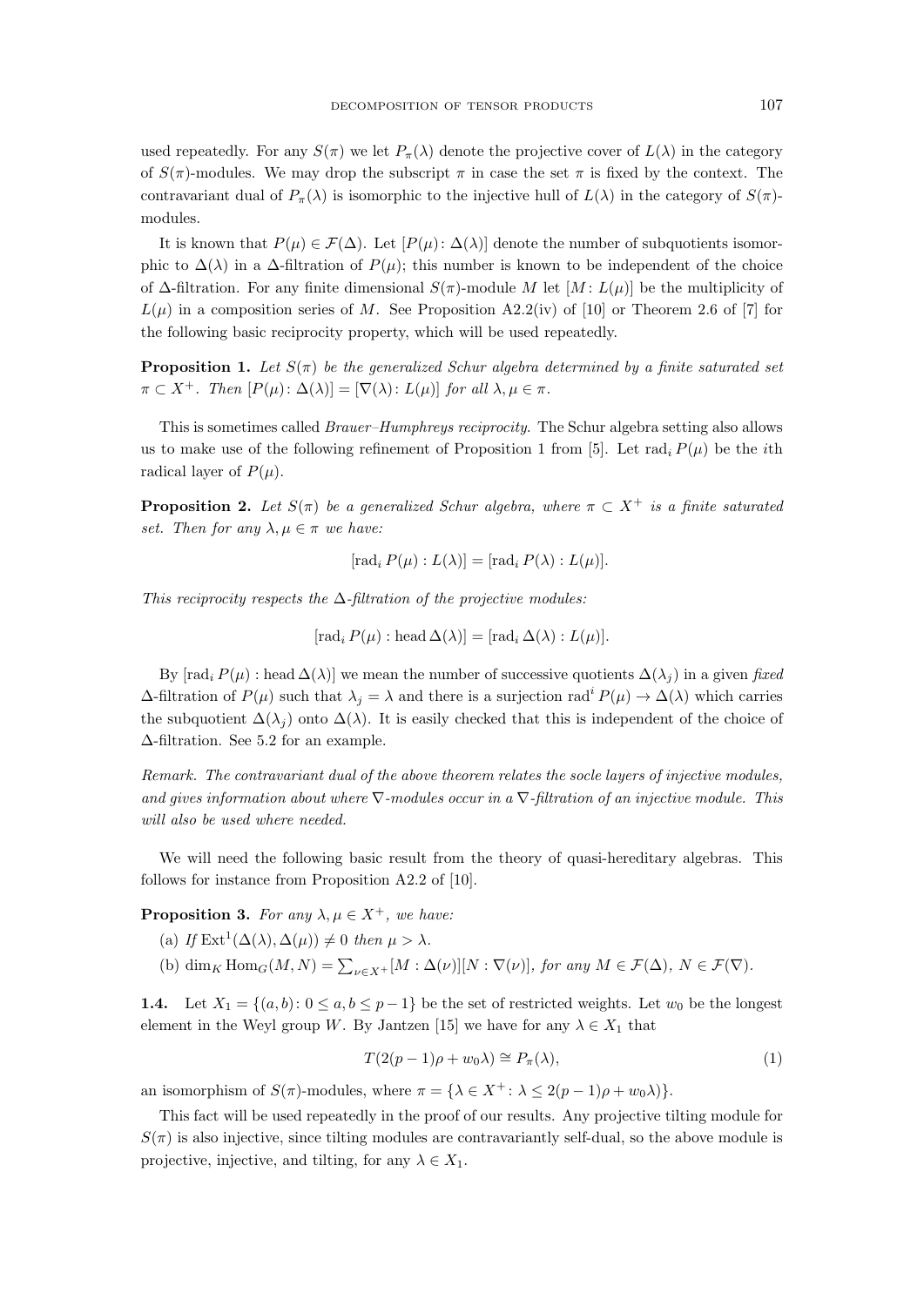used repeatedly. For any $S(\pi)$ we let $P_\pi(\lambda)$ denote the projective cover of $L(\lambda)$ in the category of $S(\pi)$-modules. We may drop the subscript $\pi$ in case the set $\pi$ is fixed by the context. The contravariant dual of $P_\pi(\lambda)$ is isomorphic to the injective hull of $L(\lambda)$ in the category of $S(\pi)$-modules.

It is known that $P(\mu) \in \mathcal{F}(\Delta)$. Let $[P(\mu)\colon \Delta(\lambda)]$ denote the number of subquotients isomorphic to $\Delta(\lambda)$ in a $\Delta$-filtration of $P(\mu)$; this number is known to be independent of the choice of $\Delta$-filtration. For any finite dimensional $S(\pi)$-module $M$ let $[M\colon L(\mu)]$ be the multiplicity of $L(\mu)$ in a composition series of $M$. See Proposition A2.2(iv) of [10] or Theorem 2.6 of [7] for the following basic reciprocity property, which will be used repeatedly.

**Proposition 1.** *Let $S(\pi)$ be the generalized Schur algebra determined by a finite saturated set $\pi \subset X^+$. Then $[P(\mu)\colon \Delta(\lambda)] = [\nabla(\lambda)\colon L(\mu)]$ for all $\lambda, \mu \in \pi$.*

This is sometimes called *Brauer–Humphreys reciprocity*. The Schur algebra setting also allows us to make use of the following refinement of Proposition 1 from [5]. Let $\operatorname{rad}_i P(\mu)$ be the $i$th radical layer of $P(\mu)$.

**Proposition 2.** *Let $S(\pi)$ be a generalized Schur algebra, where $\pi \subset X^+$ is a finite saturated set. Then for any $\lambda, \mu \in \pi$ we have:*

$$[\operatorname{rad}_i P(\mu) : L(\lambda)] = [\operatorname{rad}_i P(\lambda) : L(\mu)].$$

*This reciprocity respects the $\Delta$-filtration of the projective modules:*

$$[\operatorname{rad}_i P(\mu) : \operatorname{head} \Delta(\lambda)] = [\operatorname{rad}_i \Delta(\lambda) : L(\mu)].$$

By $[\operatorname{rad}_i P(\mu) : \operatorname{head} \Delta(\lambda)]$ we mean the number of successive quotients $\Delta(\lambda_j)$ in a given *fixed* $\Delta$-filtration of $P(\mu)$ such that $\lambda_j = \lambda$ and there is a surjection $\operatorname{rad}^i P(\mu) \to \Delta(\lambda)$ which carries the subquotient $\Delta(\lambda_j)$ onto $\Delta(\lambda)$. It is easily checked that this is independent of the choice of $\Delta$-filtration. See 5.2 for an example.

*Remark. The contravariant dual of the above theorem relates the socle layers of injective modules, and gives information about where $\nabla$-modules occur in a $\nabla$-filtration of an injective module. This will also be used where needed.*

We will need the following basic result from the theory of quasi-hereditary algebras. This follows for instance from Proposition A2.2 of [10].

**Proposition 3.** *For any $\lambda, \mu \in X^+$, we have:*

(a) *If $\operatorname{Ext}^1(\Delta(\lambda), \Delta(\mu)) \neq 0$ then $\mu > \lambda$.*

(b) *$\dim_K \operatorname{Hom}_G(M, N) = \sum_{\nu \in X^+} [M : \Delta(\nu)][N : \nabla(\nu)]$, for any $M \in \mathcal{F}(\Delta)$, $N \in \mathcal{F}(\nabla)$.*

**1.4.** Let $X_1 = \{(a, b)\colon 0 \le a, b \le p - 1\}$ be the set of restricted weights. Let $w_0$ be the longest element in the Weyl group $W$. By Jantzen [15] we have for any $\lambda \in X_1$ that

$$T(2(p-1)\rho + w_0\lambda) \cong P_\pi(\lambda), \tag{1}$$

an isomorphism of $S(\pi)$-modules, where $\pi = \{\lambda \in X^+\colon \lambda \le 2(p-1)\rho + w_0\lambda)\}$.

This fact will be used repeatedly in the proof of our results. Any projective tilting module for $S(\pi)$ is also injective, since tilting modules are contravariantly self-dual, so the above module is projective, injective, and tilting, for any $\lambda \in X_1$.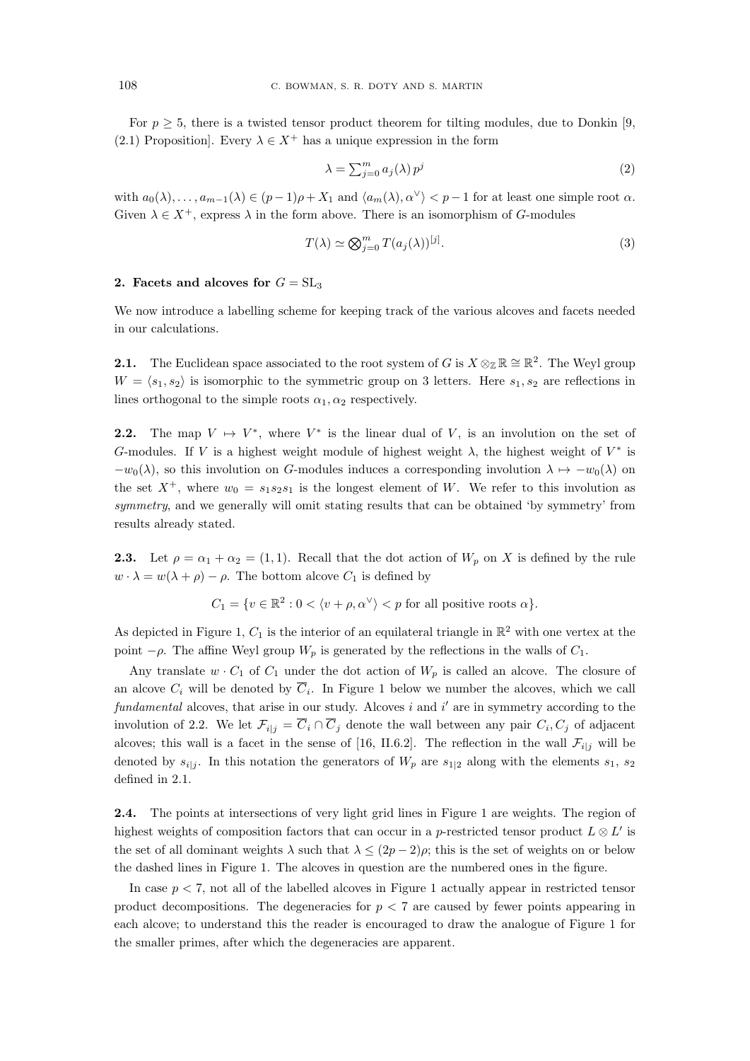For $p \geq 5$, there is a twisted tensor product theorem for tilting modules, due to Donkin [9, (2.1) Proposition]. Every $\lambda \in X^+$ has a unique expression in the form

$$\lambda = \sum_{j=0}^{m} a_j(\lambda)\, p^j \tag{2}$$

with $a_0(\lambda), \ldots, a_{m-1}(\lambda) \in (p-1)\rho + X_1$ and $\langle a_m(\lambda), \alpha^\vee \rangle < p-1$ for at least one simple root $\alpha$. Given $\lambda \in X^+$, express $\lambda$ in the form above. There is an isomorphism of $G$-modules

$$T(\lambda) \simeq \bigotimes_{j=0}^{m} T(a_j(\lambda))^{[j]}. \tag{3}$$

## 2. Facets and alcoves for $G = \mathrm{SL}_3$

We now introduce a labelling scheme for keeping track of the various alcoves and facets needed in our calculations.

**2.1.** The Euclidean space associated to the root system of $G$ is $X \otimes_{\mathbb{Z}} \mathbb{R} \cong \mathbb{R}^2$. The Weyl group $W = \langle s_1, s_2 \rangle$ is isomorphic to the symmetric group on 3 letters. Here $s_1, s_2$ are reflections in lines orthogonal to the simple roots $\alpha_1, \alpha_2$ respectively.

**2.2.** The map $V \mapsto V^*$, where $V^*$ is the linear dual of $V$, is an involution on the set of $G$-modules. If $V$ is a highest weight module of highest weight $\lambda$, the highest weight of $V^*$ is $-w_0(\lambda)$, so this involution on $G$-modules induces a corresponding involution $\lambda \mapsto -w_0(\lambda)$ on the set $X^+$, where $w_0 = s_1 s_2 s_1$ is the longest element of $W$. We refer to this involution as *symmetry*, and we generally will omit stating results that can be obtained 'by symmetry' from results already stated.

**2.3.** Let $\rho = \alpha_1 + \alpha_2 = (1,1)$. Recall that the dot action of $W_p$ on $X$ is defined by the rule $w \cdot \lambda = w(\lambda + \rho) - \rho$. The bottom alcove $C_1$ is defined by

$$C_1 = \{v \in \mathbb{R}^2 : 0 < \langle v + \rho, \alpha^\vee \rangle < p \text{ for all positive roots } \alpha\}.$$

As depicted in Figure 1, $C_1$ is the interior of an equilateral triangle in $\mathbb{R}^2$ with one vertex at the point $-\rho$. The affine Weyl group $W_p$ is generated by the reflections in the walls of $C_1$.

Any translate $w \cdot C_1$ of $C_1$ under the dot action of $W_p$ is called an alcove. The closure of an alcove $C_i$ will be denoted by $\overline{C}_i$. In Figure 1 below we number the alcoves, which we call *fundamental* alcoves, that arise in our study. Alcoves $i$ and $i'$ are in symmetry according to the involution of 2.2. We let $\mathcal{F}_{i|j} = \overline{C}_i \cap \overline{C}_j$ denote the wall between any pair $C_i, C_j$ of adjacent alcoves; this wall is a facet in the sense of [16, II.6.2]. The reflection in the wall $\mathcal{F}_{i|j}$ will be denoted by $s_{i|j}$. In this notation the generators of $W_p$ are $s_{1|2}$ along with the elements $s_1$, $s_2$ defined in 2.1.

**2.4.** The points at intersections of very light grid lines in Figure 1 are weights. The region of highest weights of composition factors that can occur in a $p$-restricted tensor product $L \otimes L'$ is the set of all dominant weights $\lambda$ such that $\lambda \leq (2p-2)\rho$; this is the set of weights on or below the dashed lines in Figure 1. The alcoves in question are the numbered ones in the figure.

In case $p < 7$, not all of the labelled alcoves in Figure 1 actually appear in restricted tensor product decompositions. The degeneracies for $p < 7$ are caused by fewer points appearing in each alcove; to understand this the reader is encouraged to draw the analogue of Figure 1 for the smaller primes, after which the degeneracies are apparent.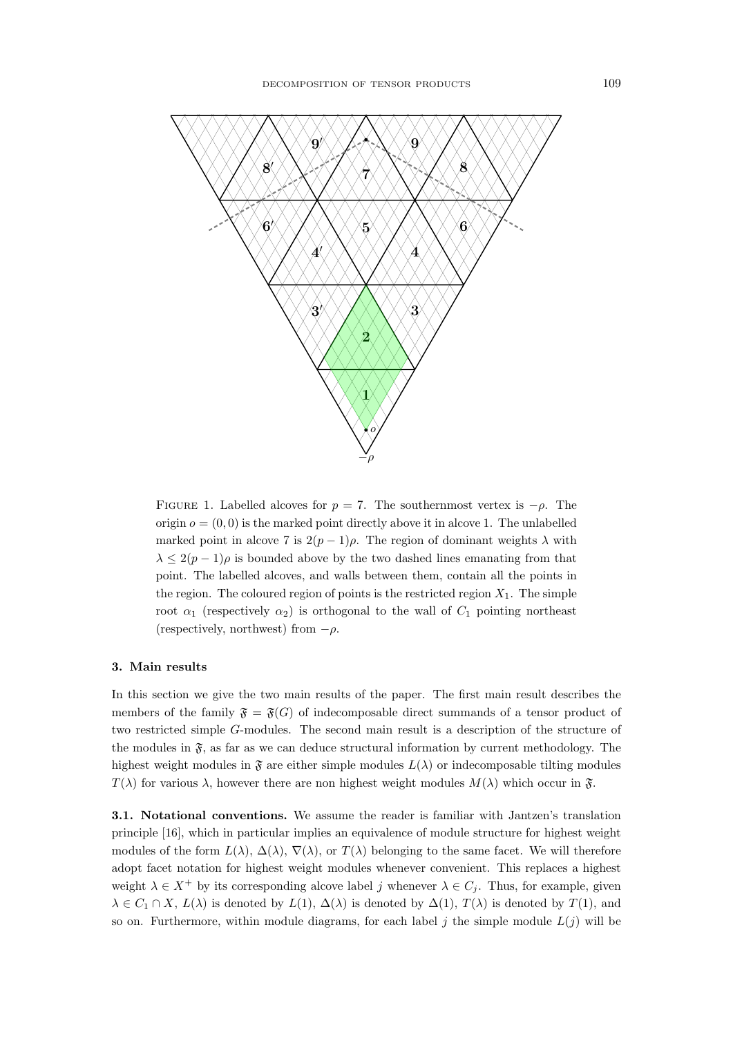FIGURE 1. Labelled alcoves for $p = 7$. The southernmost vertex is $-\rho$. The origin $o = (0, 0)$ is the marked point directly above it in alcove 1. The unlabelled marked point in alcove 7 is $2(p - 1)\rho$. The region of dominant weights $\lambda$ with $\lambda \leq 2(p - 1)\rho$ is bounded above by the two dashed lines emanating from that point. The labelled alcoves, and walls between them, contain all the points in the region. The coloured region of points is the restricted region $X_1$. The simple root $\alpha_1$ (respectively $\alpha_2$) is orthogonal to the wall of $C_1$ pointing northeast (respectively, northwest) from $-\rho$.

## 3. Main results

In this section we give the two main results of the paper. The first main result describes the members of the family $\mathfrak{F} = \mathfrak{F}(G)$ of indecomposable direct summands of a tensor product of two restricted simple $G$-modules. The second main result is a description of the structure of the modules in $\mathfrak{F}$, as far as we can deduce structural information by current methodology. The highest weight modules in $\mathfrak{F}$ are either simple modules $L(\lambda)$ or indecomposable tilting modules $T(\lambda)$ for various $\lambda$, however there are non highest weight modules $M(\lambda)$ which occur in $\mathfrak{F}$.

**3.1. Notational conventions.** We assume the reader is familiar with Jantzen's translation principle [16], which in particular implies an equivalence of module structure for highest weight modules of the form $L(\lambda)$, $\Delta(\lambda)$, $\nabla(\lambda)$, or $T(\lambda)$ belonging to the same facet. We will therefore adopt facet notation for highest weight modules whenever convenient. This replaces a highest weight $\lambda \in X^+$ by its corresponding alcove label $j$ whenever $\lambda \in C_j$. Thus, for example, given $\lambda \in C_1 \cap X$, $L(\lambda)$ is denoted by $L(1)$, $\Delta(\lambda)$ is denoted by $\Delta(1)$, $T(\lambda)$ is denoted by $T(1)$, and so on. Furthermore, within module diagrams, for each label $j$ the simple module $L(j)$ will be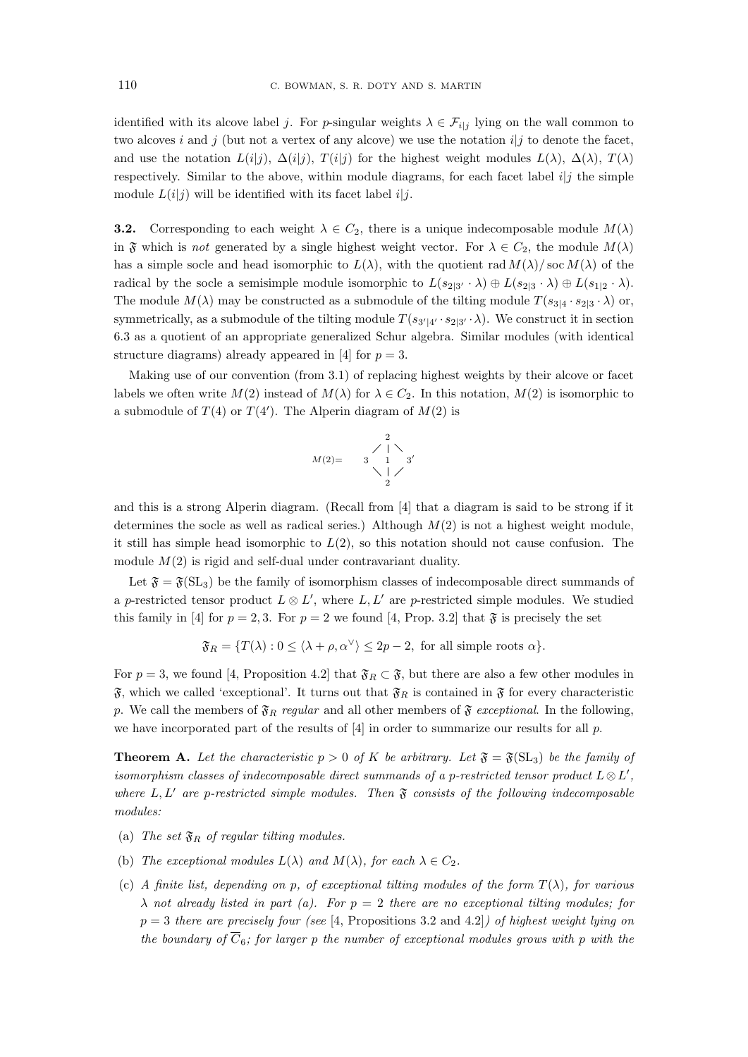identified with its alcove label $j$. For $p$-singular weights $\lambda \in \mathcal{F}_{i|j}$ lying on the wall common to two alcoves $i$ and $j$ (but not a vertex of any alcove) we use the notation $i|j$ to denote the facet, and use the notation $L(i|j)$, $\Delta(i|j)$, $T(i|j)$ for the highest weight modules $L(\lambda)$, $\Delta(\lambda)$, $T(\lambda)$ respectively. Similar to the above, within module diagrams, for each facet label $i|j$ the simple module $L(i|j)$ will be identified with its facet label $i|j$.

**3.2.** Corresponding to each weight $\lambda \in C_2$, there is a unique indecomposable module $M(\lambda)$ in $\mathfrak{F}$ which is *not* generated by a single highest weight vector. For $\lambda \in C_2$, the module $M(\lambda)$ has a simple socle and head isomorphic to $L(\lambda)$, with the quotient $\operatorname{rad} M(\lambda)/\operatorname{soc} M(\lambda)$ of the radical by the socle a semisimple module isomorphic to $L(s_{2|3'} \cdot \lambda) \oplus L(s_{2|3} \cdot \lambda) \oplus L(s_{1|2} \cdot \lambda)$. The module $M(\lambda)$ may be constructed as a submodule of the tilting module $T(s_{3|4} \cdot s_{2|3} \cdot \lambda)$ or, symmetrically, as a submodule of the tilting module $T(s_{3'|4'} \cdot s_{2|3'} \cdot \lambda)$. We construct it in section 6.3 as a quotient of an appropriate generalized Schur algebra. Similar modules (with identical structure diagrams) already appeared in [4] for $p = 3$.

Making use of our convention (from 3.1) of replacing highest weights by their alcove or facet labels we often write $M(2)$ instead of $M(\lambda)$ for $\lambda \in C_2$. In this notation, $M(2)$ is isomorphic to a submodule of $T(4)$ or $T(4')$. The Alperin diagram of $M(2)$ is

$$M(2) = \begin{array}{ccc} & 2 & \\ \diagup & | & \diagdown \\ 3 & 1 & 3' \\ \diagdown & | & \diagup \\ & 2 & \end{array}$$

and this is a strong Alperin diagram. (Recall from [4] that a diagram is said to be strong if it determines the socle as well as radical series.) Although $M(2)$ is not a highest weight module, it still has simple head isomorphic to $L(2)$, so this notation should not cause confusion. The module $M(2)$ is rigid and self-dual under contravariant duality.

Let $\mathfrak{F} = \mathfrak{F}(\mathrm{SL}_3)$ be the family of isomorphism classes of indecomposable direct summands of a $p$-restricted tensor product $L \otimes L'$, where $L, L'$ are $p$-restricted simple modules. We studied this family in [4] for $p = 2, 3$. For $p = 2$ we found [4, Prop. 3.2] that $\mathfrak{F}$ is precisely the set

$$\mathfrak{F}_R = \{T(\lambda) : 0 \le \langle \lambda + \rho, \alpha^\vee \rangle \le 2p - 2, \text{ for all simple roots } \alpha\}.$$

For $p = 3$, we found [4, Proposition 4.2] that $\mathfrak{F}_R \subset \mathfrak{F}$, but there are also a few other modules in $\mathfrak{F}$, which we called 'exceptional'. It turns out that $\mathfrak{F}_R$ is contained in $\mathfrak{F}$ for every characteristic $p$. We call the members of $\mathfrak{F}_R$ *regular* and all other members of $\mathfrak{F}$ *exceptional*. In the following, we have incorporated part of the results of [4] in order to summarize our results for all $p$.

**Theorem A.** *Let the characteristic $p > 0$ of $K$ be arbitrary. Let $\mathfrak{F} = \mathfrak{F}(\mathrm{SL}_3)$ be the family of isomorphism classes of indecomposable direct summands of a $p$-restricted tensor product $L \otimes L'$, where $L, L'$ are $p$-restricted simple modules. Then $\mathfrak{F}$ consists of the following indecomposable modules:*

(a) *The set $\mathfrak{F}_R$ of regular tilting modules.*

(b) *The exceptional modules $L(\lambda)$ and $M(\lambda)$, for each $\lambda \in C_2$.*

(c) *A finite list, depending on $p$, of exceptional tilting modules of the form $T(\lambda)$, for various $\lambda$ not already listed in part (a). For $p = 2$ there are no exceptional tilting modules; for $p = 3$ there are precisely four (see* [4, Propositions 3.2 and 4.2]*) of highest weight lying on the boundary of $\overline{C}_6$; for larger $p$ the number of exceptional modules grows with $p$ with the*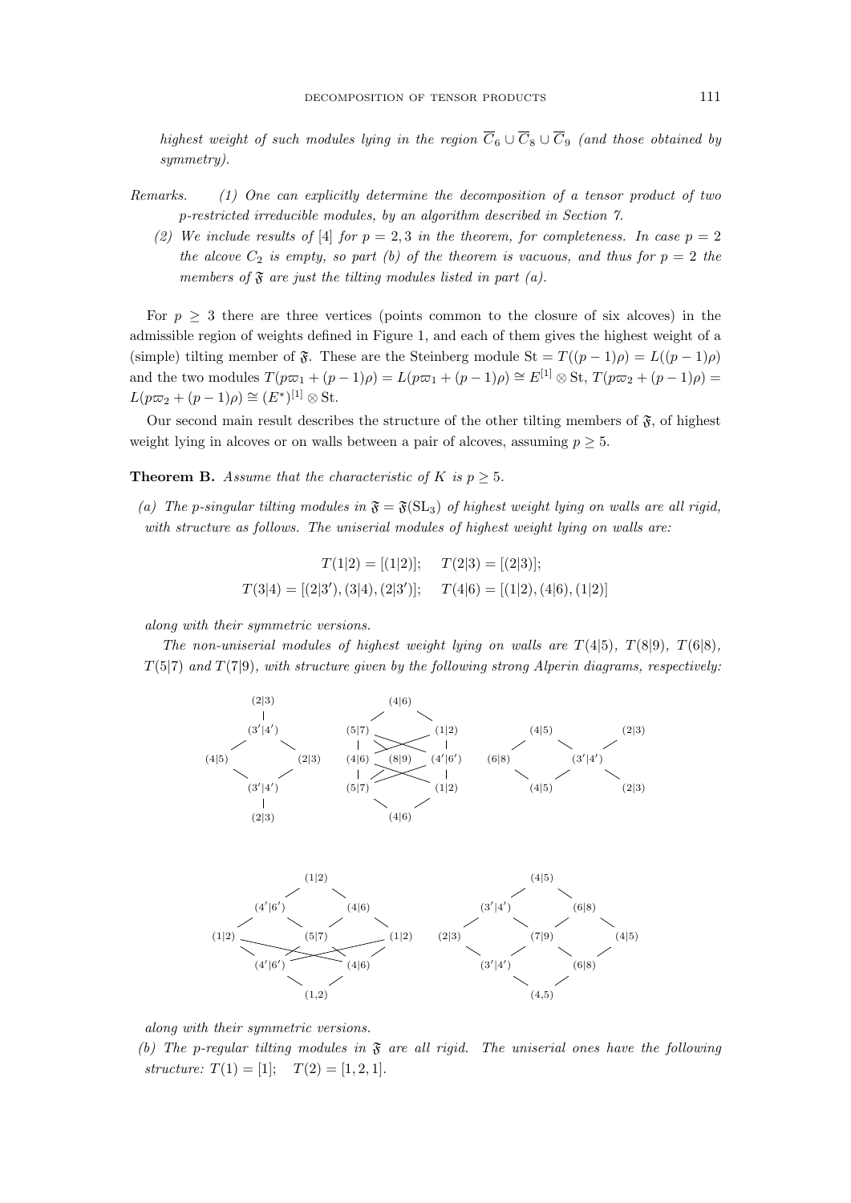*highest weight of such modules lying in the region $\overline{C}_6 \cup \overline{C}_8 \cup \overline{C}_9$ (and those obtained by symmetry).*

*Remarks.* *(1) One can explicitly determine the decomposition of a tensor product of two $p$-restricted irreducible modules, by an algorithm described in Section 7.*

*(2) We include results of [4] for $p = 2, 3$ in the theorem, for completeness. In case $p = 2$ the alcove $C_2$ is empty, so part (b) of the theorem is vacuous, and thus for $p = 2$ the members of $\mathfrak{F}$ are just the tilting modules listed in part (a).*

For $p \geq 3$ there are three vertices (points common to the closure of six alcoves) in the admissible region of weights defined in Figure 1, and each of them gives the highest weight of a (simple) tilting member of $\mathfrak{F}$. These are the Steinberg module $\mathrm{St} = T((p-1)\rho) = L((p-1)\rho)$ and the two modules $T(p\varpi_1 + (p-1)\rho) = L(p\varpi_1 + (p-1)\rho) \cong E^{[1]} \otimes \mathrm{St}$, $T(p\varpi_2 + (p-1)\rho) = L(p\varpi_2 + (p-1)\rho) \cong (E^*)^{[1]} \otimes \mathrm{St}$.

Our second main result describes the structure of the other tilting members of $\mathfrak{F}$, of highest weight lying in alcoves or on walls between a pair of alcoves, assuming $p \geq 5$.

**Theorem B.** *Assume that the characteristic of $K$ is $p \geq 5$.*

*(a) The $p$-singular tilting modules in $\mathfrak{F} = \mathfrak{F}(\mathrm{SL}_3)$ of highest weight lying on walls are all rigid, with structure as follows. The uniserial modules of highest weight lying on walls are:*

$$T(1|2) = [(1|2)]; \quad T(2|3) = [(2|3)];$$
$$T(3|4) = [(2|3'), (3|4), (2|3')]; \quad T(4|6) = [(1|2), (4|6), (1|2)]$$

*along with their symmetric versions.*

*The non-uniserial modules of highest weight lying on walls are $T(4|5)$, $T(8|9)$, $T(6|8)$, $T(5|7)$ and $T(7|9)$, with structure given by the following strong Alperin diagrams, respectively:*

```
   (2|3)                    (4|6)                    (4|5)            (2|3)
     |                    /       \                 /     \          /
  (3'|4')             (5|7)        (1|2)        (6|8)      (3'|4')
  /     \               |   \  /     |              \     /      \
(4|5)   (2|3)         (4|6) (8|9) (4'|6')            (4|5)        (2|3)
  \     /               |   /  \     |
  (3'|4')             (5|7)        (1|2)
     |                    \       /
   (2|3)                    (4|6)
```

```
            (1|2)                                (4|5)
           /     \                              /     \
      (4'|6')     (4|6)                    (3'|4')     (6|8)
      /     \     /    \                   /    \     /    \
  (1|2)      (5|7)      (1|2)          (2|3)     (7|9)      (4|5)
      \     /     \    /                   \    /     \    /
      (4'|6')     (4|6)                    (3'|4')     (6|8)
           \     /                              \     /
            (1,2)                                (4,5)
```

*along with their symmetric versions.*

*(b) The $p$-regular tilting modules in $\mathfrak{F}$ are all rigid. The uniserial ones have the following structure: $T(1) = [1]$; $T(2) = [1, 2, 1]$.*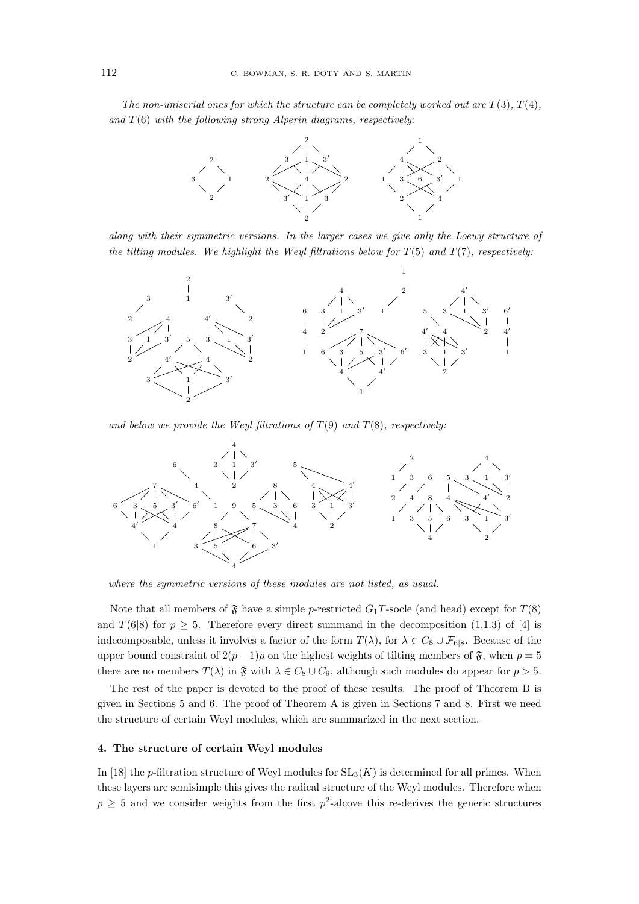*The non-uniserial ones for which the structure can be completely worked out are $T(3)$, $T(4)$, and $T(6)$ with the following strong Alperin diagrams, respectively:*

*along with their symmetric versions. In the larger cases we give only the Loewy structure of the tilting modules. We highlight the Weyl filtrations below for $T(5)$ and $T(7)$, respectively:*

*and below we provide the Weyl filtrations of $T(9)$ and $T(8)$, respectively:*

*where the symmetric versions of these modules are not listed, as usual.*

Note that all members of $\mathfrak{F}$ have a simple $p$-restricted $G_1T$-socle (and head) except for $T(8)$ and $T(6|8)$ for $p \geq 5$. Therefore every direct summand in the decomposition (1.1.3) of [4] is indecomposable, unless it involves a factor of the form $T(\lambda)$, for $\lambda \in C_8 \cup \mathcal{F}_{6|8}$. Because of the upper bound constraint of $2(p-1)\rho$ on the highest weights of tilting members of $\mathfrak{F}$, when $p = 5$ there are no members $T(\lambda)$ in $\mathfrak{F}$ with $\lambda \in C_8 \cup C_9$, although such modules do appear for $p > 5$.

The rest of the paper is devoted to the proof of these results. The proof of Theorem B is given in Sections 5 and 6. The proof of Theorem A is given in Sections 7 and 8. First we need the structure of certain Weyl modules, which are summarized in the next section.

## 4. The structure of certain Weyl modules

In [18] the $p$-filtration structure of Weyl modules for $\mathrm{SL}_3(K)$ is determined for all primes. When these layers are semisimple this gives the radical structure of the Weyl modules. Therefore when $p \geq 5$ and we consider weights from the first $p^2$-alcove this re-derives the generic structures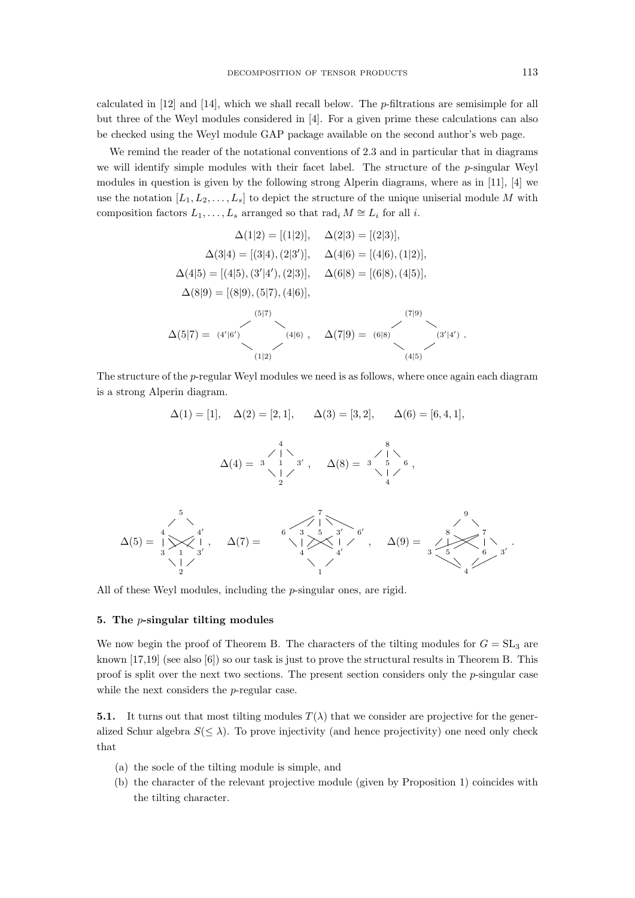calculated in [12] and [14], which we shall recall below. The $p$-filtrations are semisimple for all but three of the Weyl modules considered in [4]. For a given prime these calculations can also be checked using the Weyl module GAP package available on the second author's web page.

We remind the reader of the notational conventions of 2.3 and in particular that in diagrams we will identify simple modules with their facet label. The structure of the $p$-singular Weyl modules in question is given by the following strong Alperin diagrams, where as in [11], [4] we use the notation $[L_1, L_2, \ldots, L_s]$ to depict the structure of the unique uniserial module $M$ with composition factors $L_1, \ldots, L_s$ arranged so that $\mathrm{rad}_i\, M \cong L_i$ for all $i$.

$$\Delta(1|2) = [(1|2)], \quad \Delta(2|3) = [(2|3)],$$

$$\Delta(3|4) = [(3|4), (2|3')], \quad \Delta(4|6) = [(4|6), (1|2)],$$

$$\Delta(4|5) = [(4|5), (3'|4'), (2|3)], \quad \Delta(6|8) = [(6|8), (4|5)],$$

$$\Delta(8|9) = [(8|9), (5|7), (4|6)],$$

$$\Delta(5|7) = \begin{array}{ccc} & (5|7) & \\ (4'|6') & & (4|6) \\ & (1|2) & \end{array}, \quad \Delta(7|9) = \begin{array}{ccc} & (7|9) & \\ (6|8) & & (3'|4') \\ & (4|5) & \end{array}.$$

The structure of the $p$-regular Weyl modules we need is as follows, where once again each diagram is a strong Alperin diagram.

$$\Delta(1) = [1], \quad \Delta(2) = [2, 1], \quad \Delta(3) = [3, 2], \quad \Delta(6) = [6, 4, 1],$$

$$\Delta(4) = \begin{array}{ccc} & 4 & \\ 3 & 1 & 3' \\ & 2 & \end{array}, \quad \Delta(8) = \begin{array}{ccc} & 8 & \\ 3 & 5 & 6 \\ & 4 & \end{array},$$

$$\Delta(5) = \begin{array}{ccc} & 5 & \\ 4 & & 4' \\ 3 & 1 & 3' \\ & 2 & \end{array}, \quad \Delta(7) = \begin{array}{ccccc} & & 7 & & \\ 6 & 3 & 5 & 3' & 6' \\ & 4 & & 4' & \\ & & 1 & & \end{array}, \quad \Delta(9) = \begin{array}{cccc} & 9 & & \\ & 8 & 7 & \\ 3 & 5 & 6 & 3' \\ & 4 & & \end{array}.$$

All of these Weyl modules, including the $p$-singular ones, are rigid.

## 5. The $p$-singular tilting modules

We now begin the proof of Theorem B. The characters of the tilting modules for $G = \mathrm{SL}_3$ are known [17,19] (see also [6]) so our task is just to prove the structural results in Theorem B. This proof is split over the next two sections. The present section considers only the $p$-singular case while the next considers the $p$-regular case.

**5.1.** It turns out that most tilting modules $T(\lambda)$ that we consider are projective for the generalized Schur algebra $S(\leq \lambda)$. To prove injectivity (and hence projectivity) one need only check that

(a) the socle of the tilting module is simple, and

(b) the character of the relevant projective module (given by Proposition 1) coincides with the tilting character.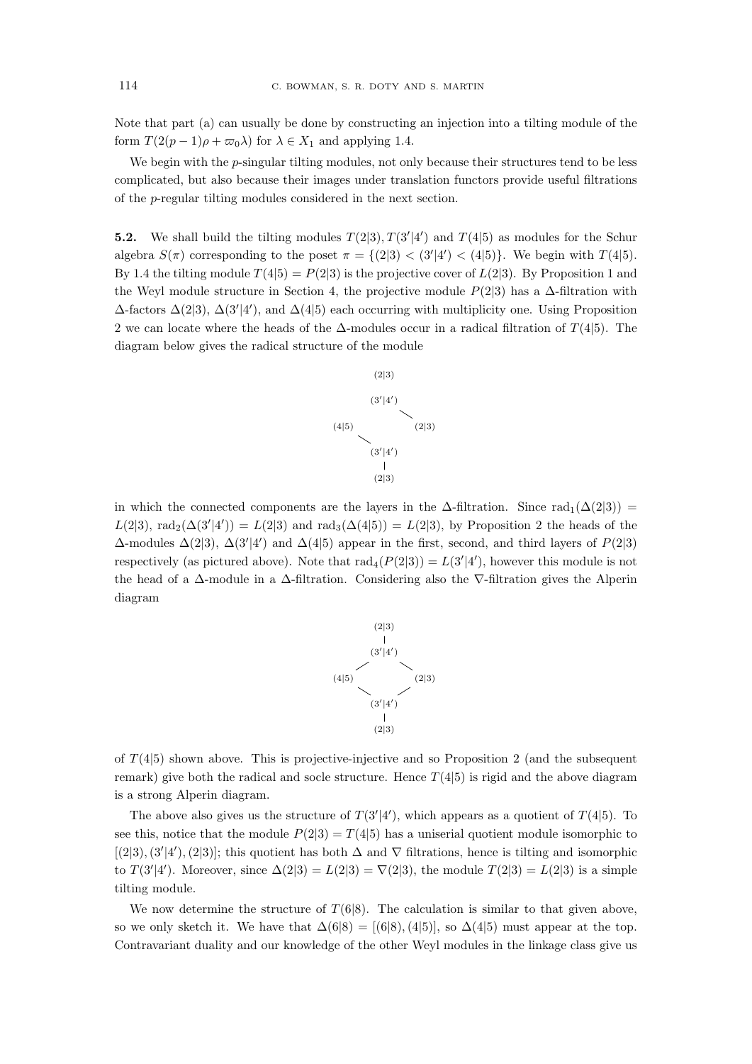Note that part (a) can usually be done by constructing an injection into a tilting module of the form $T(2(p-1)\rho + \varpi_0\lambda)$ for $\lambda \in X_1$ and applying 1.4.

We begin with the $p$-singular tilting modules, not only because their structures tend to be less complicated, but also because their images under translation functors provide useful filtrations of the $p$-regular tilting modules considered in the next section.

**5.2.** We shall build the tilting modules $T(2|3), T(3'|4')$ and $T(4|5)$ as modules for the Schur algebra $S(\pi)$ corresponding to the poset $\pi = \{(2|3) < (3'|4') < (4|5)\}$. We begin with $T(4|5)$. By 1.4 the tilting module $T(4|5) = P(2|3)$ is the projective cover of $L(2|3)$. By Proposition 1 and the Weyl module structure in Section 4, the projective module $P(2|3)$ has a $\Delta$-filtration with $\Delta$-factors $\Delta(2|3)$, $\Delta(3'|4')$, and $\Delta(4|5)$ each occurring with multiplicity one. Using Proposition 2 we can locate where the heads of the $\Delta$-modules occur in a radical filtration of $T(4|5)$. The diagram below gives the radical structure of the module

```
            (2|3)

            (3'|4')
                   \
   (4|5)            (2|3)
        \
            (3'|4')
               |
            (2|3)
```

in which the connected components are the layers in the $\Delta$-filtration. Since $\mathrm{rad}_1(\Delta(2|3)) = L(2|3)$, $\mathrm{rad}_2(\Delta(3'|4')) = L(2|3)$ and $\mathrm{rad}_3(\Delta(4|5)) = L(2|3)$, by Proposition 2 the heads of the $\Delta$-modules $\Delta(2|3)$, $\Delta(3'|4')$ and $\Delta(4|5)$ appear in the first, second, and third layers of $P(2|3)$ respectively (as pictured above). Note that $\mathrm{rad}_4(P(2|3)) = L(3'|4')$, however this module is not the head of a $\Delta$-module in a $\Delta$-filtration. Considering also the $\nabla$-filtration gives the Alperin diagram

```
            (2|3)
              |
            (3'|4')
           /       \
   (4|5)            (2|3)
           \       /
            (3'|4')
              |
            (2|3)
```

of $T(4|5)$ shown above. This is projective-injective and so Proposition 2 (and the subsequent remark) give both the radical and socle structure. Hence $T(4|5)$ is rigid and the above diagram is a strong Alperin diagram.

The above also gives us the structure of $T(3'|4')$, which appears as a quotient of $T(4|5)$. To see this, notice that the module $P(2|3) = T(4|5)$ has a uniserial quotient module isomorphic to $[(2|3), (3'|4'), (2|3)]$; this quotient has both $\Delta$ and $\nabla$ filtrations, hence is tilting and isomorphic to $T(3'|4')$. Moreover, since $\Delta(2|3) = L(2|3) = \nabla(2|3)$, the module $T(2|3) = L(2|3)$ is a simple tilting module.

We now determine the structure of $T(6|8)$. The calculation is similar to that given above, so we only sketch it. We have that $\Delta(6|8) = [(6|8), (4|5)]$, so $\Delta(4|5)$ must appear at the top. Contravariant duality and our knowledge of the other Weyl modules in the linkage class give us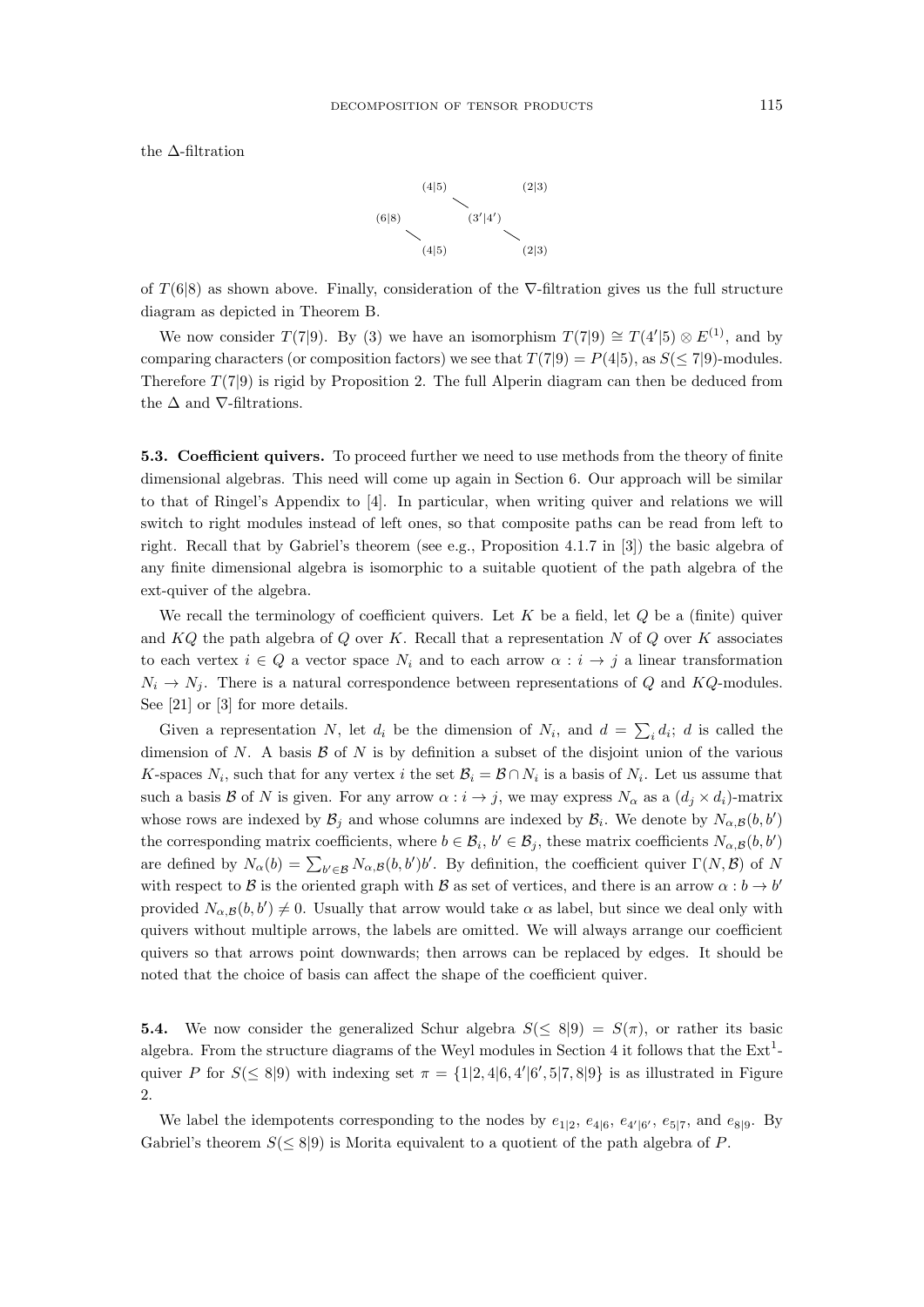the $\Delta$-filtration

$$
\begin{array}{ccccc}
 & (4|5) & & & (2|3) \\
 & & \searrow & & \\
(6|8) & & & (3'|4') & \\
 & \searrow & & & \searrow \\
 & (4|5) & & & (2|3)
\end{array}
$$

of $T(6|8)$ as shown above. Finally, consideration of the $\nabla$-filtration gives us the full structure diagram as depicted in Theorem B.

We now consider $T(7|9)$. By (3) we have an isomorphism $T(7|9) \cong T(4'|5) \otimes E^{(1)}$, and by comparing characters (or composition factors) we see that $T(7|9) = P(4|5)$, as $S(\leq 7|9)$-modules. Therefore $T(7|9)$ is rigid by Proposition 2. The full Alperin diagram can then be deduced from the $\Delta$ and $\nabla$-filtrations.

**5.3. Coefficient quivers.** To proceed further we need to use methods from the theory of finite dimensional algebras. This need will come up again in Section 6. Our approach will be similar to that of Ringel's Appendix to [4]. In particular, when writing quiver and relations we will switch to right modules instead of left ones, so that composite paths can be read from left to right. Recall that by Gabriel's theorem (see e.g., Proposition 4.1.7 in [3]) the basic algebra of any finite dimensional algebra is isomorphic to a suitable quotient of the path algebra of the ext-quiver of the algebra.

We recall the terminology of coefficient quivers. Let $K$ be a field, let $Q$ be a (finite) quiver and $KQ$ the path algebra of $Q$ over $K$. Recall that a representation $N$ of $Q$ over $K$ associates to each vertex $i \in Q$ a vector space $N_i$ and to each arrow $\alpha : i \to j$ a linear transformation $N_i \to N_j$. There is a natural correspondence between representations of $Q$ and $KQ$-modules. See [21] or [3] for more details.

Given a representation $N$, let $d_i$ be the dimension of $N_i$, and $d = \sum_i d_i$; $d$ is called the dimension of $N$. A basis $\mathcal{B}$ of $N$ is by definition a subset of the disjoint union of the various $K$-spaces $N_i$, such that for any vertex $i$ the set $\mathcal{B}_i = \mathcal{B} \cap N_i$ is a basis of $N_i$. Let us assume that such a basis $\mathcal{B}$ of $N$ is given. For any arrow $\alpha : i \to j$, we may express $N_\alpha$ as a $(d_j \times d_i)$-matrix whose rows are indexed by $\mathcal{B}_j$ and whose columns are indexed by $\mathcal{B}_i$. We denote by $N_{\alpha,\mathcal{B}}(b, b')$ the corresponding matrix coefficients, where $b \in \mathcal{B}_i$, $b' \in \mathcal{B}_j$, these matrix coefficients $N_{\alpha,\mathcal{B}}(b, b')$ are defined by $N_\alpha(b) = \sum_{b' \in \mathcal{B}} N_{\alpha,\mathcal{B}}(b, b')b'$. By definition, the coefficient quiver $\Gamma(N, \mathcal{B})$ of $N$ with respect to $\mathcal{B}$ is the oriented graph with $\mathcal{B}$ as set of vertices, and there is an arrow $\alpha : b \to b'$ provided $N_{\alpha,\mathcal{B}}(b, b') \neq 0$. Usually that arrow would take $\alpha$ as label, but since we deal only with quivers without multiple arrows, the labels are omitted. We will always arrange our coefficient quivers so that arrows point downwards; then arrows can be replaced by edges. It should be noted that the choice of basis can affect the shape of the coefficient quiver.

**5.4.** We now consider the generalized Schur algebra $S(\leq 8|9) = S(\pi)$, or rather its basic algebra. From the structure diagrams of the Weyl modules in Section 4 it follows that the $\mathrm{Ext}^1$-quiver $P$ for $S(\leq 8|9)$ with indexing set $\pi = \{1|2, 4|6, 4'|6', 5|7, 8|9\}$ is as illustrated in Figure 2.

We label the idempotents corresponding to the nodes by $e_{1|2}$, $e_{4|6}$, $e_{4'|6'}$, $e_{5|7}$, and $e_{8|9}$. By Gabriel's theorem $S(\leq 8|9)$ is Morita equivalent to a quotient of the path algebra of $P$.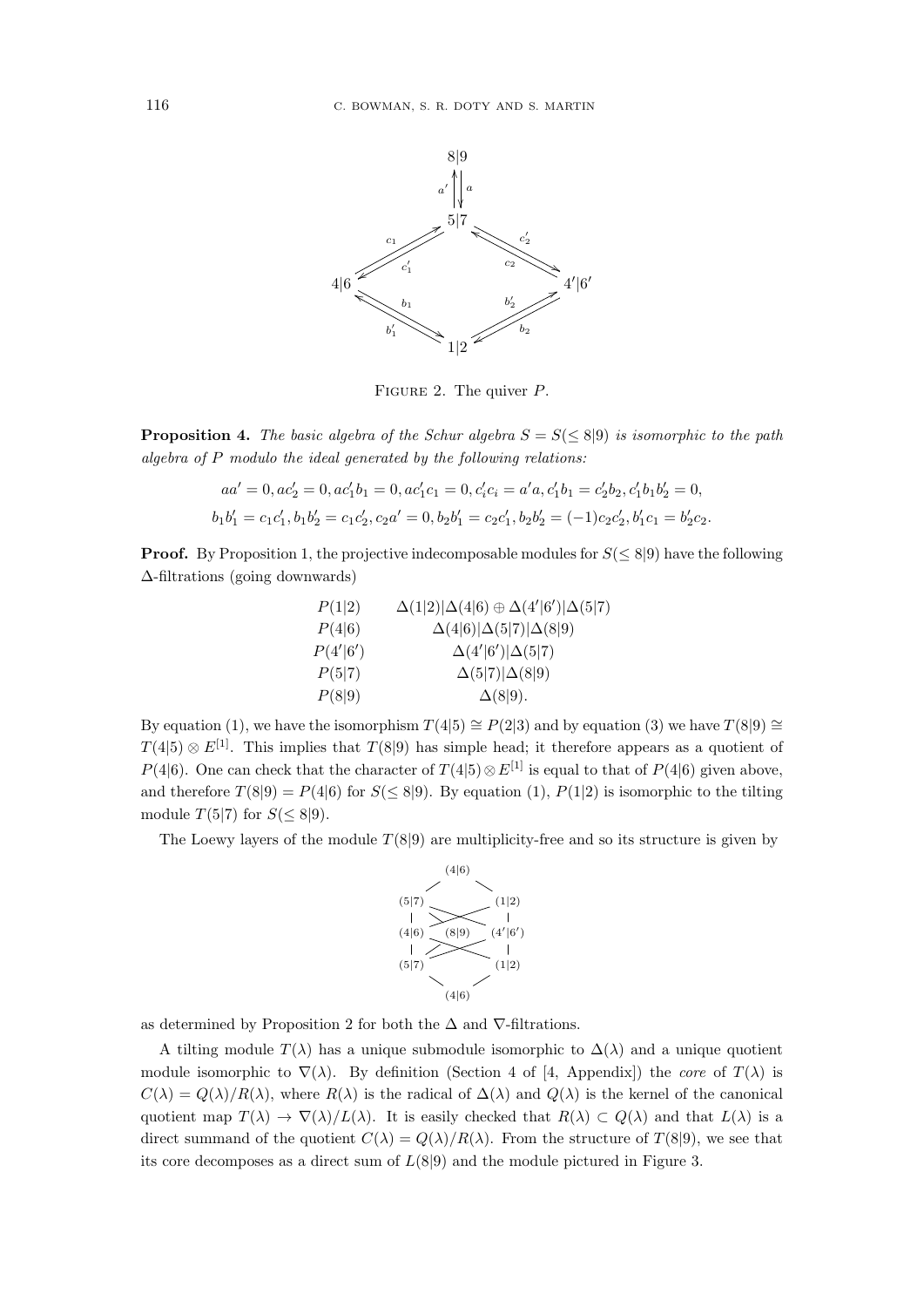FIGURE 2. The quiver $P$.

**Proposition 4.** *The basic algebra of the Schur algebra $S = S(\leq 8|9)$ is isomorphic to the path algebra of $P$ modulo the ideal generated by the following relations:*

$$aa' = 0, ac_2' = 0, ac_1'b_1 = 0, ac_1'c_1 = 0, c_i'c_i = a'a, c_1'b_1 = c_2'b_2, c_1'b_1b_2' = 0,$$
$$b_1b_1' = c_1c_1', b_1b_2' = c_1c_2', c_2a' = 0, b_2b_1' = c_2c_1', b_2b_2' = (-1)c_2c_2', b_1'c_1 = b_2'c_2.$$

**Proof.** By Proposition 1, the projective indecomposable modules for $S(\leq 8|9)$ have the following $\Delta$-filtrations (going downwards)

| | |
|---|---|
| $P(1\|2)$ | $\Delta(1\|2)\|\Delta(4\|6) \oplus \Delta(4'\|6')\|\Delta(5\|7)$ |
| $P(4\|6)$ | $\Delta(4\|6)\|\Delta(5\|7)\|\Delta(8\|9)$ |
| $P(4'\|6')$ | $\Delta(4'\|6')\|\Delta(5\|7)$ |
| $P(5\|7)$ | $\Delta(5\|7)\|\Delta(8\|9)$ |
| $P(8\|9)$ | $\Delta(8\|9)$. |

By equation (1), we have the isomorphism $T(4|5) \cong P(2|3)$ and by equation (3) we have $T(8|9) \cong T(4|5) \otimes E^{[1]}$. This implies that $T(8|9)$ has simple head; it therefore appears as a quotient of $P(4|6)$. One can check that the character of $T(4|5) \otimes E^{[1]}$ is equal to that of $P(4|6)$ given above, and therefore $T(8|9) = P(4|6)$ for $S(\leq 8|9)$. By equation (1), $P(1|2)$ is isomorphic to the tilting module $T(5|7)$ for $S(\leq 8|9)$.

The Loewy layers of the module $T(8|9)$ are multiplicity-free and so its structure is given by

as determined by Proposition 2 for both the $\Delta$ and $\nabla$-filtrations.

A tilting module $T(\lambda)$ has a unique submodule isomorphic to $\Delta(\lambda)$ and a unique quotient module isomorphic to $\nabla(\lambda)$. By definition (Section 4 of [4, Appendix]) the *core* of $T(\lambda)$ is $C(\lambda) = Q(\lambda)/R(\lambda)$, where $R(\lambda)$ is the radical of $\Delta(\lambda)$ and $Q(\lambda)$ is the kernel of the canonical quotient map $T(\lambda) \to \nabla(\lambda)/L(\lambda)$. It is easily checked that $R(\lambda) \subset Q(\lambda)$ and that $L(\lambda)$ is a direct summand of the quotient $C(\lambda) = Q(\lambda)/R(\lambda)$. From the structure of $T(8|9)$, we see that its core decomposes as a direct sum of $L(8|9)$ and the module pictured in Figure 3.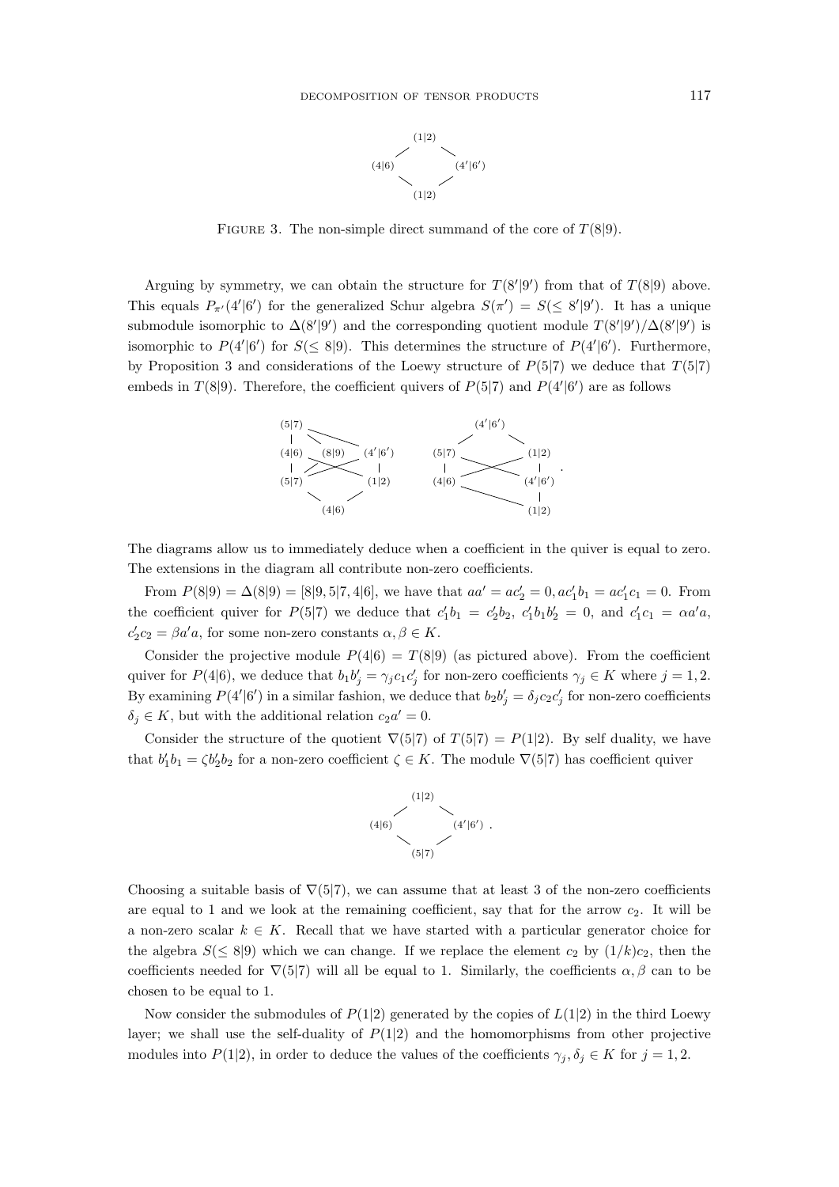$$
\begin{array}{ccc}
 & (1|2) & \\
(4|6) & & (4'|6') \\
 & (1|2) &
\end{array}
$$

Figure 3. The non-simple direct summand of the core of $T(8|9)$.

Arguing by symmetry, we can obtain the structure for $T(8'|9')$ from that of $T(8|9)$ above. This equals $P_{\pi'}(4'|6')$ for the generalized Schur algebra $S(\pi') = S(\leq 8'|9')$. It has a unique submodule isomorphic to $\Delta(8'|9')$ and the corresponding quotient module $T(8'|9')/\Delta(8'|9')$ is isomorphic to $P(4'|6')$ for $S(\leq 8|9)$. This determines the structure of $P(4'|6')$. Furthermore, by Proposition 3 and considerations of the Loewy structure of $P(5|7)$ we deduce that $T(5|7)$ embeds in $T(8|9)$. Therefore, the coefficient quivers of $P(5|7)$ and $P(4'|6')$ are as follows

$$
\begin{array}{ccc}
(5|7) & & \\
(4|6) & (8|9) & (4'|6') \\
(5|7) & & (1|2) \\
 & (4|6) &
\end{array}
\qquad
\begin{array}{ccc}
 & (4'|6') & \\
(5|7) & & (1|2) \\
(4|6) & & (4'|6') \\
 & & (1|2)
\end{array}
.
$$

The diagrams allow us to immediately deduce when a coefficient in the quiver is equal to zero. The extensions in the diagram all contribute non-zero coefficients.

From $P(8|9) = \Delta(8|9) = [8|9, 5|7, 4|6]$, we have that $aa' = ac_2' = 0, ac_1'b_1 = ac_1'c_1 = 0$. From the coefficient quiver for $P(5|7)$ we deduce that $c_1'b_1 = c_2'b_2$, $c_1'b_1b_2' = 0$, and $c_1'c_1 = \alpha a'a$, $c_2'c_2 = \beta a'a$, for some non-zero constants $\alpha, \beta \in K$.

Consider the projective module $P(4|6) = T(8|9)$ (as pictured above). From the coefficient quiver for $P(4|6)$, we deduce that $b_1b_j' = \gamma_j c_1c_j'$ for non-zero coefficients $\gamma_j \in K$ where $j = 1, 2$. By examining $P(4'|6')$ in a similar fashion, we deduce that $b_2b_j' = \delta_j c_2c_j'$ for non-zero coefficients $\delta_j \in K$, but with the additional relation $c_2a' = 0$.

Consider the structure of the quotient $\nabla(5|7)$ of $T(5|7) = P(1|2)$. By self duality, we have that $b_1'b_1 = \zeta b_2'b_2$ for a non-zero coefficient $\zeta \in K$. The module $\nabla(5|7)$ has coefficient quiver

$$
\begin{array}{ccc}
 & (1|2) & \\
(4|6) & & (4'|6') \\
 & (5|7) &
\end{array}
.
$$

Choosing a suitable basis of $\nabla(5|7)$, we can assume that at least 3 of the non-zero coefficients are equal to 1 and we look at the remaining coefficient, say that for the arrow $c_2$. It will be a non-zero scalar $k \in K$. Recall that we have started with a particular generator choice for the algebra $S(\leq 8|9)$ which we can change. If we replace the element $c_2$ by $(1/k)c_2$, then the coefficients needed for $\nabla(5|7)$ will all be equal to 1. Similarly, the coefficients $\alpha, \beta$ can to be chosen to be equal to 1.

Now consider the submodules of $P(1|2)$ generated by the copies of $L(1|2)$ in the third Loewy layer; we shall use the self-duality of $P(1|2)$ and the homomorphisms from other projective modules into $P(1|2)$, in order to deduce the values of the coefficients $\gamma_j, \delta_j \in K$ for $j = 1, 2$.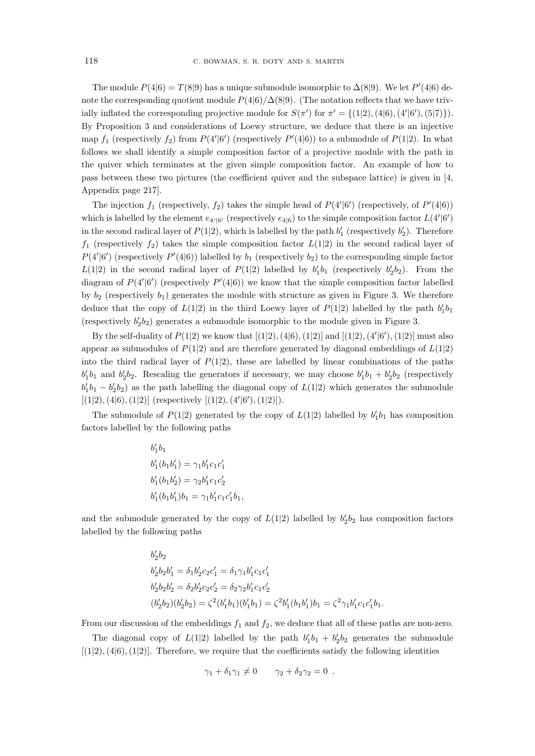The module $P(4|6) = T(8|9)$ has a unique submodule isomorphic to $\Delta(8|9)$. We let $P'(4|6)$ denote the corresponding quotient module $P(4|6)/\Delta(8|9)$. (The notation reflects that we have trivially inflated the corresponding projective module for $S(\pi')$ for $\pi' = \{(1|2), (4|6), (4'|6'), (5|7)\}$). By Proposition 3 and considerations of Loewy structure, we deduce that there is an injective map $f_1$ (respectively $f_2$) from $P(4'|6')$ (respectively $P'(4|6)$) to a submodule of $P(1|2)$. In what follows we shall identify a simple composition factor of a projective module with the path in the quiver which terminates at the given simple composition factor. An example of how to pass between these two pictures (the coefficient quiver and the subspace lattice) is given in [4, Appendix page 217].

The injection $f_1$ (respectively, $f_2$) takes the simple head of $P(4'|6')$ (respectively, of $P'(4|6)$) which is labelled by the element $e_{4'|6'}$ (respectively $e_{4|6}$) to the simple composition factor $L(4'|6')$ in the second radical layer of $P(1|2)$, which is labelled by the path $b'_1$ (respectively $b'_2$). Therefore $f_1$ (respectively $f_2$) takes the simple composition factor $L(1|2)$ in the second radical layer of $P(4'|6')$ (respectively $P'(4|6)$) labelled by $b_1$ (respectively $b_2$) to the corresponding simple factor $L(1|2)$ in the second radical layer of $P(1|2)$ labelled by $b'_1 b_1$ (respectively $b'_2 b_2$). From the diagram of $P(4'|6')$ (respectively $P'(4|6)$) we know that the simple composition factor labelled by $b_2$ (respectively $b_1$) generates the module with structure as given in Figure 3. We therefore deduce that the copy of $L(1|2)$ in the third Loewy layer of $P(1|2)$ labelled by the path $b'_1 b_1$ (respectively $b'_2 b_2$) generates a submodule isomorphic to the module given in Figure 3.

By the self-duality of $P(1|2)$ we know that $[(1|2), (4|6), (1|2)]$ and $[(1|2), (4'|6'), (1|2)]$ must also appear as submodules of $P(1|2)$ and are therefore generated by diagonal embeddings of $L(1|2)$ into the third radical layer of $P(1|2)$, these are labelled by linear combinations of the paths $b'_1 b_1$ and $b'_2 b_2$. Rescaling the generators if necessary, we may choose $b'_1 b_1 + b'_2 b_2$ (respectively $b'_1 b_1 - b'_2 b_2$) as the path labelling the diagonal copy of $L(1|2)$ which generates the submodule $[(1|2), (4|6), (1|2)]$ (respectively $[(1|2), (4'|6'), (1|2)]$).

The submodule of $P(1|2)$ generated by the copy of $L(1|2)$ labelled by $b'_1 b_1$ has composition factors labelled by the following paths

$$
\begin{aligned}
& b'_1 b_1 \\
& b'_1 (b_1 b'_1) = \gamma_1 b'_1 c_1 c'_1 \\
& b'_1 (b_1 b'_2) = \gamma_2 b'_1 c_1 c'_2 \\
& b'_1 (b_1 b'_1) b_1 = \gamma_1 b'_1 c_1 c'_1 b_1,
\end{aligned}
$$

and the submodule generated by the copy of $L(1|2)$ labelled by $b'_2 b_2$ has composition factors labelled by the following paths

$$
\begin{aligned}
& b'_2 b_2 \\
& b'_2 b_2 b'_1 = \delta_1 b'_2 c_2 c'_1 = \delta_1 \gamma_1 b'_1 c_1 c'_1 \\
& b'_2 b_2 b'_2 = \delta_2 b'_2 c_2 c'_2 = \delta_2 \gamma_2 b'_1 c_1 c'_2 \\
& (b'_2 b_2)(b'_2 b_2) = \zeta^2 (b'_1 b_1)(b'_1 b_1) = \zeta^2 b'_1 (b_1 b'_1) b_1 = \zeta^2 \gamma_1 b'_1 c_1 c'_1 b_1.
\end{aligned}
$$

From our discussion of the embeddings $f_1$ and $f_2$, we deduce that all of these paths are non-zero.

The diagonal copy of $L(1|2)$ labelled by the path $b'_1 b_1 + b'_2 b_2$ generates the submodule $[(1|2), (4|6), (1|2)]$. Therefore, we require that the coefficients satisfy the following identities

$$
\gamma_1 + \delta_1 \gamma_1 \neq 0 \qquad \gamma_2 + \delta_2 \gamma_2 = 0 \ .
$$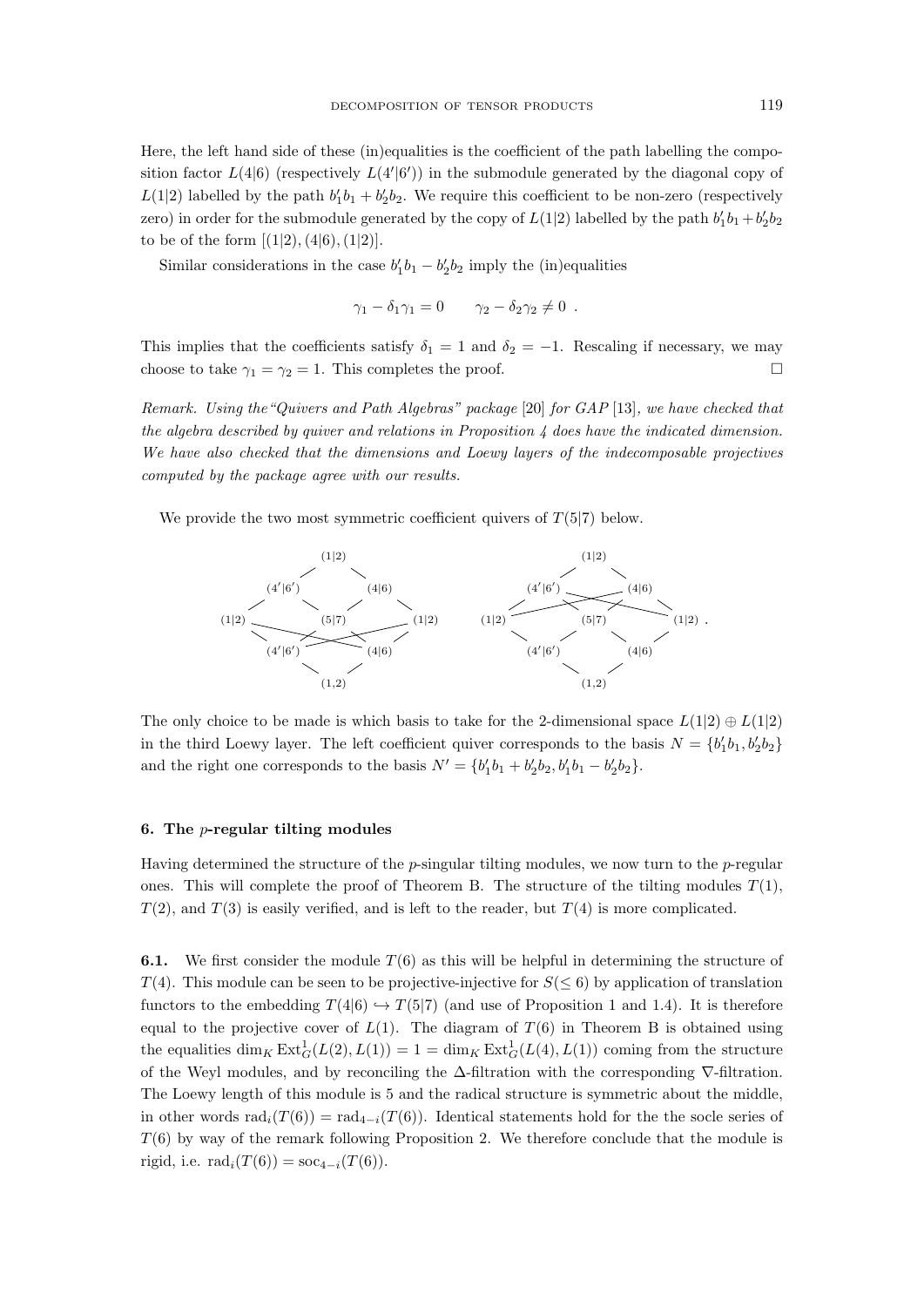Here, the left hand side of these (in)equalities is the coefficient of the path labelling the composition factor $L(4|6)$ (respectively $L(4'|6')$) in the submodule generated by the diagonal copy of $L(1|2)$ labelled by the path $b_1'b_1 + b_2'b_2$. We require this coefficient to be non-zero (respectively zero) in order for the submodule generated by the copy of $L(1|2)$ labelled by the path $b_1'b_1 + b_2'b_2$ to be of the form $[(1|2), (4|6), (1|2)]$.

Similar considerations in the case $b_1'b_1 - b_2'b_2$ imply the (in)equalities

$$\gamma_1 - \delta_1\gamma_1 = 0 \qquad \gamma_2 - \delta_2\gamma_2 \neq 0 \ .$$

This implies that the coefficients satisfy $\delta_1 = 1$ and $\delta_2 = -1$. Rescaling if necessary, we may choose to take $\gamma_1 = \gamma_2 = 1$. This completes the proof. □

*Remark. Using the "Quivers and Path Algebras" package [20] for GAP [13], we have checked that the algebra described by quiver and relations in Proposition 4 does have the indicated dimension. We have also checked that the dimensions and Loewy layers of the indecomposable projectives computed by the package agree with our results.*

We provide the two most symmetric coefficient quivers of $T(5|7)$ below.

```
             (1|2)                                   (1|2)
           /       \                               /       \
     (4'|6')        (4|6)                    (4'|6')        (4|6)
    /       \      /     \                  /       \  /        \
(1|2)        (5|7)        (1|2)         (1|2)        (5|7)        (1|2) .
    \       /      \     /                  \       /  \        /
     (4'|6')        (4|6)                    (4'|6')        (4|6)
           \       /                               \       /
             (1,2)                                   (1,2)
```

The only choice to be made is which basis to take for the 2-dimensional space $L(1|2) \oplus L(1|2)$ in the third Loewy layer. The left coefficient quiver corresponds to the basis $N = \{b_1'b_1, b_2'b_2\}$ and the right one corresponds to the basis $N' = \{b_1'b_1 + b_2'b_2, b_1'b_1 - b_2'b_2\}$.

## 6. The $p$-regular tilting modules

Having determined the structure of the $p$-singular tilting modules, we now turn to the $p$-regular ones. This will complete the proof of Theorem B. The structure of the tilting modules $T(1)$, $T(2)$, and $T(3)$ is easily verified, and is left to the reader, but $T(4)$ is more complicated.

**6.1.** We first consider the module $T(6)$ as this will be helpful in determining the structure of $T(4)$. This module can be seen to be projective-injective for $S(\leq 6)$ by application of translation functors to the embedding $T(4|6) \hookrightarrow T(5|7)$ (and use of Proposition 1 and 1.4). It is therefore equal to the projective cover of $L(1)$. The diagram of $T(6)$ in Theorem B is obtained using the equalities $\dim_K \mathrm{Ext}^1_G(L(2), L(1)) = 1 = \dim_K \mathrm{Ext}^1_G(L(4), L(1))$ coming from the structure of the Weyl modules, and by reconciling the $\Delta$-filtration with the corresponding $\nabla$-filtration. The Loewy length of this module is 5 and the radical structure is symmetric about the middle, in other words $\mathrm{rad}_i(T(6)) = \mathrm{rad}_{4-i}(T(6))$. Identical statements hold for the the socle series of $T(6)$ by way of the remark following Proposition 2. We therefore conclude that the module is rigid, i.e. $\mathrm{rad}_i(T(6)) = \mathrm{soc}_{4-i}(T(6))$.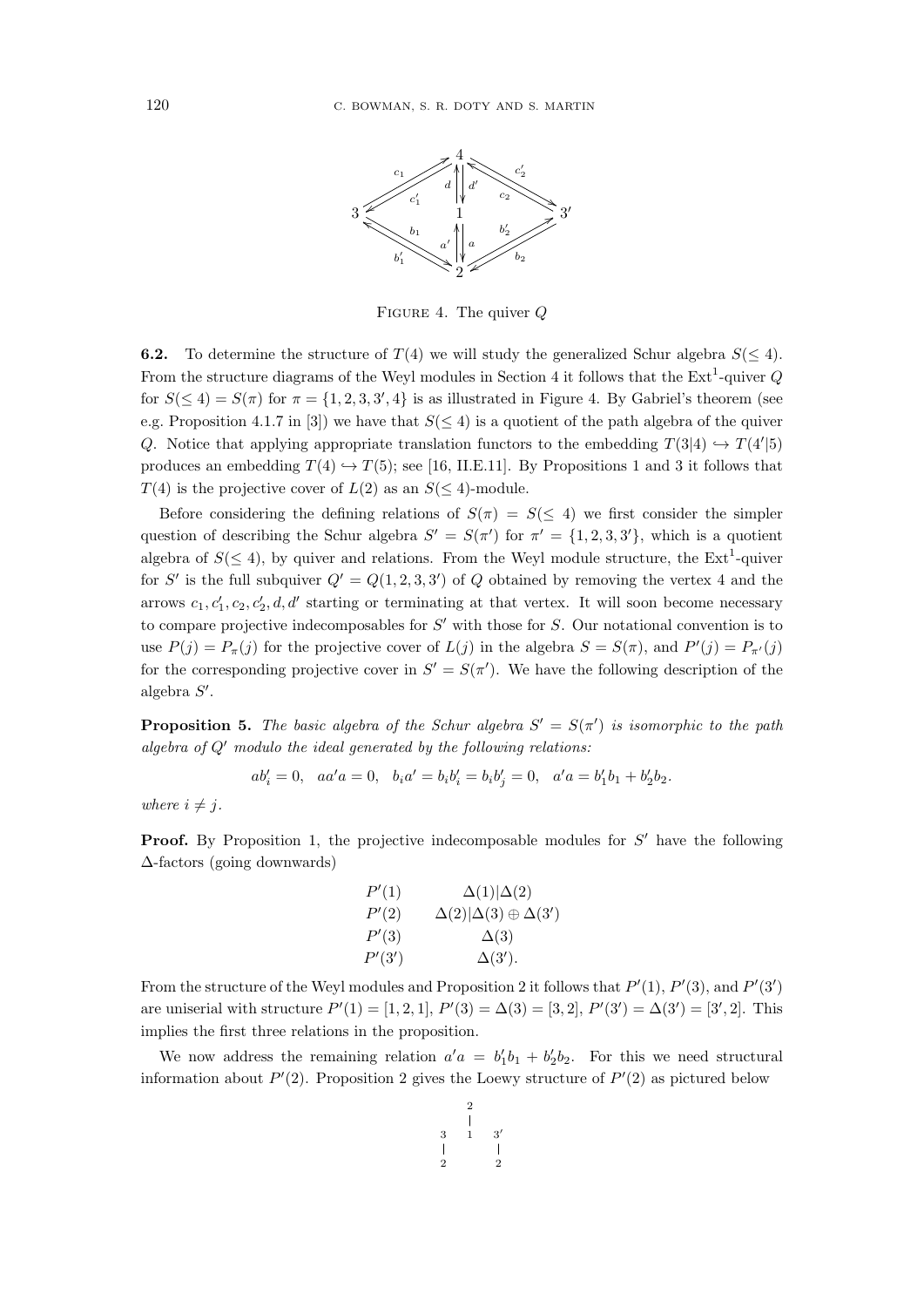FIGURE 4. The quiver $Q$

**6.2.** To determine the structure of $T(4)$ we will study the generalized Schur algebra $S(\leq 4)$. From the structure diagrams of the Weyl modules in Section 4 it follows that the $\mathrm{Ext}^1$-quiver $Q$ for $S(\leq 4) = S(\pi)$ for $\pi = \{1, 2, 3, 3', 4\}$ is as illustrated in Figure 4. By Gabriel's theorem (see e.g. Proposition 4.1.7 in [3]) we have that $S(\leq 4)$ is a quotient of the path algebra of the quiver $Q$. Notice that applying appropriate translation functors to the embedding $T(3|4) \hookrightarrow T(4'|5)$ produces an embedding $T(4) \hookrightarrow T(5)$; see [16, II.E.11]. By Propositions 1 and 3 it follows that $T(4)$ is the projective cover of $L(2)$ as an $S(\leq 4)$-module.

Before considering the defining relations of $S(\pi) = S(\leq 4)$ we first consider the simpler question of describing the Schur algebra $S' = S(\pi')$ for $\pi' = \{1, 2, 3, 3'\}$, which is a quotient algebra of $S(\leq 4)$, by quiver and relations. From the Weyl module structure, the $\mathrm{Ext}^1$-quiver for $S'$ is the full subquiver $Q' = Q(1, 2, 3, 3')$ of $Q$ obtained by removing the vertex 4 and the arrows $c_1, c_1', c_2, c_2', d, d'$ starting or terminating at that vertex. It will soon become necessary to compare projective indecomposables for $S'$ with those for $S$. Our notational convention is to use $P(j) = P_\pi(j)$ for the projective cover of $L(j)$ in the algebra $S = S(\pi)$, and $P'(j) = P_{\pi'}(j)$ for the corresponding projective cover in $S' = S(\pi')$. We have the following description of the algebra $S'$.

**Proposition 5.** *The basic algebra of the Schur algebra $S' = S(\pi')$ is isomorphic to the path algebra of $Q'$ modulo the ideal generated by the following relations:*

$$ab_i' = 0, \quad aa'a = 0, \quad b_i a' = b_i b_i' = b_i b_j' = 0, \quad a'a = b_1' b_1 + b_2' b_2.$$

*where $i \neq j$.*

**Proof.** By Proposition 1, the projective indecomposable modules for $S'$ have the following $\Delta$-factors (going downwards)

| | |
|---|---|
| $P'(1)$ | $\Delta(1)\|\Delta(2)$ |
| $P'(2)$ | $\Delta(2)\|\Delta(3) \oplus \Delta(3')$ |
| $P'(3)$ | $\Delta(3)$ |
| $P'(3')$ | $\Delta(3')$. |

From the structure of the Weyl modules and Proposition 2 it follows that $P'(1)$, $P'(3)$, and $P'(3')$ are uniserial with structure $P'(1) = [1, 2, 1]$, $P'(3) = \Delta(3) = [3, 2]$, $P'(3') = \Delta(3') = [3', 2]$. This implies the first three relations in the proposition.

We now address the remaining relation $a'a = b_1' b_1 + b_2' b_2$. For this we need structural information about $P'(2)$. Proposition 2 gives the Loewy structure of $P'(2)$ as pictured below

$$\begin{array}{ccc} & 2 & \\ & | & \\ 3 & 1 & 3' \\ | & & | \\ 2 & & 2 \end{array}$$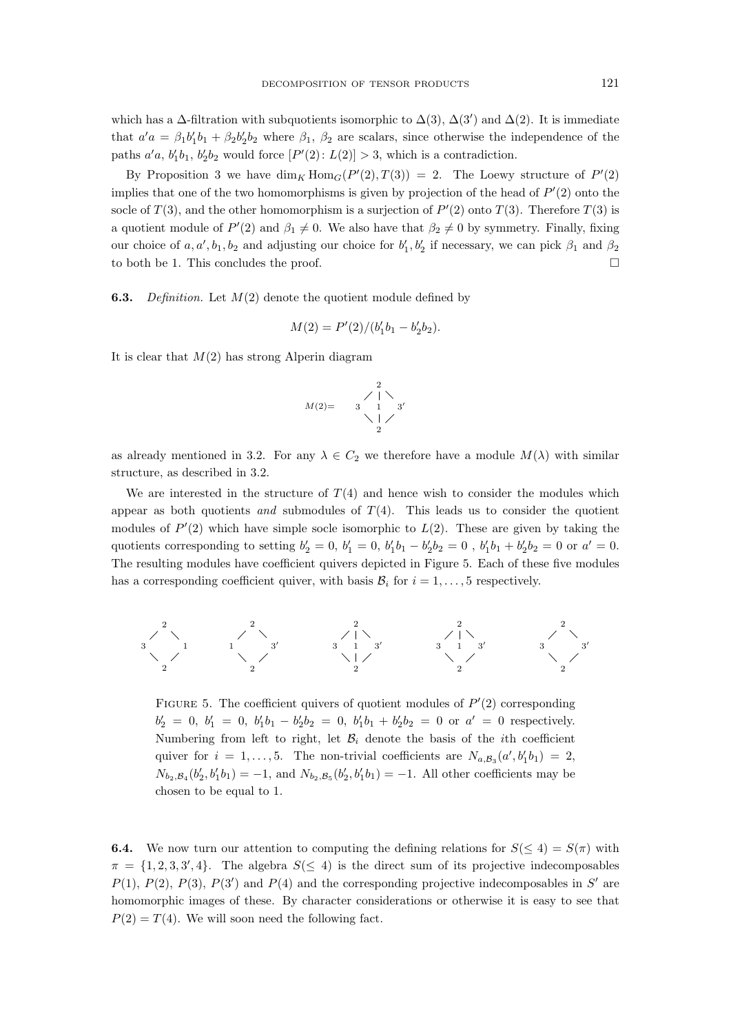which has a $\Delta$-filtration with subquotients isomorphic to $\Delta(3)$, $\Delta(3')$ and $\Delta(2)$. It is immediate that $a'a = \beta_1 b_1' b_1 + \beta_2 b_2' b_2$ where $\beta_1$, $\beta_2$ are scalars, since otherwise the independence of the paths $a'a$, $b_1'b_1$, $b_2'b_2$ would force $[P'(2)\colon L(2)] > 3$, which is a contradiction.

By Proposition 3 we have $\dim_K \operatorname{Hom}_G(P'(2), T(3)) = 2$. The Loewy structure of $P'(2)$ implies that one of the two homomorphisms is given by projection of the head of $P'(2)$ onto the socle of $T(3)$, and the other homomorphism is a surjection of $P'(2)$ onto $T(3)$. Therefore $T(3)$ is a quotient module of $P'(2)$ and $\beta_1 \neq 0$. We also have that $\beta_2 \neq 0$ by symmetry. Finally, fixing our choice of $a, a', b_1, b_2$ and adjusting our choice for $b_1', b_2'$ if necessary, we can pick $\beta_1$ and $\beta_2$ to both be 1. This concludes the proof. $\square$

**6.3.** *Definition.* Let $M(2)$ denote the quotient module defined by

$$M(2) = P'(2)/(b_1'b_1 - b_2'b_2).$$

It is clear that $M(2)$ has strong Alperin diagram

$$M(2)= \quad \begin{array}{ccccc} & & 2 & & \\ & \diagup & | & \diagdown & \\ 3 & & 1 & & 3' \\ & \diagdown & | & \diagup & \\ & & 2 & & \end{array}$$

as already mentioned in 3.2. For any $\lambda \in C_2$ we therefore have a module $M(\lambda)$ with similar structure, as described in 3.2.

We are interested in the structure of $T(4)$ and hence wish to consider the modules which appear as both quotients *and* submodules of $T(4)$. This leads us to consider the quotient modules of $P'(2)$ which have simple socle isomorphic to $L(2)$. These are given by taking the quotients corresponding to setting $b_2' = 0$, $b_1' = 0$, $b_1'b_1 - b_2'b_2 = 0$ , $b_1'b_1 + b_2'b_2 = 0$ or $a' = 0$. The resulting modules have coefficient quivers depicted in Figure 5. Each of these five modules has a corresponding coefficient quiver, with basis $\mathcal{B}_i$ for $i = 1, \dots, 5$ respectively.

$$\begin{array}{ccc} & 2 & \\ \diagup & & \diagdown \\ 3 & & 1 \\ \diagdown & & \diagup \\ & 2 & \end{array} \qquad \begin{array}{ccc} & 2 & \\ \diagup & & \diagdown \\ 1 & & 3' \\ \diagdown & & \diagup \\ & 2 & \end{array} \qquad \begin{array}{ccccc} & & 2 & & \\ & \diagup & | & \diagdown & \\ 3 & & 1 & & 3' \\ & \diagdown & | & \diagup & \\ & & 2 & & \end{array} \qquad \begin{array}{ccccc} & & 2 & & \\ & \diagup & | & \diagdown & \\ 3 & & 1 & & 3' \\ & \diagdown & & \diagup & \\ & & 2 & & \end{array} \qquad \begin{array}{ccc} & 2 & \\ \diagup & & \diagdown \\ 3 & & 3' \\ \diagdown & & \diagup \\ & 2 & \end{array}$$

FIGURE 5. The coefficient quivers of quotient modules of $P'(2)$ corresponding $b_2' = 0$, $b_1' = 0$, $b_1'b_1 - b_2'b_2 = 0$, $b_1'b_1 + b_2'b_2 = 0$ or $a' = 0$ respectively. Numbering from left to right, let $\mathcal{B}_i$ denote the basis of the $i$th coefficient quiver for $i = 1, \dots, 5$. The non-trivial coefficients are $N_{a,\mathcal{B}_3}(a', b_1'b_1) = 2$, $N_{b_2,\mathcal{B}_4}(b_2', b_1'b_1) = -1$, and $N_{b_2,\mathcal{B}_5}(b_2', b_1'b_1) = -1$. All other coefficients may be chosen to be equal to 1.

**6.4.** We now turn our attention to computing the defining relations for $S(\leq 4) = S(\pi)$ with $\pi = \{1, 2, 3, 3', 4\}$. The algebra $S(\leq 4)$ is the direct sum of its projective indecomposables $P(1)$, $P(2)$, $P(3)$, $P(3')$ and $P(4)$ and the corresponding projective indecomposables in $S'$ are homomorphic images of these. By character considerations or otherwise it is easy to see that $P(2) = T(4)$. We will soon need the following fact.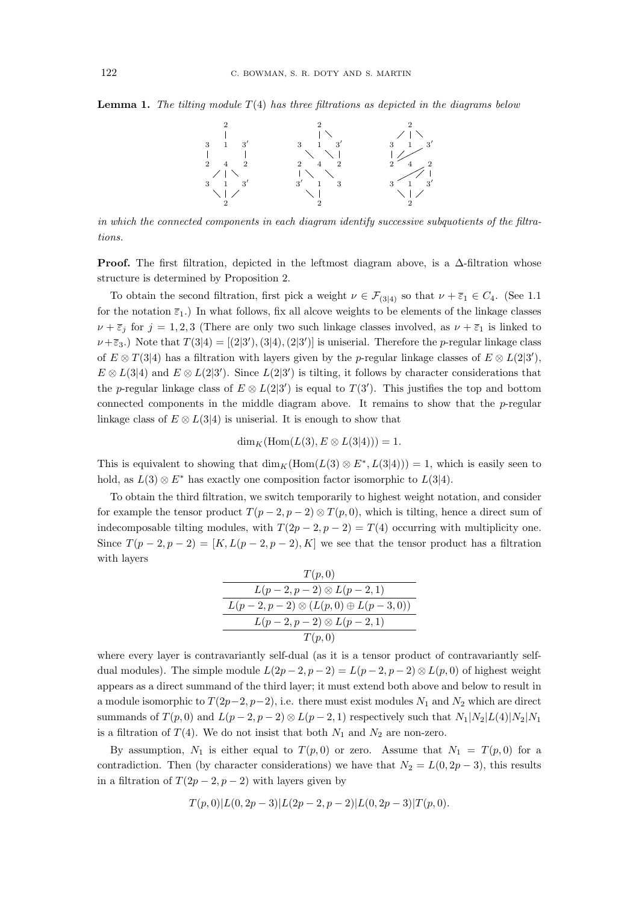**Lemma 1.** *The tilting module $T(4)$ has three filtrations as depicted in the diagrams below*

```
      2                    2                      2
      |                    | \                  / | \
3     1     3'       3     1     3'        3     1    3'
|           |          \     \   |         |  /
2     4     2        2     4     2         2     4    2
    / | \            | \     \                      / |
3     1     3'       3'    1     3         3     1    3'
  \   |   /            \   |                 \   |   /
      2                    2                      2
```

*in which the connected components in each diagram identify successive subquotients of the filtrations.*

**Proof.** The first filtration, depicted in the leftmost diagram above, is a $\Delta$-filtration whose structure is determined by Proposition 2.

To obtain the second filtration, first pick a weight $\nu \in \mathcal{F}_{(3|4)}$ so that $\nu + \bar{\varepsilon}_1 \in C_4$. (See 1.1 for the notation $\bar{\varepsilon}_1$.) In what follows, fix all alcove weights to be elements of the linkage classes $\nu + \bar{\varepsilon}_j$ for $j = 1, 2, 3$ (There are only two such linkage classes involved, as $\nu + \bar{\varepsilon}_1$ is linked to $\nu + \bar{\varepsilon}_3$.) Note that $T(3|4) = [(2|3'), (3|4), (2|3')]$ is uniserial. Therefore the $p$-regular linkage class of $E \otimes T(3|4)$ has a filtration with layers given by the $p$-regular linkage classes of $E \otimes L(2|3')$, $E \otimes L(3|4)$ and $E \otimes L(2|3')$. Since $L(2|3')$ is tilting, it follows by character considerations that the $p$-regular linkage class of $E \otimes L(2|3')$ is equal to $T(3')$. This justifies the top and bottom connected components in the middle diagram above. It remains to show that the $p$-regular linkage class of $E \otimes L(3|4)$ is uniserial. It is enough to show that

$$\dim_K(\mathrm{Hom}(L(3), E \otimes L(3|4))) = 1.$$

This is equivalent to showing that $\dim_K(\mathrm{Hom}(L(3) \otimes E^*, L(3|4))) = 1$, which is easily seen to hold, as $L(3) \otimes E^*$ has exactly one composition factor isomorphic to $L(3|4)$.

To obtain the third filtration, we switch temporarily to highest weight notation, and consider for example the tensor product $T(p-2, p-2) \otimes T(p, 0)$, which is tilting, hence a direct sum of indecomposable tilting modules, with $T(2p-2, p-2) = T(4)$ occurring with multiplicity one. Since $T(p-2, p-2) = [K, L(p-2, p-2), K]$ we see that the tensor product has a filtration with layers

| $T(p, 0)$ |
|---|
| $L(p-2, p-2) \otimes L(p-2, 1)$ |
| $L(p-2, p-2) \otimes (L(p, 0) \oplus L(p-3, 0))$ |
| $L(p-2, p-2) \otimes L(p-2, 1)$ |
| $T(p, 0)$ |

where every layer is contravariantly self-dual (as it is a tensor product of contravariantly self-dual modules). The simple module $L(2p-2, p-2) = L(p-2, p-2) \otimes L(p, 0)$ of highest weight appears as a direct summand of the third layer; it must extend both above and below to result in a module isomorphic to $T(2p-2, p-2)$, i.e. there must exist modules $N_1$ and $N_2$ which are direct summands of $T(p, 0)$ and $L(p-2, p-2) \otimes L(p-2, 1)$ respectively such that $N_1|N_2|L(4)|N_2|N_1$ is a filtration of $T(4)$. We do not insist that both $N_1$ and $N_2$ are non-zero.

By assumption, $N_1$ is either equal to $T(p, 0)$ or zero. Assume that $N_1 = T(p, 0)$ for a contradiction. Then (by character considerations) we have that $N_2 = L(0, 2p-3)$, this results in a filtration of $T(2p-2, p-2)$ with layers given by

$$T(p, 0)|L(0, 2p-3)|L(2p-2, p-2)|L(0, 2p-3)|T(p, 0).$$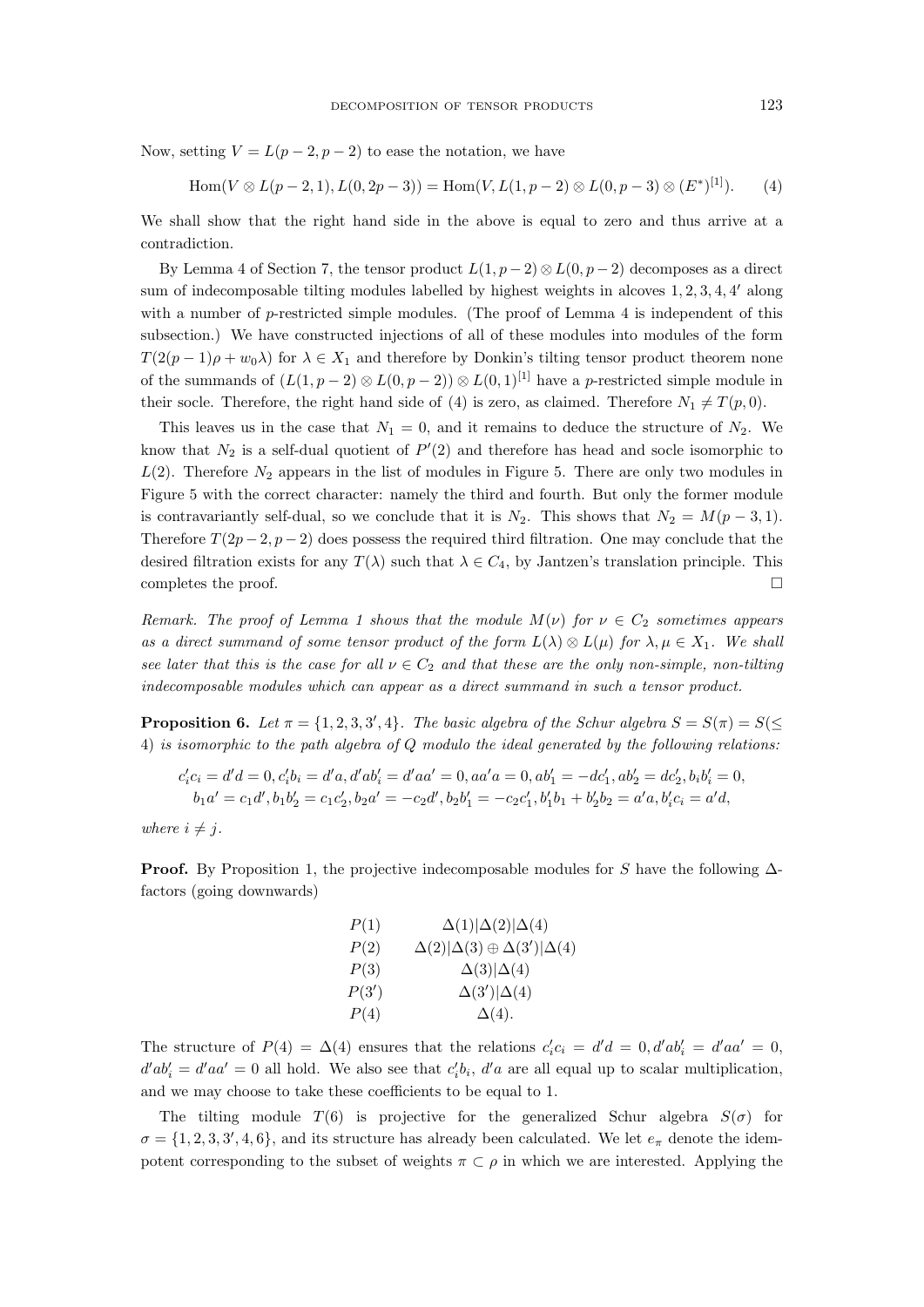Now, setting $V = L(p-2, p-2)$ to ease the notation, we have

$$\mathrm{Hom}(V \otimes L(p-2,1), L(0, 2p-3)) = \mathrm{Hom}(V, L(1, p-2) \otimes L(0, p-3) \otimes (E^*)^{[1]}). \tag{4}$$

We shall show that the right hand side in the above is equal to zero and thus arrive at a contradiction.

By Lemma 4 of Section 7, the tensor product $L(1, p-2) \otimes L(0, p-2)$ decomposes as a direct sum of indecomposable tilting modules labelled by highest weights in alcoves $1, 2, 3, 4, 4'$ along with a number of $p$-restricted simple modules. (The proof of Lemma 4 is independent of this subsection.) We have constructed injections of all of these modules into modules of the form $T(2(p-1)\rho + w_0\lambda)$ for $\lambda \in X_1$ and therefore by Donkin's tilting tensor product theorem none of the summands of $(L(1, p-2) \otimes L(0, p-2)) \otimes L(0, 1)^{[1]}$ have a $p$-restricted simple module in their socle. Therefore, the right hand side of (4) is zero, as claimed. Therefore $N_1 \neq T(p, 0)$.

This leaves us in the case that $N_1 = 0$, and it remains to deduce the structure of $N_2$. We know that $N_2$ is a self-dual quotient of $P'(2)$ and therefore has head and socle isomorphic to $L(2)$. Therefore $N_2$ appears in the list of modules in Figure 5. There are only two modules in Figure 5 with the correct character: namely the third and fourth. But only the former module is contravariantly self-dual, so we conclude that it is $N_2$. This shows that $N_2 = M(p-3, 1)$. Therefore $T(2p-2, p-2)$ does possess the required third filtration. One may conclude that the desired filtration exists for any $T(\lambda)$ such that $\lambda \in C_4$, by Jantzen's translation principle. This completes the proof. $\square$

*Remark. The proof of Lemma 1 shows that the module $M(\nu)$ for $\nu \in C_2$ sometimes appears as a direct summand of some tensor product of the form $L(\lambda) \otimes L(\mu)$ for $\lambda, \mu \in X_1$. We shall see later that this is the case for all $\nu \in C_2$ and that these are the only non-simple, non-tilting indecomposable modules which can appear as a direct summand in such a tensor product.*

**Proposition 6.** *Let $\pi = \{1, 2, 3, 3', 4\}$. The basic algebra of the Schur algebra $S = S(\pi) = S(\leq 4)$ is isomorphic to the path algebra of $Q$ modulo the ideal generated by the following relations:*

$$c_i'c_i = d'd = 0, c_i'b_i = d'a, d'ab_i' = d'aa' = 0, aa'a = 0, ab_1' = -dc_1', ab_2' = dc_2', b_ib_i' = 0,$$
$$b_1a' = c_1d', b_1b_2' = c_1c_2', b_2a' = -c_2d', b_2b_1' = -c_2c_1', b_1'b_1 + b_2'b_2 = a'a, b_i'c_i = a'd,$$

*where $i \neq j$.*

**Proof.** By Proposition 1, the projective indecomposable modules for $S$ have the following $\Delta$-factors (going downwards)

| | |
|---|---|
| $P(1)$ | $\Delta(1)\|\Delta(2)\|\Delta(4)$ |
| $P(2)$ | $\Delta(2)\|\Delta(3) \oplus \Delta(3')\|\Delta(4)$ |
| $P(3)$ | $\Delta(3)\|\Delta(4)$ |
| $P(3')$ | $\Delta(3')\|\Delta(4)$ |
| $P(4)$ | $\Delta(4)$. |

The structure of $P(4) = \Delta(4)$ ensures that the relations $c_i'c_i = d'd = 0, d'ab_i' = d'aa' = 0$, $d'ab_i' = d'aa' = 0$ all hold. We also see that $c_i'b_i$, $d'a$ are all equal up to scalar multiplication, and we may choose to take these coefficients to be equal to 1.

The tilting module $T(6)$ is projective for the generalized Schur algebra $S(\sigma)$ for $\sigma = \{1, 2, 3, 3', 4, 6\}$, and its structure has already been calculated. We let $e_\pi$ denote the idempotent corresponding to the subset of weights $\pi \subset \rho$ in which we are interested. Applying the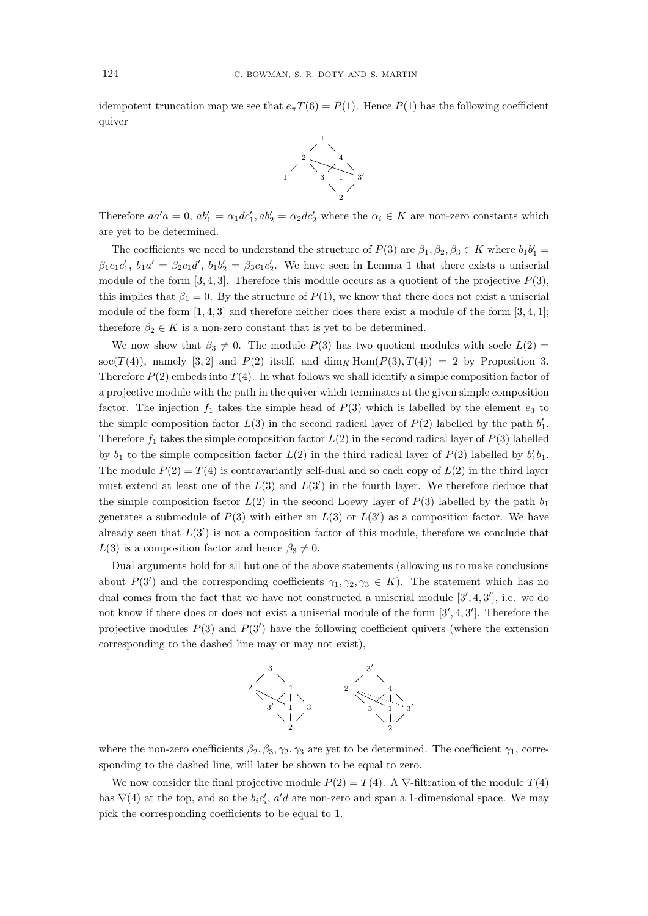idempotent truncation map we see that $e_\pi T(6) = P(1)$. Hence $P(1)$ has the following coefficient quiver

Therefore $aa'a = 0$, $ab_1' = \alpha_1 dc_1'$, $ab_2' = \alpha_2 dc_2'$ where the $\alpha_i \in K$ are non-zero constants which are yet to be determined.

The coefficients we need to understand the structure of $P(3)$ are $\beta_1, \beta_2, \beta_3 \in K$ where $b_1b_1' = \beta_1 c_1 c_1'$, $b_1 a' = \beta_2 c_1 d'$, $b_1 b_2' = \beta_3 c_1 c_2'$. We have seen in Lemma 1 that there exists a uniserial module of the form $[3, 4, 3]$. Therefore this module occurs as a quotient of the projective $P(3)$, this implies that $\beta_1 = 0$. By the structure of $P(1)$, we know that there does not exist a uniserial module of the form $[1, 4, 3]$ and therefore neither does there exist a module of the form $[3, 4, 1]$; therefore $\beta_2 \in K$ is a non-zero constant that is yet to be determined.

We now show that $\beta_3 \neq 0$. The module $P(3)$ has two quotient modules with socle $L(2) = \mathrm{soc}(T(4))$, namely $[3, 2]$ and $P(2)$ itself, and $\dim_K \mathrm{Hom}(P(3), T(4)) = 2$ by Proposition 3. Therefore $P(2)$ embeds into $T(4)$. In what follows we shall identify a simple composition factor of a projective module with the path in the quiver which terminates at the given simple composition factor. The injection $f_1$ takes the simple head of $P(3)$ which is labelled by the element $e_3$ to the simple composition factor $L(3)$ in the second radical layer of $P(2)$ labelled by the path $b_1'$. Therefore $f_1$ takes the simple composition factor $L(2)$ in the second radical layer of $P(3)$ labelled by $b_1$ to the simple composition factor $L(2)$ in the third radical layer of $P(2)$ labelled by $b_1'b_1$. The module $P(2) = T(4)$ is contravariantly self-dual and so each copy of $L(2)$ in the third layer must extend at least one of the $L(3)$ and $L(3')$ in the fourth layer. We therefore deduce that the simple composition factor $L(2)$ in the second Loewy layer of $P(3)$ labelled by the path $b_1$ generates a submodule of $P(3)$ with either an $L(3)$ or $L(3')$ as a composition factor. We have already seen that $L(3')$ is not a composition factor of this module, therefore we conclude that $L(3)$ is a composition factor and hence $\beta_3 \neq 0$.

Dual arguments hold for all but one of the above statements (allowing us to make conclusions about $P(3')$ and the corresponding coefficients $\gamma_1, \gamma_2, \gamma_3 \in K$). The statement which has no dual comes from the fact that we have not constructed a uniserial module $[3', 4, 3']$, i.e. we do not know if there does or does not exist a uniserial module of the form $[3', 4, 3']$. Therefore the projective modules $P(3)$ and $P(3')$ have the following coefficient quivers (where the extension corresponding to the dashed line may or may not exist),

where the non-zero coefficients $\beta_2, \beta_3, \gamma_2, \gamma_3$ are yet to be determined. The coefficient $\gamma_1$, corresponding to the dashed line, will later be shown to be equal to zero.

We now consider the final projective module $P(2) = T(4)$. A $\nabla$-filtration of the module $T(4)$ has $\nabla(4)$ at the top, and so the $b_i c_i'$, $a'd$ are non-zero and span a 1-dimensional space. We may pick the corresponding coefficients to be equal to 1.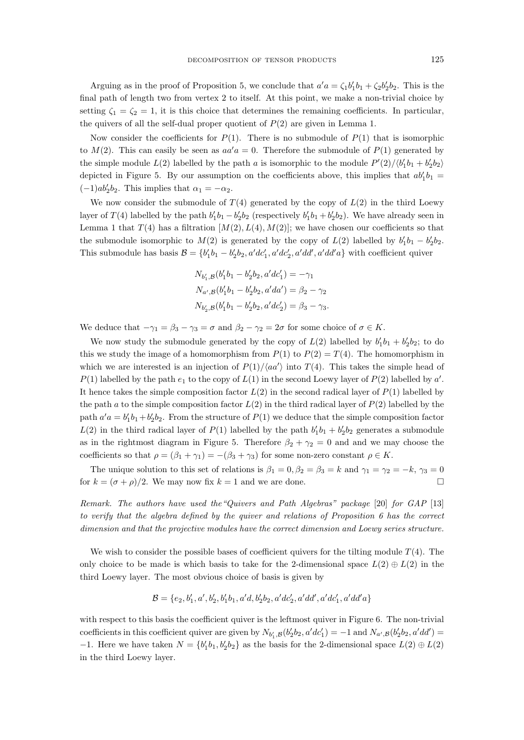Arguing as in the proof of Proposition 5, we conclude that $a'a = \zeta_1 b_1' b_1 + \zeta_2 b_2' b_2$. This is the final path of length two from vertex 2 to itself. At this point, we make a non-trivial choice by setting $\zeta_1 = \zeta_2 = 1$, it is this choice that determines the remaining coefficients. In particular, the quivers of all the self-dual proper quotient of $P(2)$ are given in Lemma 1.

Now consider the coefficients for $P(1)$. There is no submodule of $P(1)$ that is isomorphic to $M(2)$. This can easily be seen as $aa'a = 0$. Therefore the submodule of $P(1)$ generated by the simple module $L(2)$ labelled by the path $a$ is isomorphic to the module $P'(2)/\langle b_1'b_1 + b_2'b_2\rangle$ depicted in Figure 5. By our assumption on the coefficients above, this implies that $ab_1'b_1 = (-1)ab_2'b_2$. This implies that $\alpha_1 = -\alpha_2$.

We now consider the submodule of $T(4)$ generated by the copy of $L(2)$ in the third Loewy layer of $T(4)$ labelled by the path $b_1'b_1 - b_2'b_2$ (respectively $b_1'b_1 + b_2'b_2$). We have already seen in Lemma 1 that $T(4)$ has a filtration $[M(2), L(4), M(2)]$; we have chosen our coefficients so that the submodule isomorphic to $M(2)$ is generated by the copy of $L(2)$ labelled by $b_1'b_1 - b_2'b_2$. This submodule has basis $\mathcal{B} = \{b_1'b_1 - b_2'b_2, a'dc_1', a'dc_2', a'dd', a'dd'a\}$ with coefficient quiver

$$N_{b_1',\mathcal{B}}(b_1'b_1 - b_2'b_2, a'dc_1') = -\gamma_1$$
$$N_{a',\mathcal{B}}(b_1'b_1 - b_2'b_2, a'da') = \beta_2 - \gamma_2$$
$$N_{b_2',\mathcal{B}}(b_1'b_1 - b_2'b_2, a'dc_2') = \beta_3 - \gamma_3.$$

We deduce that $-\gamma_1 = \beta_3 - \gamma_3 = \sigma$ and $\beta_2 - \gamma_2 = 2\sigma$ for some choice of $\sigma \in K$.

We now study the submodule generated by the copy of $L(2)$ labelled by $b_1'b_1 + b_2'b_2$; to do this we study the image of a homomorphism from $P(1)$ to $P(2) = T(4)$. The homomorphism in which we are interested is an injection of $P(1)/\langle aa'\rangle$ into $T(4)$. This takes the simple head of $P(1)$ labelled by the path $e_1$ to the copy of $L(1)$ in the second Loewy layer of $P(2)$ labelled by $a'$. It hence takes the simple composition factor $L(2)$ in the second radical layer of $P(1)$ labelled by the path $a$ to the simple composition factor $L(2)$ in the third radical layer of $P(2)$ labelled by the path $a'a = b_1'b_1 + b_2'b_2$. From the structure of $P(1)$ we deduce that the simple composition factor $L(2)$ in the third radical layer of $P(1)$ labelled by the path $b_1'b_1 + b_2'b_2$ generates a submodule as in the rightmost diagram in Figure 5. Therefore $\beta_2 + \gamma_2 = 0$ and and we may choose the coefficients so that $\rho = (\beta_1 + \gamma_1) = -(\beta_3 + \gamma_3)$ for some non-zero constant $\rho \in K$.

The unique solution to this set of relations is $\beta_1 = 0, \beta_2 = \beta_3 = k$ and $\gamma_1 = \gamma_2 = -k$, $\gamma_3 = 0$ for $k = (\sigma + \rho)/2$. We may now fix $k = 1$ and we are done. □

*Remark. The authors have used the "Quivers and Path Algebras" package [20] for GAP [13] to verify that the algebra defined by the quiver and relations of Proposition 6 has the correct dimension and that the projective modules have the correct dimension and Loewy series structure.*

We wish to consider the possible bases of coefficient quivers for the tilting module $T(4)$. The only choice to be made is which basis to take for the 2-dimensional space $L(2) \oplus L(2)$ in the third Loewy layer. The most obvious choice of basis is given by

$$\mathcal{B} = \{e_2, b_1', a', b_2', b_1'b_1, a'd, b_2'b_2, a'dc_2', a'dd', a'dc_1', a'dd'a\}$$

with respect to this basis the coefficient quiver is the leftmost quiver in Figure 6. The non-trivial coefficients in this coefficient quiver are given by $N_{b_1',\mathcal{B}}(b_2'b_2, a'dc_1') = -1$ and $N_{a',\mathcal{B}}(b_2'b_2, a'dd') = -1$. Here we have taken $N = \{b_1'b_1, b_2'b_2\}$ as the basis for the 2-dimensional space $L(2) \oplus L(2)$ in the third Loewy layer.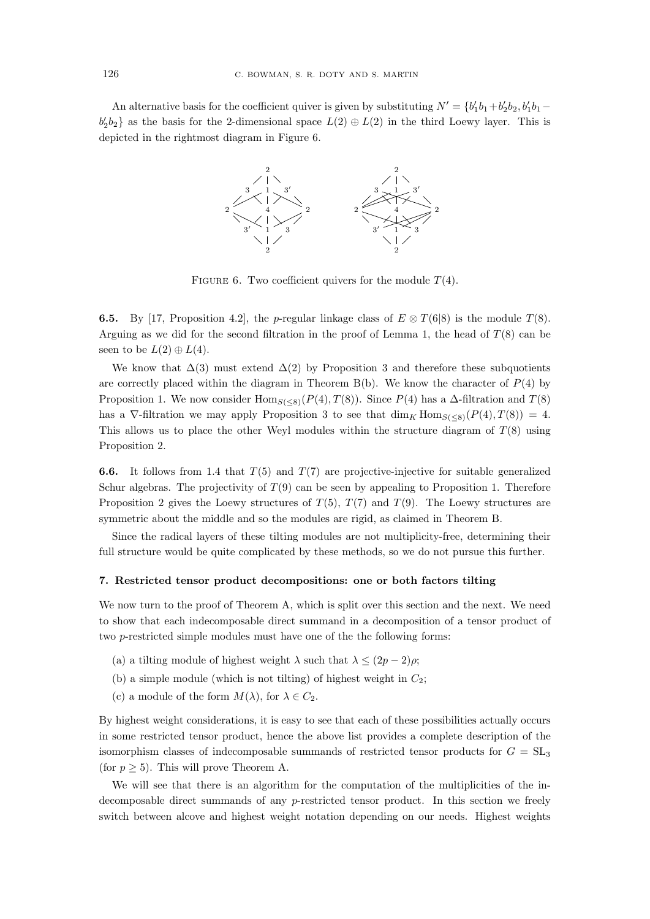An alternative basis for the coefficient quiver is given by substituting $N' = \{b_1'b_1 + b_2'b_2, b_1'b_1 - b_2'b_2\}$ as the basis for the 2-dimensional space $L(2) \oplus L(2)$ in the third Loewy layer. This is depicted in the rightmost diagram in Figure 6.

FIGURE 6. Two coefficient quivers for the module $T(4)$.

**6.5.** By [17, Proposition 4.2], the $p$-regular linkage class of $E \otimes T(6|8)$ is the module $T(8)$. Arguing as we did for the second filtration in the proof of Lemma 1, the head of $T(8)$ can be seen to be $L(2) \oplus L(4)$.

We know that $\Delta(3)$ must extend $\Delta(2)$ by Proposition 3 and therefore these subquotients are correctly placed within the diagram in Theorem B(b). We know the character of $P(4)$ by Proposition 1. We now consider $\mathrm{Hom}_{S(\leq 8)}(P(4), T(8))$. Since $P(4)$ has a $\Delta$-filtration and $T(8)$ has a $\nabla$-filtration we may apply Proposition 3 to see that $\dim_K \mathrm{Hom}_{S(\leq 8)}(P(4), T(8)) = 4$. This allows us to place the other Weyl modules within the structure diagram of $T(8)$ using Proposition 2.

**6.6.** It follows from 1.4 that $T(5)$ and $T(7)$ are projective-injective for suitable generalized Schur algebras. The projectivity of $T(9)$ can be seen by appealing to Proposition 1. Therefore Proposition 2 gives the Loewy structures of $T(5)$, $T(7)$ and $T(9)$. The Loewy structures are symmetric about the middle and so the modules are rigid, as claimed in Theorem B.

Since the radical layers of these tilting modules are not multiplicity-free, determining their full structure would be quite complicated by these methods, so we do not pursue this further.

## 7. Restricted tensor product decompositions: one or both factors tilting

We now turn to the proof of Theorem A, which is split over this section and the next. We need to show that each indecomposable direct summand in a decomposition of a tensor product of two $p$-restricted simple modules must have one of the the following forms:

(a) a tilting module of highest weight $\lambda$ such that $\lambda \leq (2p-2)\rho$;

(b) a simple module (which is not tilting) of highest weight in $C_2$;

(c) a module of the form $M(\lambda)$, for $\lambda \in C_2$.

By highest weight considerations, it is easy to see that each of these possibilities actually occurs in some restricted tensor product, hence the above list provides a complete description of the isomorphism classes of indecomposable summands of restricted tensor products for $G = \mathrm{SL}_3$ (for $p \geq 5$). This will prove Theorem A.

We will see that there is an algorithm for the computation of the multiplicities of the indecomposable direct summands of any $p$-restricted tensor product. In this section we freely switch between alcove and highest weight notation depending on our needs. Highest weights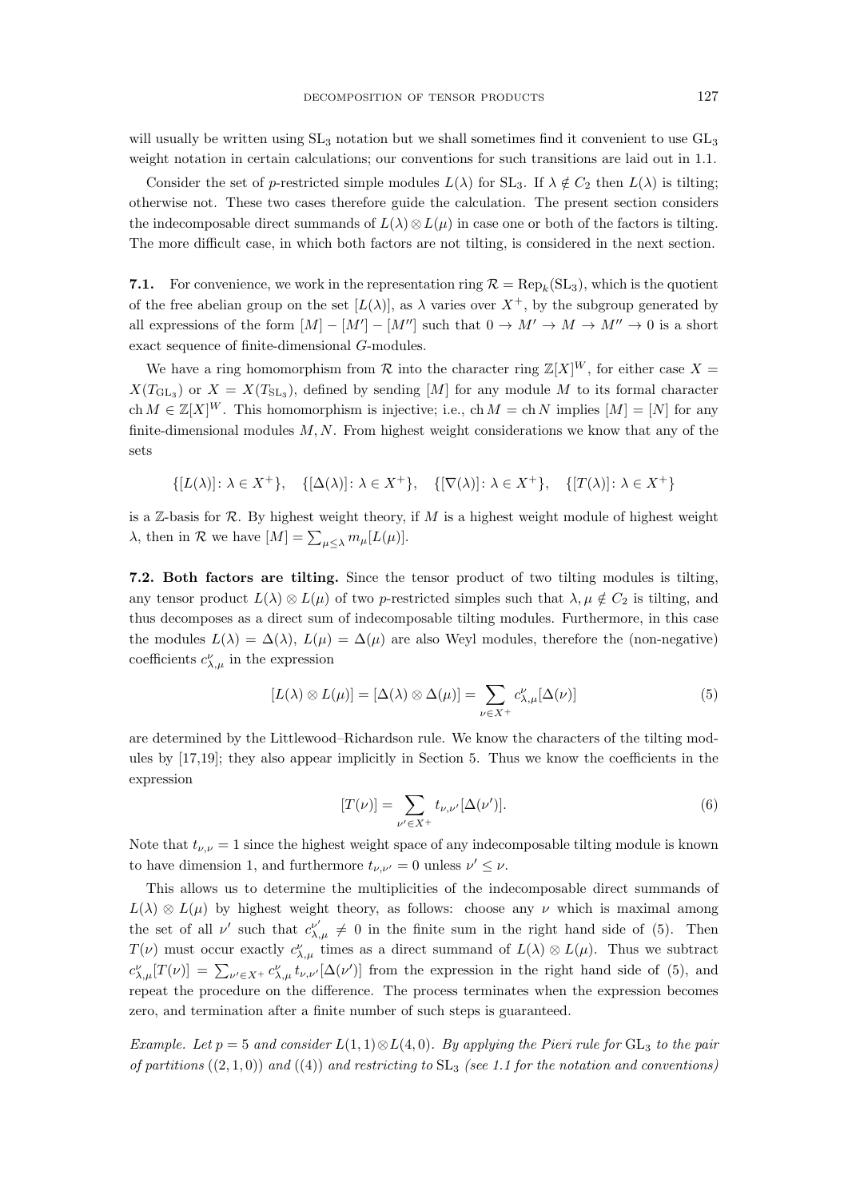will usually be written using $\mathrm{SL}_3$ notation but we shall sometimes find it convenient to use $\mathrm{GL}_3$ weight notation in certain calculations; our conventions for such transitions are laid out in 1.1.

Consider the set of $p$-restricted simple modules $L(\lambda)$ for $\mathrm{SL}_3$. If $\lambda \notin C_2$ then $L(\lambda)$ is tilting; otherwise not. These two cases therefore guide the calculation. The present section considers the indecomposable direct summands of $L(\lambda) \otimes L(\mu)$ in case one or both of the factors is tilting. The more difficult case, in which both factors are not tilting, is considered in the next section.

**7.1.** For convenience, we work in the representation ring $\mathcal{R} = \mathrm{Rep}_k(\mathrm{SL}_3)$, which is the quotient of the free abelian group on the set $[L(\lambda)]$, as $\lambda$ varies over $X^+$, by the subgroup generated by all expressions of the form $[M] - [M'] - [M'']$ such that $0 \to M' \to M \to M'' \to 0$ is a short exact sequence of finite-dimensional $G$-modules.

We have a ring homomorphism from $\mathcal{R}$ into the character ring $\mathbb{Z}[X]^W$, for either case $X = X(T_{\mathrm{GL}_3})$ or $X = X(T_{\mathrm{SL}_3})$, defined by sending $[M]$ for any module $M$ to its formal character $\mathrm{ch}\, M \in \mathbb{Z}[X]^W$. This homomorphism is injective; i.e., $\mathrm{ch}\, M = \mathrm{ch}\, N$ implies $[M] = [N]$ for any finite-dimensional modules $M, N$. From highest weight considerations we know that any of the sets

$$\{[L(\lambda)] \colon \lambda \in X^+\}, \quad \{[\Delta(\lambda)] \colon \lambda \in X^+\}, \quad \{[\nabla(\lambda)] \colon \lambda \in X^+\}, \quad \{[T(\lambda)] \colon \lambda \in X^+\}$$

is a $\mathbb{Z}$-basis for $\mathcal{R}$. By highest weight theory, if $M$ is a highest weight module of highest weight $\lambda$, then in $\mathcal{R}$ we have $[M] = \sum_{\mu \le \lambda} m_\mu [L(\mu)]$.

**7.2. Both factors are tilting.** Since the tensor product of two tilting modules is tilting, any tensor product $L(\lambda) \otimes L(\mu)$ of two $p$-restricted simples such that $\lambda, \mu \notin C_2$ is tilting, and thus decomposes as a direct sum of indecomposable tilting modules. Furthermore, in this case the modules $L(\lambda) = \Delta(\lambda)$, $L(\mu) = \Delta(\mu)$ are also Weyl modules, therefore the (non-negative) coefficients $c^\nu_{\lambda,\mu}$ in the expression

$$[L(\lambda) \otimes L(\mu)] = [\Delta(\lambda) \otimes \Delta(\mu)] = \sum_{\nu \in X^+} c^\nu_{\lambda,\mu} [\Delta(\nu)] \tag{5}$$

are determined by the Littlewood–Richardson rule. We know the characters of the tilting modules by [17,19]; they also appear implicitly in Section 5. Thus we know the coefficients in the expression

$$[T(\nu)] = \sum_{\nu' \in X^+} t_{\nu,\nu'} [\Delta(\nu')]. \tag{6}$$

Note that $t_{\nu,\nu} = 1$ since the highest weight space of any indecomposable tilting module is known to have dimension 1, and furthermore $t_{\nu,\nu'} = 0$ unless $\nu' \le \nu$.

This allows us to determine the multiplicities of the indecomposable direct summands of $L(\lambda) \otimes L(\mu)$ by highest weight theory, as follows: choose any $\nu$ which is maximal among the set of all $\nu'$ such that $c^{\nu'}_{\lambda,\mu} \neq 0$ in the finite sum in the right hand side of (5). Then $T(\nu)$ must occur exactly $c^\nu_{\lambda,\mu}$ times as a direct summand of $L(\lambda) \otimes L(\mu)$. Thus we subtract $c^\nu_{\lambda,\mu}[T(\nu)] = \sum_{\nu' \in X^+} c^\nu_{\lambda,\mu}\, t_{\nu,\nu'} [\Delta(\nu')]$ from the expression in the right hand side of (5), and repeat the procedure on the difference. The process terminates when the expression becomes zero, and termination after a finite number of such steps is guaranteed.

*Example. Let $p = 5$ and consider $L(1,1) \otimes L(4,0)$. By applying the Pieri rule for $\mathrm{GL}_3$ to the pair of partitions $((2,1,0))$ and $((4))$ and restricting to $\mathrm{SL}_3$ (see 1.1 for the notation and conventions)*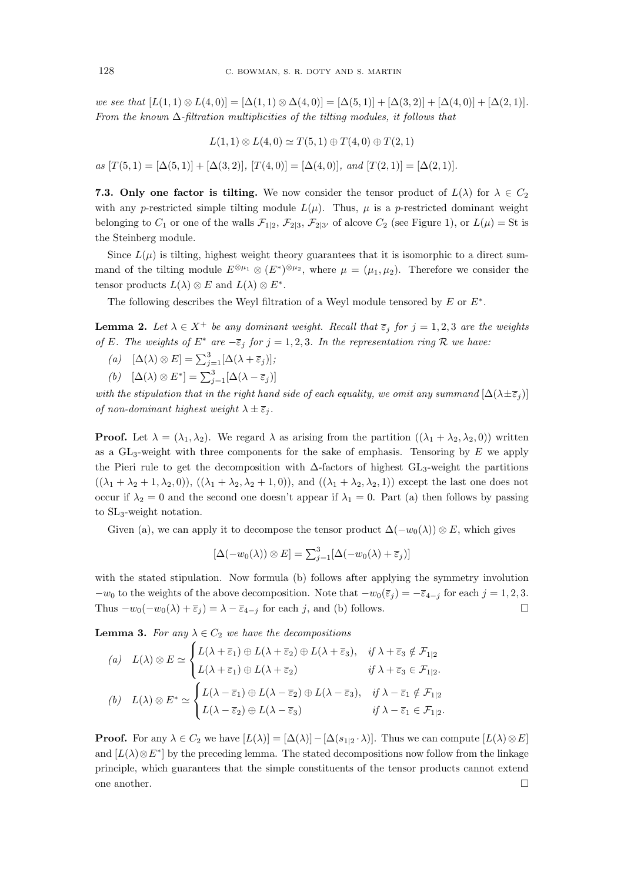*we see that* $[L(1,1) \otimes L(4,0)] = [\Delta(1,1) \otimes \Delta(4,0)] = [\Delta(5,1)] + [\Delta(3,2)] + [\Delta(4,0)] + [\Delta(2,1)]$. *From the known* $\Delta$*-filtration multiplicities of the tilting modules, it follows that*

$$L(1,1) \otimes L(4,0) \simeq T(5,1) \oplus T(4,0) \oplus T(2,1)$$

*as* $[T(5,1) = [\Delta(5,1)] + [\Delta(3,2)]$, $[T(4,0)] = [\Delta(4,0)]$, *and* $[T(2,1)] = [\Delta(2,1)]$.

**7.3. Only one factor is tilting.** We now consider the tensor product of $L(\lambda)$ for $\lambda \in C_2$ with any $p$-restricted simple tilting module $L(\mu)$. Thus, $\mu$ is a $p$-restricted dominant weight belonging to $C_1$ or one of the walls $\mathcal{F}_{1|2}$, $\mathcal{F}_{2|3}$, $\mathcal{F}_{2|3'}$ of alcove $C_2$ (see Figure 1), or $L(\mu) = \mathrm{St}$ is the Steinberg module.

Since $L(\mu)$ is tilting, highest weight theory guarantees that it is isomorphic to a direct summand of the tilting module $E^{\otimes \mu_1} \otimes (E^*)^{\otimes \mu_2}$, where $\mu = (\mu_1, \mu_2)$. Therefore we consider the tensor products $L(\lambda) \otimes E$ and $L(\lambda) \otimes E^*$.

The following describes the Weyl filtration of a Weyl module tensored by $E$ or $E^*$.

**Lemma 2.** *Let* $\lambda \in X^+$ *be any dominant weight. Recall that* $\overline{\varepsilon}_j$ *for* $j = 1, 2, 3$ *are the weights of* $E$. *The weights of* $E^*$ *are* $-\overline{\varepsilon}_j$ *for* $j = 1, 2, 3$. *In the representation ring* $\mathcal{R}$ *we have:*

(a) $[\Delta(\lambda) \otimes E] = \sum_{j=1}^{3} [\Delta(\lambda + \overline{\varepsilon}_j)]$;

(b) $[\Delta(\lambda) \otimes E^*] = \sum_{j=1}^{3} [\Delta(\lambda - \overline{\varepsilon}_j)]$

*with the stipulation that in the right hand side of each equality, we omit any summand* $[\Delta(\lambda \pm \overline{\varepsilon}_j)]$ *of non-dominant highest weight* $\lambda \pm \overline{\varepsilon}_j$.

**Proof.** Let $\lambda = (\lambda_1, \lambda_2)$. We regard $\lambda$ as arising from the partition $((\lambda_1 + \lambda_2, \lambda_2, 0))$ written as a $\mathrm{GL}_3$-weight with three components for the sake of emphasis. Tensoring by $E$ we apply the Pieri rule to get the decomposition with $\Delta$-factors of highest $\mathrm{GL}_3$-weight the partitions $((\lambda_1 + \lambda_2 + 1, \lambda_2, 0))$, $((\lambda_1 + \lambda_2, \lambda_2 + 1, 0))$, and $((\lambda_1 + \lambda_2, \lambda_2, 1))$ except the last one does not occur if $\lambda_2 = 0$ and the second one doesn't appear if $\lambda_1 = 0$. Part (a) then follows by passing to $\mathrm{SL}_3$-weight notation.

Given (a), we can apply it to decompose the tensor product $\Delta(-w_0(\lambda)) \otimes E$, which gives

$$[\Delta(-w_0(\lambda)) \otimes E] = \textstyle\sum_{j=1}^{3} [\Delta(-w_0(\lambda) + \overline{\varepsilon}_j)]$$

with the stated stipulation. Now formula (b) follows after applying the symmetry involution $-w_0$ to the weights of the above decomposition. Note that $-w_0(\overline{\varepsilon}_j) = -\overline{\varepsilon}_{4-j}$ for each $j = 1, 2, 3$. Thus $-w_0(-w_0(\lambda) + \overline{\varepsilon}_j) = \lambda - \overline{\varepsilon}_{4-j}$ for each $j$, and (b) follows. $\square$

**Lemma 3.** *For any* $\lambda \in C_2$ *we have the decompositions*

$$(a) \quad L(\lambda) \otimes E \simeq \begin{cases} L(\lambda + \overline{\varepsilon}_1) \oplus L(\lambda + \overline{\varepsilon}_2) \oplus L(\lambda + \overline{\varepsilon}_3), & \text{if } \lambda + \overline{\varepsilon}_3 \notin \mathcal{F}_{1|2} \\ L(\lambda + \overline{\varepsilon}_1) \oplus L(\lambda + \overline{\varepsilon}_2) & \text{if } \lambda + \overline{\varepsilon}_3 \in \mathcal{F}_{1|2}. \end{cases}$$

$$(b) \quad L(\lambda) \otimes E^* \simeq \begin{cases} L(\lambda - \overline{\varepsilon}_1) \oplus L(\lambda - \overline{\varepsilon}_2) \oplus L(\lambda - \overline{\varepsilon}_3), & \text{if } \lambda - \overline{\varepsilon}_1 \notin \mathcal{F}_{1|2} \\ L(\lambda - \overline{\varepsilon}_2) \oplus L(\lambda - \overline{\varepsilon}_3) & \text{if } \lambda - \overline{\varepsilon}_1 \in \mathcal{F}_{1|2}. \end{cases}$$

**Proof.** For any $\lambda \in C_2$ we have $[L(\lambda)] = [\Delta(\lambda)] - [\Delta(s_{1|2} \cdot \lambda)]$. Thus we can compute $[L(\lambda) \otimes E]$ and $[L(\lambda) \otimes E^*]$ by the preceding lemma. The stated decompositions now follow from the linkage principle, which guarantees that the simple constituents of the tensor products cannot extend one another. $\square$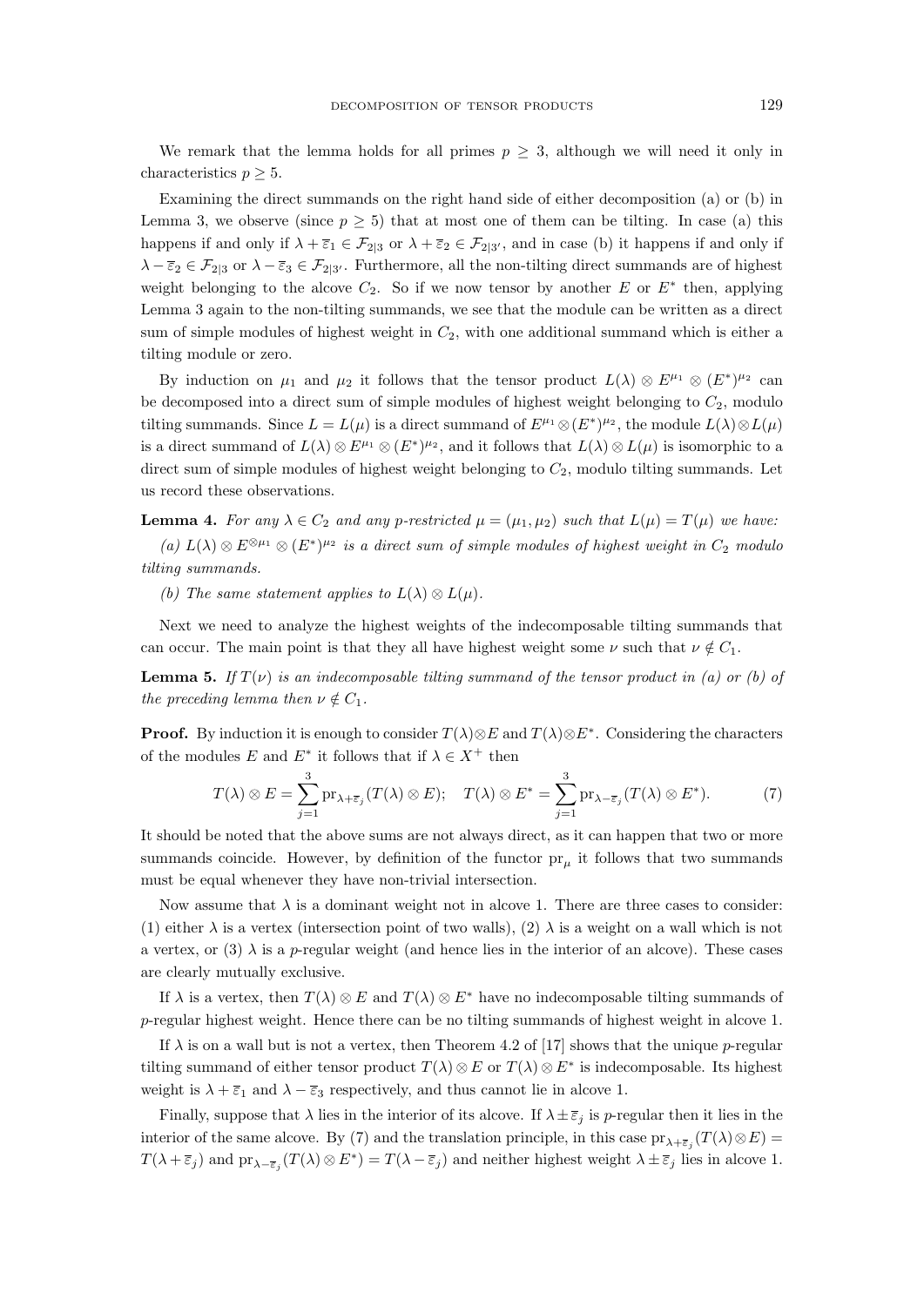We remark that the lemma holds for all primes $p \geq 3$, although we will need it only in characteristics $p \geq 5$.

Examining the direct summands on the right hand side of either decomposition (a) or (b) in Lemma 3, we observe (since $p \geq 5$) that at most one of them can be tilting. In case (a) this happens if and only if $\lambda + \bar{\varepsilon}_1 \in \mathcal{F}_{2|3}$ or $\lambda + \bar{\varepsilon}_2 \in \mathcal{F}_{2|3'}$, and in case (b) it happens if and only if $\lambda - \bar{\varepsilon}_2 \in \mathcal{F}_{2|3}$ or $\lambda - \bar{\varepsilon}_3 \in \mathcal{F}_{2|3'}$. Furthermore, all the non-tilting direct summands are of highest weight belonging to the alcove $C_2$. So if we now tensor by another $E$ or $E^*$ then, applying Lemma 3 again to the non-tilting summands, we see that the module can be written as a direct sum of simple modules of highest weight in $C_2$, with one additional summand which is either a tilting module or zero.

By induction on $\mu_1$ and $\mu_2$ it follows that the tensor product $L(\lambda) \otimes E^{\mu_1} \otimes (E^*)^{\mu_2}$ can be decomposed into a direct sum of simple modules of highest weight belonging to $C_2$, modulo tilting summands. Since $L = L(\mu)$ is a direct summand of $E^{\mu_1} \otimes (E^*)^{\mu_2}$, the module $L(\lambda) \otimes L(\mu)$ is a direct summand of $L(\lambda) \otimes E^{\mu_1} \otimes (E^*)^{\mu_2}$, and it follows that $L(\lambda) \otimes L(\mu)$ is isomorphic to a direct sum of simple modules of highest weight belonging to $C_2$, modulo tilting summands. Let us record these observations.

**Lemma 4.** *For any $\lambda \in C_2$ and any $p$-restricted $\mu = (\mu_1, \mu_2)$ such that $L(\mu) = T(\mu)$ we have:*

*(a) $L(\lambda) \otimes E^{\otimes \mu_1} \otimes (E^*)^{\mu_2}$ is a direct sum of simple modules of highest weight in $C_2$ modulo tilting summands.*

*(b) The same statement applies to $L(\lambda) \otimes L(\mu)$.*

Next we need to analyze the highest weights of the indecomposable tilting summands that can occur. The main point is that they all have highest weight some $\nu$ such that $\nu \notin C_1$.

**Lemma 5.** *If $T(\nu)$ is an indecomposable tilting summand of the tensor product in (a) or (b) of the preceding lemma then $\nu \notin C_1$.*

**Proof.** By induction it is enough to consider $T(\lambda) \otimes E$ and $T(\lambda) \otimes E^*$. Considering the characters of the modules $E$ and $E^*$ it follows that if $\lambda \in X^+$ then

$$T(\lambda) \otimes E = \sum_{j=1}^{3} \mathrm{pr}_{\lambda + \bar{\varepsilon}_j}(T(\lambda) \otimes E); \quad T(\lambda) \otimes E^* = \sum_{j=1}^{3} \mathrm{pr}_{\lambda - \bar{\varepsilon}_j}(T(\lambda) \otimes E^*). \tag{7}$$

It should be noted that the above sums are not always direct, as it can happen that two or more summands coincide. However, by definition of the functor $\mathrm{pr}_\mu$ it follows that two summands must be equal whenever they have non-trivial intersection.

Now assume that $\lambda$ is a dominant weight not in alcove 1. There are three cases to consider: (1) either $\lambda$ is a vertex (intersection point of two walls), (2) $\lambda$ is a weight on a wall which is not a vertex, or (3) $\lambda$ is a $p$-regular weight (and hence lies in the interior of an alcove). These cases are clearly mutually exclusive.

If $\lambda$ is a vertex, then $T(\lambda) \otimes E$ and $T(\lambda) \otimes E^*$ have no indecomposable tilting summands of $p$-regular highest weight. Hence there can be no tilting summands of highest weight in alcove 1.

If $\lambda$ is on a wall but is not a vertex, then Theorem 4.2 of [17] shows that the unique $p$-regular tilting summand of either tensor product $T(\lambda) \otimes E$ or $T(\lambda) \otimes E^*$ is indecomposable. Its highest weight is $\lambda + \bar{\varepsilon}_1$ and $\lambda - \bar{\varepsilon}_3$ respectively, and thus cannot lie in alcove 1.

Finally, suppose that $\lambda$ lies in the interior of its alcove. If $\lambda \pm \bar{\varepsilon}_j$ is $p$-regular then it lies in the interior of the same alcove. By (7) and the translation principle, in this case $\mathrm{pr}_{\lambda + \bar{\varepsilon}_j}(T(\lambda) \otimes E) = T(\lambda + \bar{\varepsilon}_j)$ and $\mathrm{pr}_{\lambda - \bar{\varepsilon}_j}(T(\lambda) \otimes E^*) = T(\lambda - \bar{\varepsilon}_j)$ and neither highest weight $\lambda \pm \bar{\varepsilon}_j$ lies in alcove 1.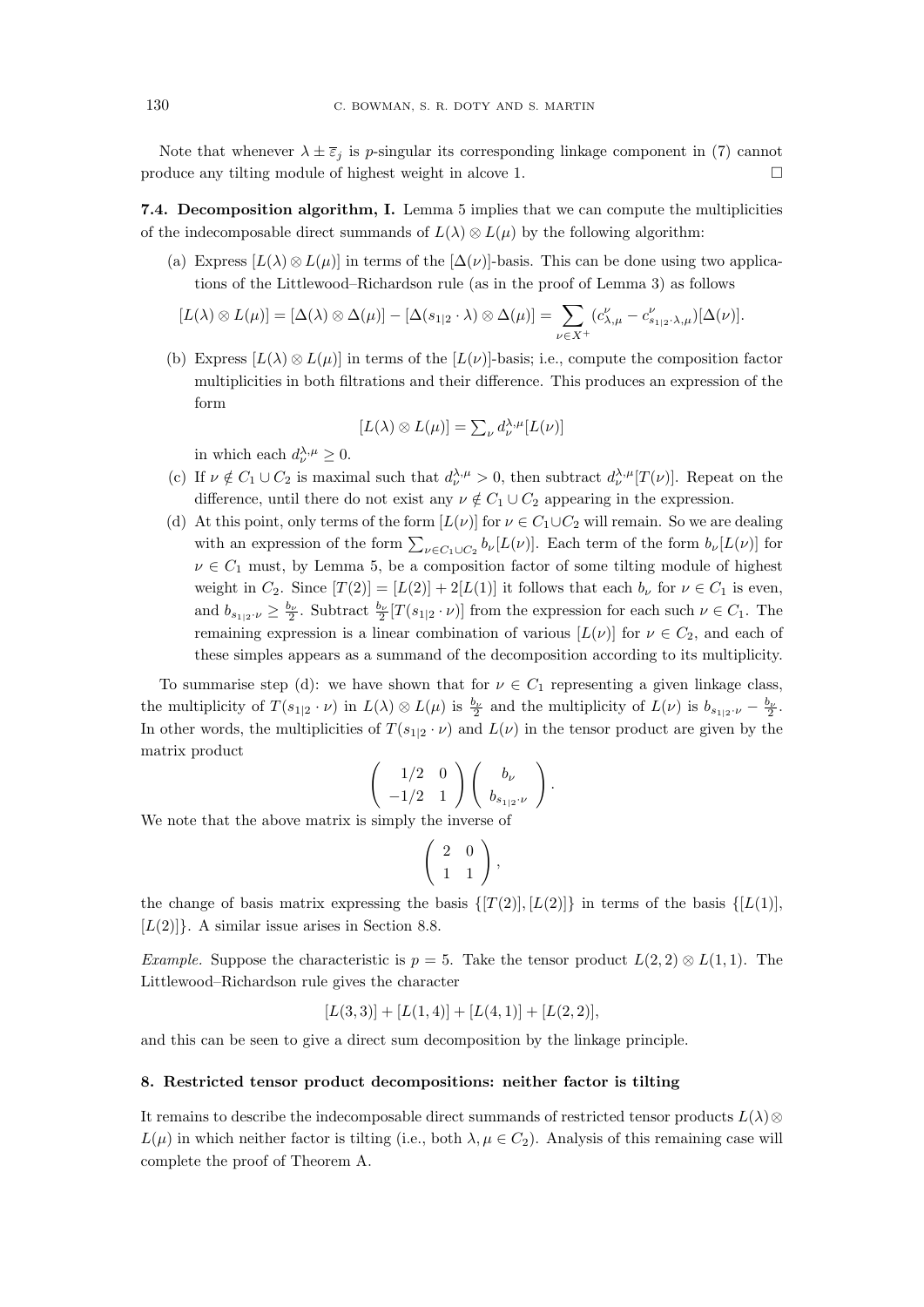Note that whenever $\lambda \pm \overline{\varepsilon}_j$ is $p$-singular its corresponding linkage component in (7) cannot produce any tilting module of highest weight in alcove 1. $\square$

**7.4. Decomposition algorithm, I.** Lemma 5 implies that we can compute the multiplicities of the indecomposable direct summands of $L(\lambda) \otimes L(\mu)$ by the following algorithm:

(a) Express $[L(\lambda) \otimes L(\mu)]$ in terms of the $[\Delta(\nu)]$-basis. This can be done using two applications of the Littlewood–Richardson rule (as in the proof of Lemma 3) as follows

$$[L(\lambda) \otimes L(\mu)] = [\Delta(\lambda) \otimes \Delta(\mu)] - [\Delta(s_{1|2} \cdot \lambda) \otimes \Delta(\mu)] = \sum_{\nu \in X^+} (c^{\nu}_{\lambda,\mu} - c^{\nu}_{s_{1|2} \cdot \lambda, \mu})[\Delta(\nu)].$$

(b) Express $[L(\lambda) \otimes L(\mu)]$ in terms of the $[L(\nu)]$-basis; i.e., compute the composition factor multiplicities in both filtrations and their difference. This produces an expression of the form

$$[L(\lambda) \otimes L(\mu)] = \textstyle\sum_{\nu} d^{\lambda,\mu}_{\nu} [L(\nu)]$$

in which each $d^{\lambda,\mu}_{\nu} \geq 0$.

(c) If $\nu \notin C_1 \cup C_2$ is maximal such that $d^{\lambda,\mu}_{\nu} > 0$, then subtract $d^{\lambda,\mu}_{\nu}[T(\nu)]$. Repeat on the difference, until there do not exist any $\nu \notin C_1 \cup C_2$ appearing in the expression.

(d) At this point, only terms of the form $[L(\nu)]$ for $\nu \in C_1 \cup C_2$ will remain. So we are dealing with an expression of the form $\sum_{\nu \in C_1 \cup C_2} b_\nu [L(\nu)]$. Each term of the form $b_\nu[L(\nu)]$ for $\nu \in C_1$ must, by Lemma 5, be a composition factor of some tilting module of highest weight in $C_2$. Since $[T(2)] = [L(2)] + 2[L(1)]$ it follows that each $b_\nu$ for $\nu \in C_1$ is even, and $b_{s_{1|2} \cdot \nu} \geq \frac{b_\nu}{2}$. Subtract $\frac{b_\nu}{2}[T(s_{1|2} \cdot \nu)]$ from the expression for each such $\nu \in C_1$. The remaining expression is a linear combination of various $[L(\nu)]$ for $\nu \in C_2$, and each of these simples appears as a summand of the decomposition according to its multiplicity.

To summarise step (d): we have shown that for $\nu \in C_1$ representing a given linkage class, the multiplicity of $T(s_{1|2} \cdot \nu)$ in $L(\lambda) \otimes L(\mu)$ is $\frac{b_\nu}{2}$ and the multiplicity of $L(\nu)$ is $b_{s_{1|2} \cdot \nu} - \frac{b_\nu}{2}$. In other words, the multiplicities of $T(s_{1|2} \cdot \nu)$ and $L(\nu)$ in the tensor product are given by the matrix product

$$\begin{pmatrix} 1/2 & 0 \\ -1/2 & 1 \end{pmatrix} \begin{pmatrix} b_\nu \\ b_{s_{1|2} \cdot \nu} \end{pmatrix}.$$

We note that the above matrix is simply the inverse of

$$\begin{pmatrix} 2 & 0 \\ 1 & 1 \end{pmatrix},$$

the change of basis matrix expressing the basis $\{[T(2)], [L(2)]\}$ in terms of the basis $\{[L(1)], [L(2)]\}$. A similar issue arises in Section 8.8.

*Example.* Suppose the characteristic is $p = 5$. Take the tensor product $L(2, 2) \otimes L(1, 1)$. The Littlewood–Richardson rule gives the character

$$[L(3, 3)] + [L(1, 4)] + [L(4, 1)] + [L(2, 2)],$$

and this can be seen to give a direct sum decomposition by the linkage principle.

## 8. Restricted tensor product decompositions: neither factor is tilting

It remains to describe the indecomposable direct summands of restricted tensor products $L(\lambda) \otimes L(\mu)$ in which neither factor is tilting (i.e., both $\lambda, \mu \in C_2$). Analysis of this remaining case will complete the proof of Theorem A.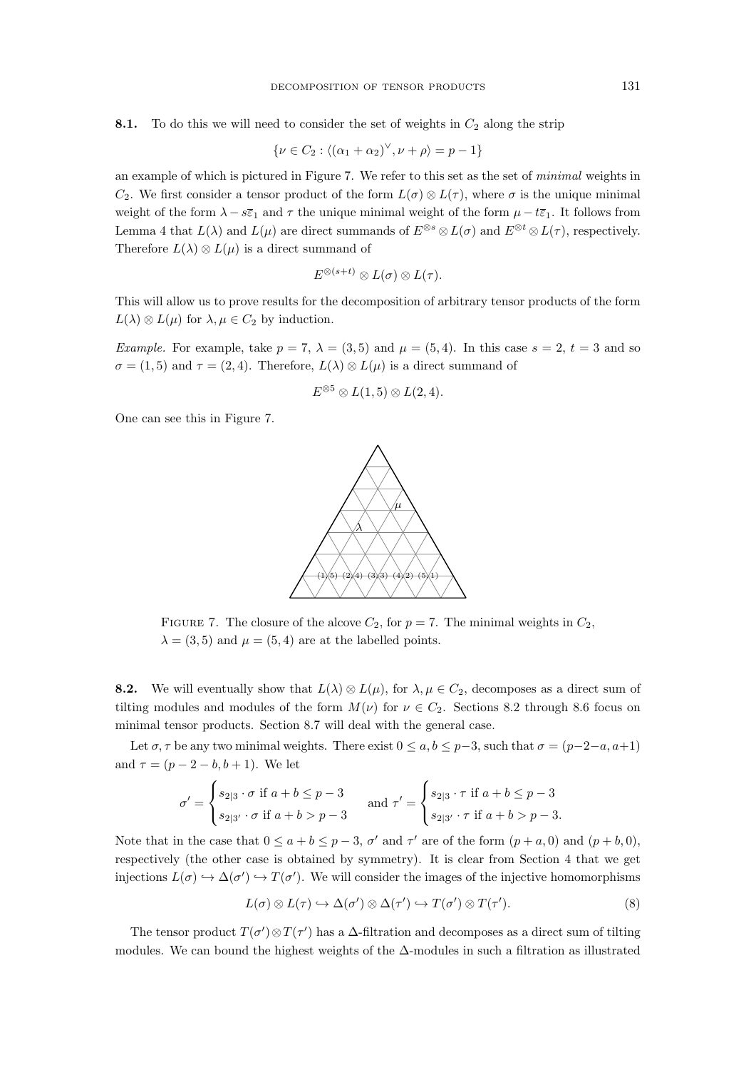**8.1.** To do this we will need to consider the set of weights in $C_2$ along the strip

$$\{\nu \in C_2 : \langle(\alpha_1+\alpha_2)^\vee, \nu+\rho\rangle = p-1\}$$

an example of which is pictured in Figure 7. We refer to this set as the set of *minimal* weights in $C_2$. We first consider a tensor product of the form $L(\sigma)\otimes L(\tau)$, where $\sigma$ is the unique minimal weight of the form $\lambda - s\bar{\varepsilon}_1$ and $\tau$ the unique minimal weight of the form $\mu - t\bar{\varepsilon}_1$. It follows from Lemma 4 that $L(\lambda)$ and $L(\mu)$ are direct summands of $E^{\otimes s}\otimes L(\sigma)$ and $E^{\otimes t}\otimes L(\tau)$, respectively. Therefore $L(\lambda)\otimes L(\mu)$ is a direct summand of

$$E^{\otimes(s+t)}\otimes L(\sigma)\otimes L(\tau).$$

This will allow us to prove results for the decomposition of arbitrary tensor products of the form $L(\lambda)\otimes L(\mu)$ for $\lambda,\mu\in C_2$ by induction.

*Example.* For example, take $p=7$, $\lambda=(3,5)$ and $\mu=(5,4)$. In this case $s=2$, $t=3$ and so $\sigma=(1,5)$ and $\tau=(2,4)$. Therefore, $L(\lambda)\otimes L(\mu)$ is a direct summand of

$$E^{\otimes 5}\otimes L(1,5)\otimes L(2,4).$$

One can see this in Figure 7.

FIGURE 7. The closure of the alcove $C_2$, for $p=7$. The minimal weights in $C_2$, $\lambda=(3,5)$ and $\mu=(5,4)$ are at the labelled points.

**8.2.** We will eventually show that $L(\lambda)\otimes L(\mu)$, for $\lambda,\mu\in C_2$, decomposes as a direct sum of tilting modules and modules of the form $M(\nu)$ for $\nu\in C_2$. Sections 8.2 through 8.6 focus on minimal tensor products. Section 8.7 will deal with the general case.

Let $\sigma,\tau$ be any two minimal weights. There exist $0\le a,b\le p-3$, such that $\sigma=(p-2-a,a+1)$ and $\tau=(p-2-b,b+1)$. We let

$$\sigma' = \begin{cases} s_{2|3}\cdot\sigma \text{ if } a+b\le p-3 \\ s_{2|3'}\cdot\sigma \text{ if } a+b> p-3 \end{cases} \quad \text{and } \tau' = \begin{cases} s_{2|3}\cdot\tau \text{ if } a+b\le p-3 \\ s_{2|3'}\cdot\tau \text{ if } a+b> p-3. \end{cases}$$

Note that in the case that $0\le a+b\le p-3$, $\sigma'$ and $\tau'$ are of the form $(p+a,0)$ and $(p+b,0)$, respectively (the other case is obtained by symmetry). It is clear from Section 4 that we get injections $L(\sigma)\hookrightarrow\Delta(\sigma')\hookrightarrow T(\sigma')$. We will consider the images of the injective homomorphisms

$$L(\sigma)\otimes L(\tau)\hookrightarrow\Delta(\sigma')\otimes\Delta(\tau')\hookrightarrow T(\sigma')\otimes T(\tau'). \tag{8}$$

The tensor product $T(\sigma')\otimes T(\tau')$ has a $\Delta$-filtration and decomposes as a direct sum of tilting modules. We can bound the highest weights of the $\Delta$-modules in such a filtration as illustrated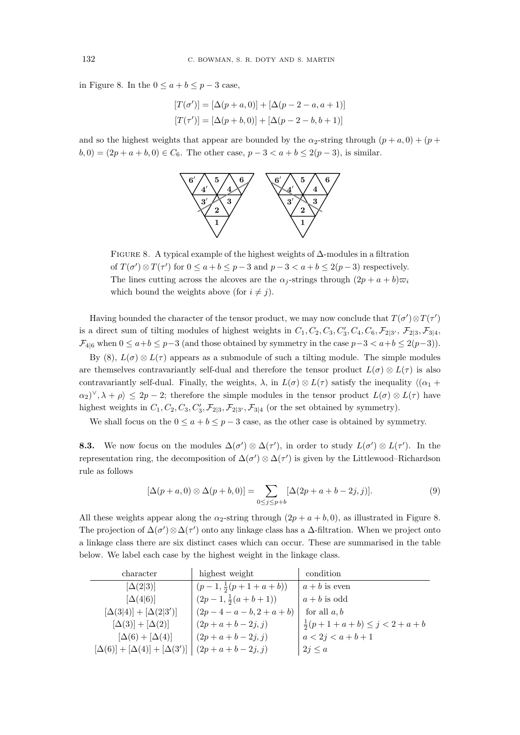in Figure 8. In the $0 \le a+b \le p-3$ case,

$$[T(\sigma')] = [\Delta(p+a,0)] + [\Delta(p-2-a,a+1)]$$
$$[T(\tau')] = [\Delta(p+b,0)] + [\Delta(p-2-b,b+1)]$$

and so the highest weights that appear are bounded by the $\alpha_2$-string through $(p+a,0)+(p+b,0) = (2p+a+b,0) \in C_6$. The other case, $p-3 < a+b \le 2(p-3)$, is similar.

FIGURE 8. A typical example of the highest weights of $\Delta$-modules in a filtration of $T(\sigma') \otimes T(\tau')$ for $0 \le a+b \le p-3$ and $p-3 < a+b \le 2(p-3)$ respectively. The lines cutting across the alcoves are the $\alpha_j$-strings through $(2p+a+b)\varpi_i$ which bound the weights above (for $i \neq j$).

Having bounded the character of the tensor product, we may now conclude that $T(\sigma') \otimes T(\tau')$ is a direct sum of tilting modules of highest weights in $C_1, C_2, C_3, C_3', C_4, C_6, \mathcal{F}_{2|3'}, \mathcal{F}_{2|3}, \mathcal{F}_{3|4}, \mathcal{F}_{4|6}$ when $0 \le a+b \le p-3$ (and those obtained by symmetry in the case $p-3 < a+b \le 2(p-3)$).

By (8), $L(\sigma) \otimes L(\tau)$ appears as a submodule of such a tilting module. The simple modules are themselves contravariantly self-dual and therefore the tensor product $L(\sigma) \otimes L(\tau)$ is also contravariantly self-dual. Finally, the weights, $\lambda$, in $L(\sigma) \otimes L(\tau)$ satisfy the inequality $\langle (\alpha_1 + \alpha_2)^\vee, \lambda + \rho \rangle \le 2p-2$; therefore the simple modules in the tensor product $L(\sigma) \otimes L(\tau)$ have highest weights in $C_1, C_2, C_3, C_3', \mathcal{F}_{2|3}, \mathcal{F}_{2|3'}, \mathcal{F}_{3|4}$ (or the set obtained by symmetry).

We shall focus on the $0 \le a+b \le p-3$ case, as the other case is obtained by symmetry.

**8.3.** We now focus on the modules $\Delta(\sigma') \otimes \Delta(\tau')$, in order to study $L(\sigma') \otimes L(\tau')$. In the representation ring, the decomposition of $\Delta(\sigma') \otimes \Delta(\tau')$ is given by the Littlewood–Richardson rule as follows

$$[\Delta(p+a,0) \otimes \Delta(p+b,0)] = \sum_{0 \le j \le p+b} [\Delta(2p+a+b-2j, j)]. \tag{9}$$

All these weights appear along the $\alpha_2$-string through $(2p+a+b,0)$, as illustrated in Figure 8. The projection of $\Delta(\sigma') \otimes \Delta(\tau')$ onto any linkage class has a $\Delta$-filtration. When we project onto a linkage class there are six distinct cases which can occur. These are summarised in the table below. We label each case by the highest weight in the linkage class.

| character | highest weight | condition |
|---|---|---|
| $[\Delta(2\|3)]$ | $(p-1, \frac{1}{2}(p+1+a+b))$ | $a+b$ is even |
| $[\Delta(4\|6)]$ | $(2p-1, \frac{1}{2}(a+b+1))$ | $a+b$ is odd |
| $[\Delta(3\|4)] + [\Delta(2\|3')]$ | $(2p-4-a-b, 2+a+b)$ | for all $a, b$ |
| $[\Delta(3)] + [\Delta(2)]$ | $(2p+a+b-2j, j)$ | $\frac{1}{2}(p+1+a+b) \le j < 2+a+b$ |
| $[\Delta(6) + [\Delta(4)]$ | $(2p+a+b-2j, j)$ | $a < 2j < a+b+1$ |
| $[\Delta(6)] + [\Delta(4)] + [\Delta(3')]$ | $(2p+a+b-2j, j)$ | $2j \le a$ |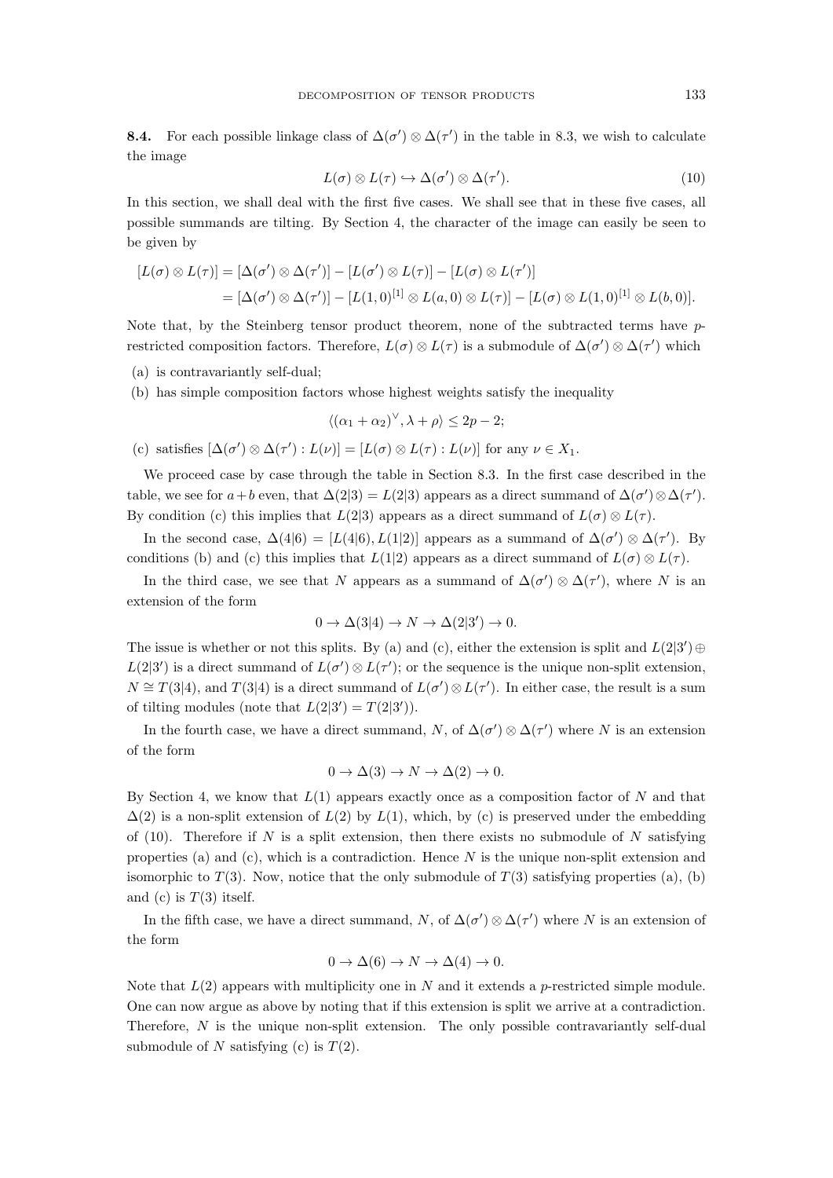**8.4.** For each possible linkage class of $\Delta(\sigma') \otimes \Delta(\tau')$ in the table in 8.3, we wish to calculate the image

$$L(\sigma) \otimes L(\tau) \hookrightarrow \Delta(\sigma') \otimes \Delta(\tau'). \tag{10}$$

In this section, we shall deal with the first five cases. We shall see that in these five cases, all possible summands are tilting. By Section 4, the character of the image can easily be seen to be given by

$$\begin{aligned}
[L(\sigma) \otimes L(\tau)] &= [\Delta(\sigma') \otimes \Delta(\tau')] - [L(\sigma') \otimes L(\tau)] - [L(\sigma) \otimes L(\tau')] \\
&= [\Delta(\sigma') \otimes \Delta(\tau')] - [L(1,0)^{[1]} \otimes L(a,0) \otimes L(\tau)] - [L(\sigma) \otimes L(1,0)^{[1]} \otimes L(b,0)].
\end{aligned}$$

Note that, by the Steinberg tensor product theorem, none of the subtracted terms have $p$-restricted composition factors. Therefore, $L(\sigma) \otimes L(\tau)$ is a submodule of $\Delta(\sigma') \otimes \Delta(\tau')$ which

(a) is contravariantly self-dual;

(b) has simple composition factors whose highest weights satisfy the inequality

$$\langle (\alpha_1 + \alpha_2)^\vee, \lambda + \rho \rangle \leq 2p - 2;$$

(c) satisfies $[\Delta(\sigma') \otimes \Delta(\tau') : L(\nu)] = [L(\sigma) \otimes L(\tau) : L(\nu)]$ for any $\nu \in X_1$.

We proceed case by case through the table in Section 8.3. In the first case described in the table, we see for $a+b$ even, that $\Delta(2|3) = L(2|3)$ appears as a direct summand of $\Delta(\sigma') \otimes \Delta(\tau')$. By condition (c) this implies that $L(2|3)$ appears as a direct summand of $L(\sigma) \otimes L(\tau)$.

In the second case, $\Delta(4|6) = [L(4|6), L(1|2)]$ appears as a summand of $\Delta(\sigma') \otimes \Delta(\tau')$. By conditions (b) and (c) this implies that $L(1|2)$ appears as a direct summand of $L(\sigma) \otimes L(\tau)$.

In the third case, we see that $N$ appears as a summand of $\Delta(\sigma') \otimes \Delta(\tau')$, where $N$ is an extension of the form

$$0 \to \Delta(3|4) \to N \to \Delta(2|3') \to 0.$$

The issue is whether or not this splits. By (a) and (c), either the extension is split and $L(2|3') \oplus L(2|3')$ is a direct summand of $L(\sigma') \otimes L(\tau')$; or the sequence is the unique non-split extension, $N \cong T(3|4)$, and $T(3|4)$ is a direct summand of $L(\sigma') \otimes L(\tau')$. In either case, the result is a sum of tilting modules (note that $L(2|3') = T(2|3')$).

In the fourth case, we have a direct summand, $N$, of $\Delta(\sigma') \otimes \Delta(\tau')$ where $N$ is an extension of the form

$$0 \to \Delta(3) \to N \to \Delta(2) \to 0.$$

By Section 4, we know that $L(1)$ appears exactly once as a composition factor of $N$ and that $\Delta(2)$ is a non-split extension of $L(2)$ by $L(1)$, which, by (c) is preserved under the embedding of (10). Therefore if $N$ is a split extension, then there exists no submodule of $N$ satisfying properties (a) and (c), which is a contradiction. Hence $N$ is the unique non-split extension and isomorphic to $T(3)$. Now, notice that the only submodule of $T(3)$ satisfying properties (a), (b) and (c) is $T(3)$ itself.

In the fifth case, we have a direct summand, $N$, of $\Delta(\sigma') \otimes \Delta(\tau')$ where $N$ is an extension of the form

$$0 \to \Delta(6) \to N \to \Delta(4) \to 0.$$

Note that $L(2)$ appears with multiplicity one in $N$ and it extends a $p$-restricted simple module. One can now argue as above by noting that if this extension is split we arrive at a contradiction. Therefore, $N$ is the unique non-split extension. The only possible contravariantly self-dual submodule of $N$ satisfying (c) is $T(2)$.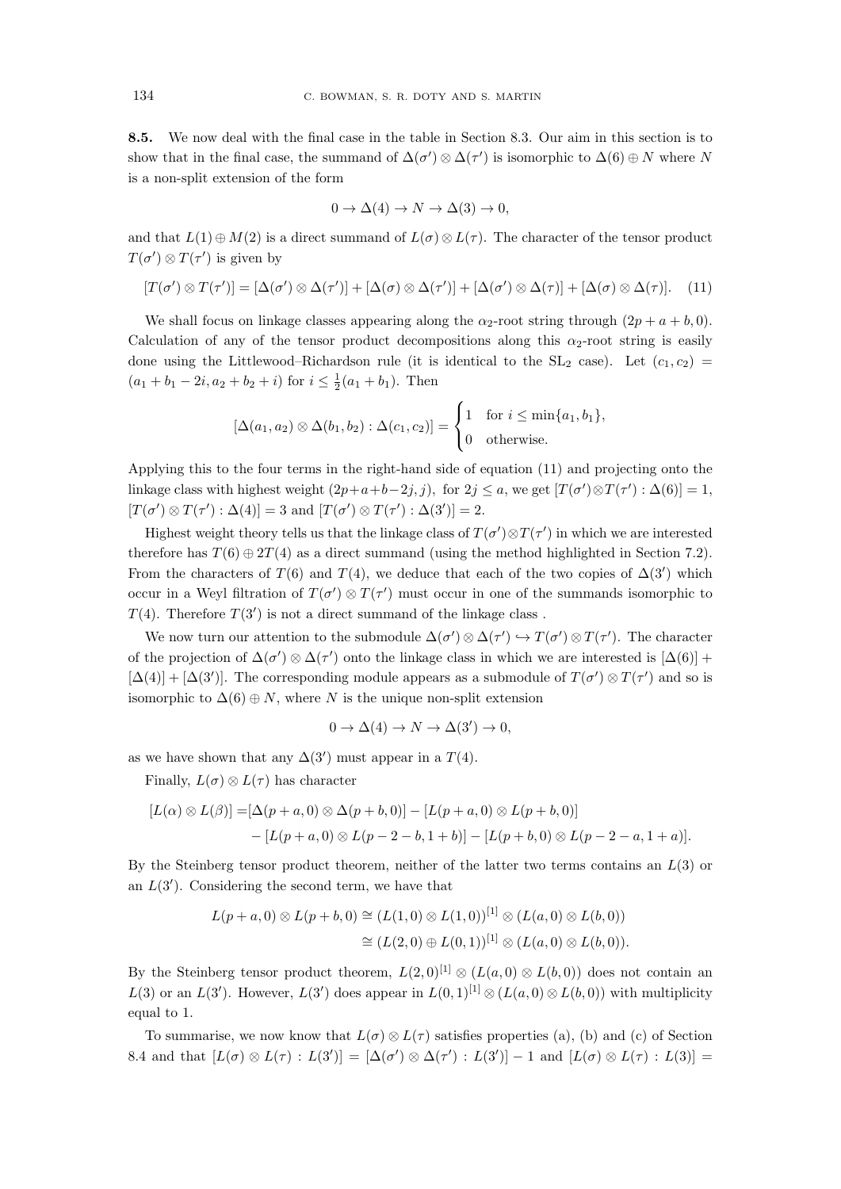**8.5.** We now deal with the final case in the table in Section 8.3. Our aim in this section is to show that in the final case, the summand of $\Delta(\sigma') \otimes \Delta(\tau')$ is isomorphic to $\Delta(6) \oplus N$ where $N$ is a non-split extension of the form

$$0 \to \Delta(4) \to N \to \Delta(3) \to 0,$$

and that $L(1) \oplus M(2)$ is a direct summand of $L(\sigma) \otimes L(\tau)$. The character of the tensor product $T(\sigma') \otimes T(\tau')$ is given by

$$[T(\sigma') \otimes T(\tau')] = [\Delta(\sigma') \otimes \Delta(\tau')] + [\Delta(\sigma) \otimes \Delta(\tau')] + [\Delta(\sigma') \otimes \Delta(\tau)] + [\Delta(\sigma) \otimes \Delta(\tau)]. \quad (11)$$

We shall focus on linkage classes appearing along the $\alpha_2$-root string through $(2p + a + b, 0)$. Calculation of any of the tensor product decompositions along this $\alpha_2$-root string is easily done using the Littlewood–Richardson rule (it is identical to the $\mathrm{SL}_2$ case). Let $(c_1, c_2) = (a_1 + b_1 - 2i, a_2 + b_2 + i)$ for $i \leq \frac{1}{2}(a_1 + b_1)$. Then

$$[\Delta(a_1, a_2) \otimes \Delta(b_1, b_2) : \Delta(c_1, c_2)] = \begin{cases} 1 & \text{for } i \leq \min\{a_1, b_1\}, \\ 0 & \text{otherwise.} \end{cases}$$

Applying this to the four terms in the right-hand side of equation (11) and projecting onto the linkage class with highest weight $(2p+a+b-2j, j)$, for $2j \leq a$, we get $[T(\sigma') \otimes T(\tau') : \Delta(6)] = 1$, $[T(\sigma') \otimes T(\tau') : \Delta(4)] = 3$ and $[T(\sigma') \otimes T(\tau') : \Delta(3')] = 2$.

Highest weight theory tells us that the linkage class of $T(\sigma') \otimes T(\tau')$ in which we are interested therefore has $T(6) \oplus 2T(4)$ as a direct summand (using the method highlighted in Section 7.2). From the characters of $T(6)$ and $T(4)$, we deduce that each of the two copies of $\Delta(3')$ which occur in a Weyl filtration of $T(\sigma') \otimes T(\tau')$ must occur in one of the summands isomorphic to $T(4)$. Therefore $T(3')$ is not a direct summand of the linkage class .

We now turn our attention to the submodule $\Delta(\sigma') \otimes \Delta(\tau') \hookrightarrow T(\sigma') \otimes T(\tau')$. The character of the projection of $\Delta(\sigma') \otimes \Delta(\tau')$ onto the linkage class in which we are interested is $[\Delta(6)] + [\Delta(4)] + [\Delta(3')]$. The corresponding module appears as a submodule of $T(\sigma') \otimes T(\tau')$ and so is isomorphic to $\Delta(6) \oplus N$, where $N$ is the unique non-split extension

$$0 \to \Delta(4) \to N \to \Delta(3') \to 0,$$

as we have shown that any $\Delta(3')$ must appear in a $T(4)$.

Finally, $L(\sigma) \otimes L(\tau)$ has character

$$\begin{aligned}
[L(\alpha) \otimes L(\beta)] =& [\Delta(p + a, 0) \otimes \Delta(p + b, 0)] - [L(p + a, 0) \otimes L(p + b, 0)] \\
&- [L(p + a, 0) \otimes L(p - 2 - b, 1 + b)] - [L(p + b, 0) \otimes L(p - 2 - a, 1 + a)].
\end{aligned}$$

By the Steinberg tensor product theorem, neither of the latter two terms contains an $L(3)$ or an $L(3')$. Considering the second term, we have that

$$\begin{aligned}
L(p + a, 0) \otimes L(p + b, 0) &\cong (L(1, 0) \otimes L(1, 0))^{[1]} \otimes (L(a, 0) \otimes L(b, 0)) \\
&\cong (L(2, 0) \oplus L(0, 1))^{[1]} \otimes (L(a, 0) \otimes L(b, 0)).
\end{aligned}$$

By the Steinberg tensor product theorem, $L(2, 0)^{[1]} \otimes (L(a, 0) \otimes L(b, 0))$ does not contain an $L(3)$ or an $L(3')$. However, $L(3')$ does appear in $L(0, 1)^{[1]} \otimes (L(a, 0) \otimes L(b, 0))$ with multiplicity equal to 1.

To summarise, we now know that $L(\sigma) \otimes L(\tau)$ satisfies properties (a), (b) and (c) of Section 8.4 and that $[L(\sigma) \otimes L(\tau) : L(3')] = [\Delta(\sigma') \otimes \Delta(\tau') : L(3')] - 1$ and $[L(\sigma) \otimes L(\tau) : L(3)] =$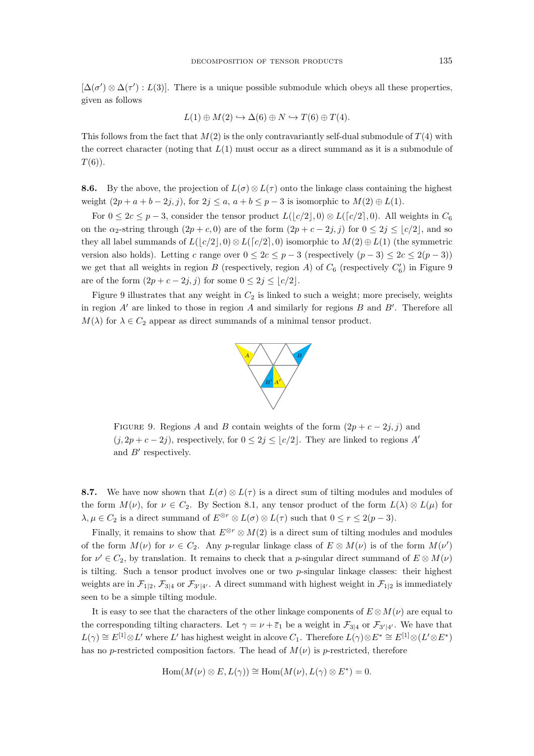$[\Delta(\sigma') \otimes \Delta(\tau') : L(3)]$. There is a unique possible submodule which obeys all these properties, given as follows

$$L(1) \oplus M(2) \hookrightarrow \Delta(6) \oplus N \hookrightarrow T(6) \oplus T(4).$$

This follows from the fact that $M(2)$ is the only contravariantly self-dual submodule of $T(4)$ with the correct character (noting that $L(1)$ must occur as a direct summand as it is a submodule of $T(6)$).

**8.6.** By the above, the projection of $L(\sigma) \otimes L(\tau)$ onto the linkage class containing the highest weight $(2p + a + b - 2j, j)$, for $2j \leq a$, $a + b \leq p - 3$ is isomorphic to $M(2) \oplus L(1)$.

For $0 \leq 2c \leq p - 3$, consider the tensor product $L(\lfloor c/2 \rfloor, 0) \otimes L(\lceil c/2 \rceil, 0)$. All weights in $C_6$ on the $\alpha_2$-string through $(2p + c, 0)$ are of the form $(2p + c - 2j, j)$ for $0 \leq 2j \leq \lfloor c/2 \rfloor$, and so they all label summands of $L(\lfloor c/2 \rfloor, 0) \otimes L(\lceil c/2 \rceil, 0)$ isomorphic to $M(2) \oplus L(1)$ (the symmetric version also holds). Letting $c$ range over $0 \leq 2c \leq p - 3$ (respectively $(p - 3) \leq 2c \leq 2(p - 3)$) we get that all weights in region $B$ (respectively, region $A$) of $C_6$ (respectively $C_6'$) in Figure 9 are of the form $(2p + c - 2j, j)$ for some $0 \leq 2j \leq \lfloor c/2 \rfloor$.

Figure 9 illustrates that any weight in $C_2$ is linked to such a weight; more precisely, weights in region $A'$ are linked to those in region $A$ and similarly for regions $B$ and $B'$. Therefore all $M(\lambda)$ for $\lambda \in C_2$ appear as direct summands of a minimal tensor product.

Figure 9. Regions $A$ and $B$ contain weights of the form $(2p + c - 2j, j)$ and $(j, 2p + c - 2j)$, respectively, for $0 \leq 2j \leq \lfloor c/2 \rfloor$. They are linked to regions $A'$ and $B'$ respectively.

**8.7.** We have now shown that $L(\sigma) \otimes L(\tau)$ is a direct sum of tilting modules and modules of the form $M(\nu)$, for $\nu \in C_2$. By Section 8.1, any tensor product of the form $L(\lambda) \otimes L(\mu)$ for $\lambda, \mu \in C_2$ is a direct summand of $E^{\otimes r} \otimes L(\sigma) \otimes L(\tau)$ such that $0 \leq r \leq 2(p - 3)$.

Finally, it remains to show that $E^{\otimes r} \otimes M(2)$ is a direct sum of tilting modules and modules of the form $M(\nu)$ for $\nu \in C_2$. Any $p$-regular linkage class of $E \otimes M(\nu)$ is of the form $M(\nu')$ for $\nu' \in C_2$, by translation. It remains to check that a $p$-singular direct summand of $E \otimes M(\nu)$ is tilting. Such a tensor product involves one or two $p$-singular linkage classes: their highest weights are in $\mathcal{F}_{1|2}$, $\mathcal{F}_{3|4}$ or $\mathcal{F}_{3'|4'}$. A direct summand with highest weight in $\mathcal{F}_{1|2}$ is immediately seen to be a simple tilting module.

It is easy to see that the characters of the other linkage components of $E \otimes M(\nu)$ are equal to the corresponding tilting characters. Let $\gamma = \nu + \bar{\varepsilon}_1$ be a weight in $\mathcal{F}_{3|4}$ or $\mathcal{F}_{3'|4'}$. We have that $L(\gamma) \cong E^{[1]} \otimes L'$ where $L'$ has highest weight in alcove $C_1$. Therefore $L(\gamma) \otimes E^* \cong E^{[1]} \otimes (L' \otimes E^*)$ has no $p$-restricted composition factors. The head of $M(\nu)$ is $p$-restricted, therefore

$$\operatorname{Hom}(M(\nu) \otimes E, L(\gamma)) \cong \operatorname{Hom}(M(\nu), L(\gamma) \otimes E^*) = 0.$$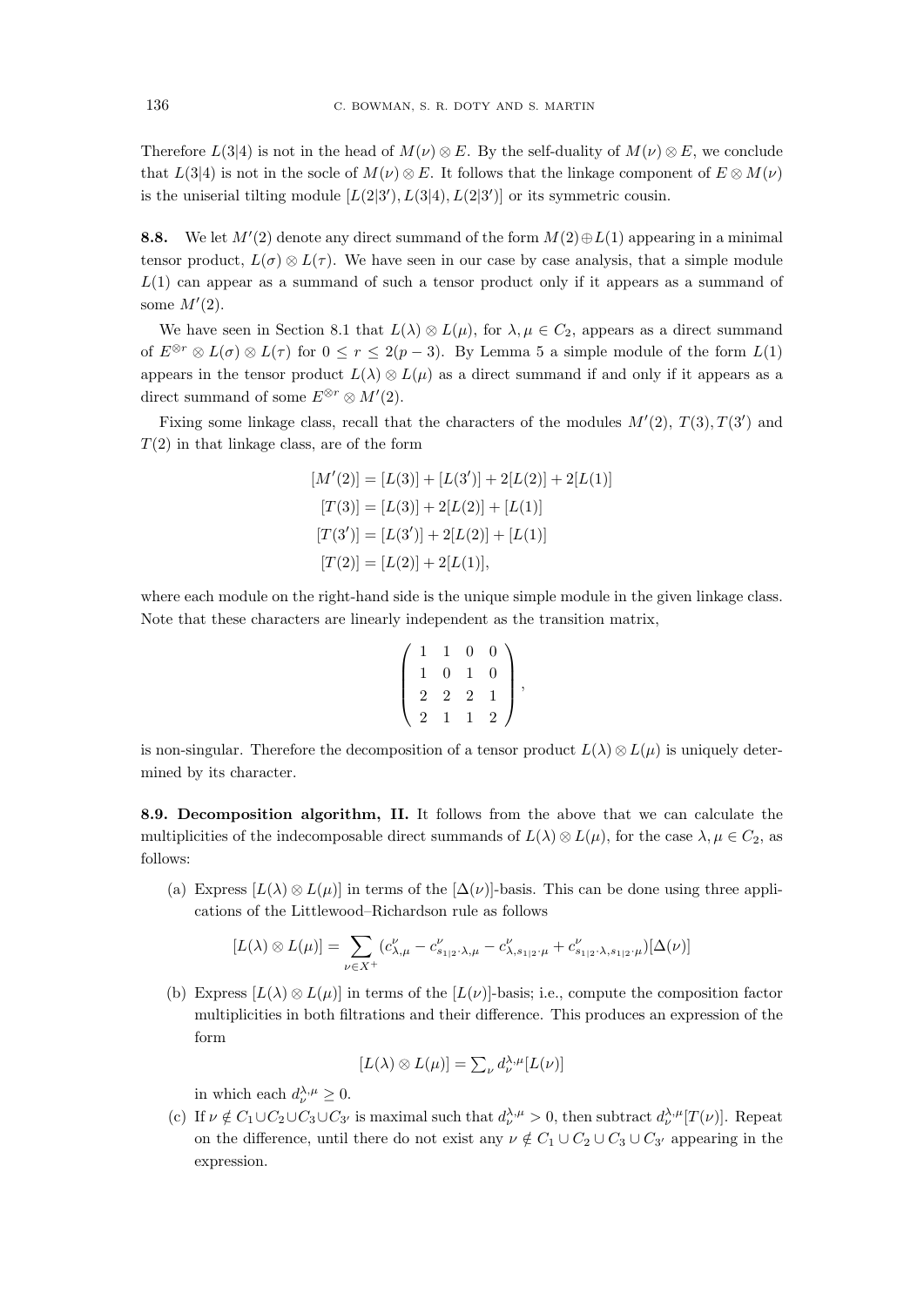Therefore $L(3|4)$ is not in the head of $M(\nu) \otimes E$. By the self-duality of $M(\nu) \otimes E$, we conclude that $L(3|4)$ is not in the socle of $M(\nu) \otimes E$. It follows that the linkage component of $E \otimes M(\nu)$ is the uniserial tilting module $[L(2|3'), L(3|4), L(2|3')]$ or its symmetric cousin.

**8.8.** We let $M'(2)$ denote any direct summand of the form $M(2) \oplus L(1)$ appearing in a minimal tensor product, $L(\sigma) \otimes L(\tau)$. We have seen in our case by case analysis, that a simple module $L(1)$ can appear as a summand of such a tensor product only if it appears as a summand of some $M'(2)$.

We have seen in Section 8.1 that $L(\lambda) \otimes L(\mu)$, for $\lambda, \mu \in C_2$, appears as a direct summand of $E^{\otimes r} \otimes L(\sigma) \otimes L(\tau)$ for $0 \leq r \leq 2(p-3)$. By Lemma 5 a simple module of the form $L(1)$ appears in the tensor product $L(\lambda) \otimes L(\mu)$ as a direct summand if and only if it appears as a direct summand of some $E^{\otimes r} \otimes M'(2)$.

Fixing some linkage class, recall that the characters of the modules $M'(2)$, $T(3)$, $T(3')$ and $T(2)$ in that linkage class, are of the form

$$
\begin{aligned}
[M'(2)] &= [L(3)] + [L(3')] + 2[L(2)] + 2[L(1)] \\
[T(3)] &= [L(3)] + 2[L(2)] + [L(1)] \\
[T(3')] &= [L(3')] + 2[L(2)] + [L(1)] \\
[T(2)] &= [L(2)] + 2[L(1)],
\end{aligned}
$$

where each module on the right-hand side is the unique simple module in the given linkage class. Note that these characters are linearly independent as the transition matrix,

$$
\begin{pmatrix} 1 & 1 & 0 & 0 \\ 1 & 0 & 1 & 0 \\ 2 & 2 & 2 & 1 \\ 2 & 1 & 1 & 2 \end{pmatrix},
$$

is non-singular. Therefore the decomposition of a tensor product $L(\lambda) \otimes L(\mu)$ is uniquely determined by its character.

**8.9. Decomposition algorithm, II.** It follows from the above that we can calculate the multiplicities of the indecomposable direct summands of $L(\lambda) \otimes L(\mu)$, for the case $\lambda, \mu \in C_2$, as follows:

(a) Express $[L(\lambda) \otimes L(\mu)]$ in terms of the $[\Delta(\nu)]$-basis. This can be done using three applications of the Littlewood–Richardson rule as follows

$$
[L(\lambda) \otimes L(\mu)] = \sum_{\nu \in X^+} (c^{\nu}_{\lambda,\mu} - c^{\nu}_{s_{1|2}\cdot\lambda,\mu} - c^{\nu}_{\lambda,s_{1|2}\cdot\mu} + c^{\nu}_{s_{1|2}\cdot\lambda,s_{1|2}\cdot\mu})[\Delta(\nu)]
$$

(b) Express $[L(\lambda) \otimes L(\mu)]$ in terms of the $[L(\nu)]$-basis; i.e., compute the composition factor multiplicities in both filtrations and their difference. This produces an expression of the form

$$
[L(\lambda) \otimes L(\mu)] = \textstyle\sum_{\nu} d^{\lambda,\mu}_{\nu} [L(\nu)]
$$

in which each $d^{\lambda,\mu}_{\nu} \geq 0$.

(c) If $\nu \notin C_1 \cup C_2 \cup C_3 \cup C_{3'}$ is maximal such that $d^{\lambda,\mu}_{\nu} > 0$, then subtract $d^{\lambda,\mu}_{\nu}[T(\nu)]$. Repeat on the difference, until there do not exist any $\nu \notin C_1 \cup C_2 \cup C_3 \cup C_{3'}$ appearing in the expression.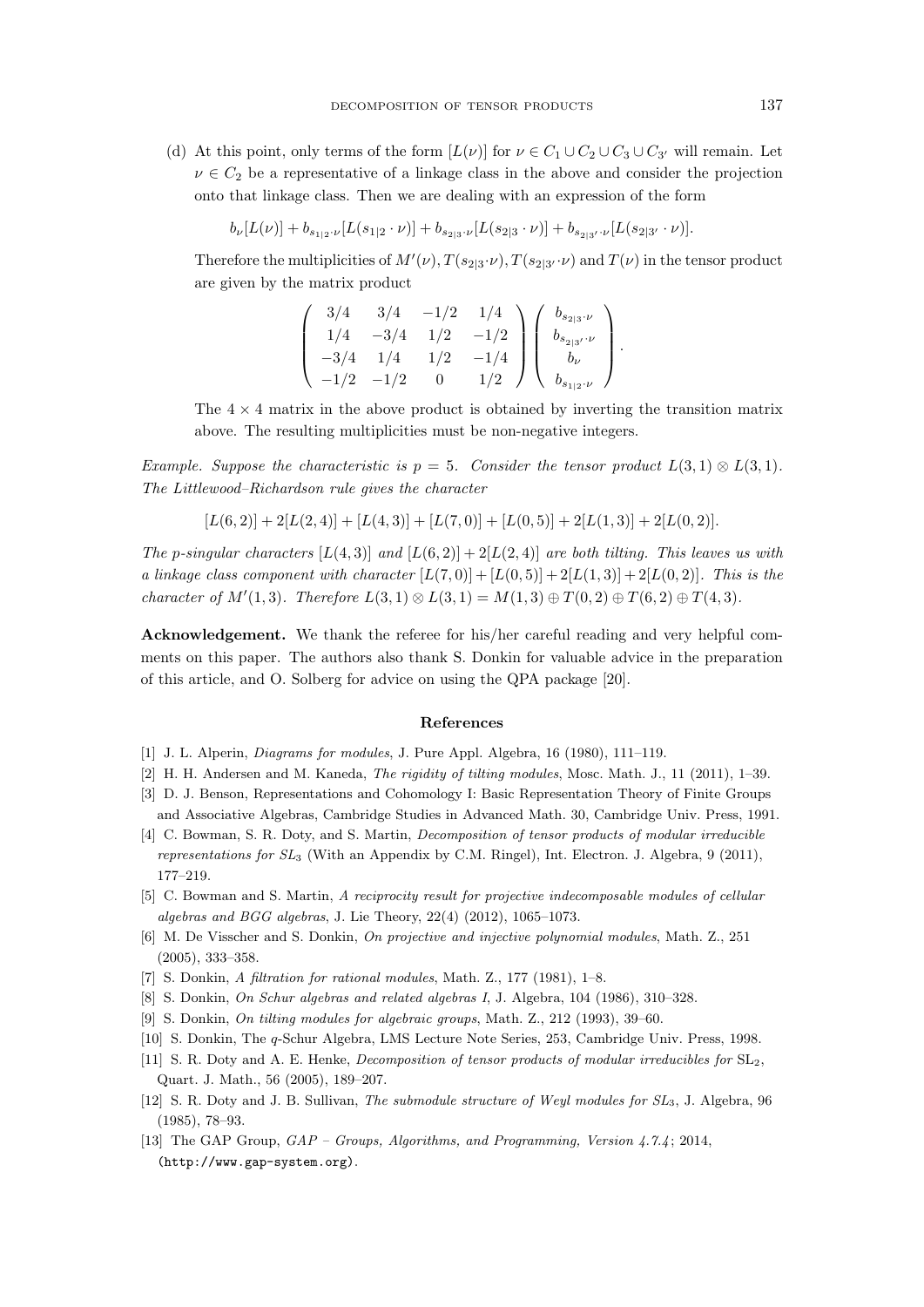(d) At this point, only terms of the form $[L(\nu)]$ for $\nu \in C_1 \cup C_2 \cup C_3 \cup C_{3'}$ will remain. Let $\nu \in C_2$ be a representative of a linkage class in the above and consider the projection onto that linkage class. Then we are dealing with an expression of the form

$$b_\nu[L(\nu)] + b_{s_{1|2}\cdot\nu}[L(s_{1|2}\cdot\nu)] + b_{s_{2|3}\cdot\nu}[L(s_{2|3}\cdot\nu)] + b_{s_{2|3'}\cdot\nu}[L(s_{2|3'}\cdot\nu)].$$

Therefore the multiplicities of $M'(\nu), T(s_{2|3}\cdot\nu), T(s_{2|3'}\cdot\nu)$ and $T(\nu)$ in the tensor product are given by the matrix product

$$\begin{pmatrix} 3/4 & 3/4 & -1/2 & 1/4 \\ 1/4 & -3/4 & 1/2 & -1/2 \\ -3/4 & 1/4 & 1/2 & -1/4 \\ -1/2 & -1/2 & 0 & 1/2 \end{pmatrix} \begin{pmatrix} b_{s_{2|3}\cdot\nu} \\ b_{s_{2|3'}\cdot\nu} \\ b_\nu \\ b_{s_{1|2}\cdot\nu} \end{pmatrix}.$$

The $4 \times 4$ matrix in the above product is obtained by inverting the transition matrix above. The resulting multiplicities must be non-negative integers.

*Example. Suppose the characteristic is $p = 5$. Consider the tensor product $L(3,1) \otimes L(3,1)$. The Littlewood–Richardson rule gives the character*

$$[L(6,2)] + 2[L(2,4)] + [L(4,3)] + [L(7,0)] + [L(0,5)] + 2[L(1,3)] + 2[L(0,2)].$$

*The $p$-singular characters $[L(4,3)]$ and $[L(6,2)] + 2[L(2,4)]$ are both tilting. This leaves us with a linkage class component with character $[L(7,0)] + [L(0,5)] + 2[L(1,3)] + 2[L(0,2)]$. This is the character of $M'(1,3)$. Therefore $L(3,1) \otimes L(3,1) = M(1,3) \oplus T(0,2) \oplus T(6,2) \oplus T(4,3)$.*

**Acknowledgement.** We thank the referee for his/her careful reading and very helpful comments on this paper. The authors also thank S. Donkin for valuable advice in the preparation of this article, and O. Solberg for advice on using the QPA package [20].

## References

[1] J. L. Alperin, *Diagrams for modules*, J. Pure Appl. Algebra, 16 (1980), 111–119.

[2] H. H. Andersen and M. Kaneda, *The rigidity of tilting modules*, Mosc. Math. J., 11 (2011), 1–39.

[3] D. J. Benson, Representations and Cohomology I: Basic Representation Theory of Finite Groups and Associative Algebras, Cambridge Studies in Advanced Math. 30, Cambridge Univ. Press, 1991.

[4] C. Bowman, S. R. Doty, and S. Martin, *Decomposition of tensor products of modular irreducible representations for $SL_3$* (With an Appendix by C.M. Ringel), Int. Electron. J. Algebra, 9 (2011), 177–219.

[5] C. Bowman and S. Martin, *A reciprocity result for projective indecomposable modules of cellular algebras and BGG algebras*, J. Lie Theory, 22(4) (2012), 1065–1073.

[6] M. De Visscher and S. Donkin, *On projective and injective polynomial modules*, Math. Z., 251 (2005), 333–358.

[7] S. Donkin, *A filtration for rational modules*, Math. Z., 177 (1981), 1–8.

[8] S. Donkin, *On Schur algebras and related algebras I*, J. Algebra, 104 (1986), 310–328.

[9] S. Donkin, *On tilting modules for algebraic groups*, Math. Z., 212 (1993), 39–60.

[10] S. Donkin, The $q$-Schur Algebra, LMS Lecture Note Series, 253, Cambridge Univ. Press, 1998.

[11] S. R. Doty and A. E. Henke, *Decomposition of tensor products of modular irreducibles for $\mathrm{SL}_2$*, Quart. J. Math., 56 (2005), 189–207.

[12] S. R. Doty and J. B. Sullivan, *The submodule structure of Weyl modules for $SL_3$*, J. Algebra, 96 (1985), 78–93.

[13] The GAP Group, *GAP – Groups, Algorithms, and Programming, Version 4.7.4*; 2014, (http://www.gap-system.org).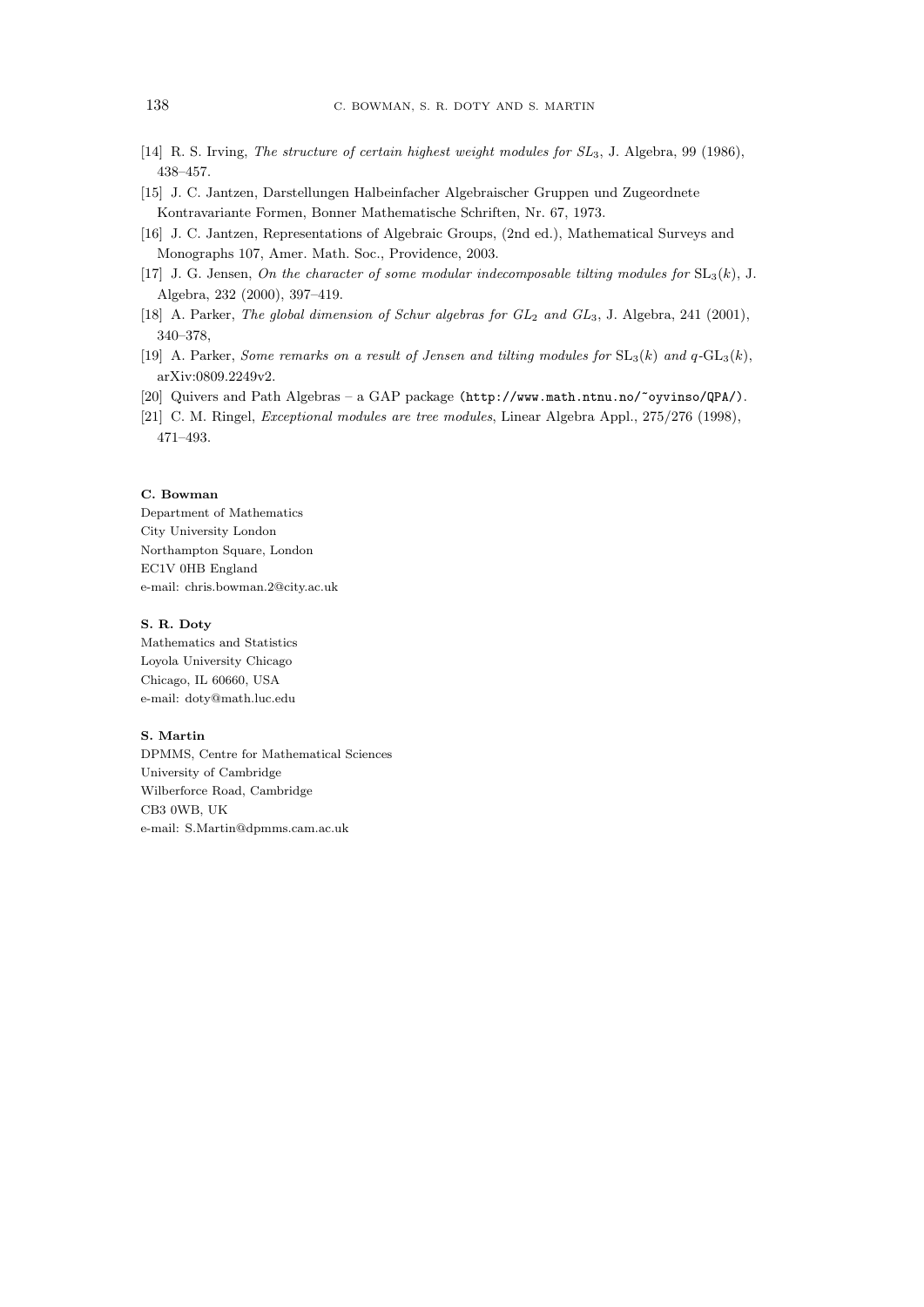[14] R. S. Irving, *The structure of certain highest weight modules for $SL_3$*, J. Algebra, 99 (1986), 438–457.

[15] J. C. Jantzen, Darstellungen Halbeinfacher Algebraischer Gruppen und Zugeordnete Kontravariante Formen, Bonner Mathematische Schriften, Nr. 67, 1973.

[16] J. C. Jantzen, Representations of Algebraic Groups, (2nd ed.), Mathematical Surveys and Monographs 107, Amer. Math. Soc., Providence, 2003.

[17] J. G. Jensen, *On the character of some modular indecomposable tilting modules for* $\mathrm{SL}_3(k)$, J. Algebra, 232 (2000), 397–419.

[18] A. Parker, *The global dimension of Schur algebras for $GL_2$ and $GL_3$*, J. Algebra, 241 (2001), 340–378,

[19] A. Parker, *Some remarks on a result of Jensen and tilting modules for* $\mathrm{SL}_3(k)$ *and* $q$-$\mathrm{GL}_3(k)$, arXiv:0809.2249v2.

[20] Quivers and Path Algebras – a GAP package (`http://www.math.ntnu.no/~oyvinso/QPA/`).

[21] C. M. Ringel, *Exceptional modules are tree modules*, Linear Algebra Appl., 275/276 (1998), 471–493.

**C. Bowman**
Department of Mathematics
City University London
Northampton Square, London
EC1V 0HB England
e-mail: chris.bowman.2@city.ac.uk

**S. R. Doty**
Mathematics and Statistics
Loyola University Chicago
Chicago, IL 60660, USA
e-mail: doty@math.luc.edu

**S. Martin**
DPMMS, Centre for Mathematical Sciences
University of Cambridge
Wilberforce Road, Cambridge
CB3 0WB, UK
e-mail: S.Martin@dpmms.cam.ac.uk